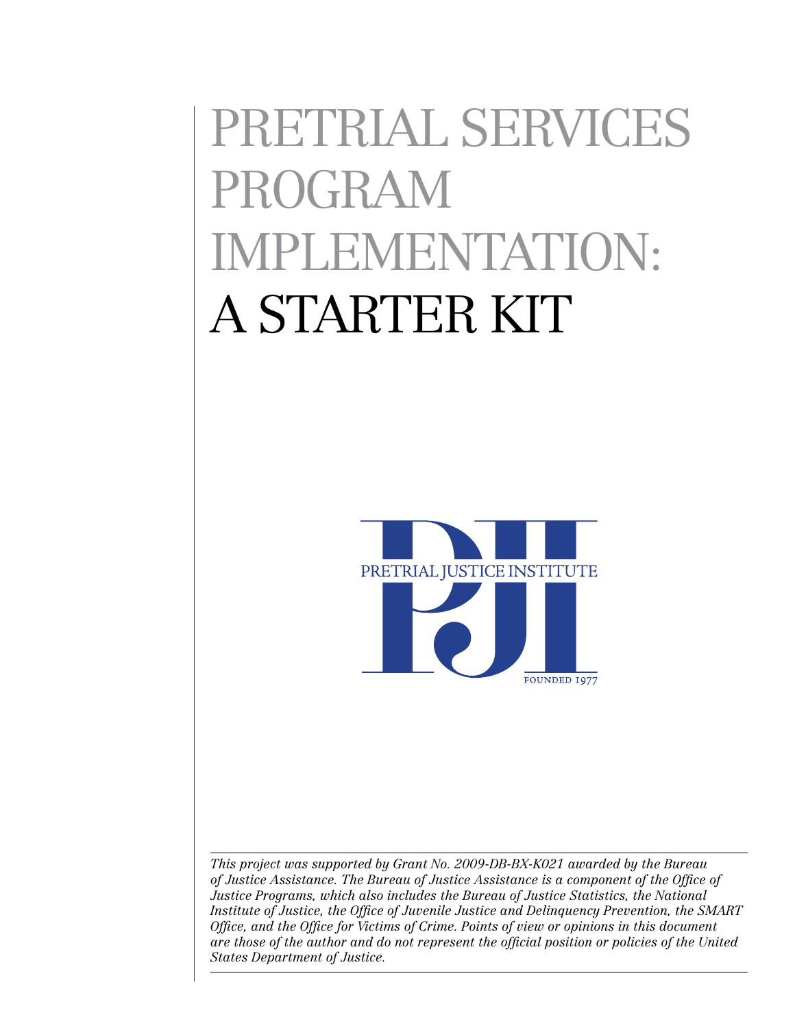# PRETRIAL SERVICES PROGRAM IMPLEMENTATION: A STARTER KIT

PRETRIAL JUSTICE INSTITUTE

FOUNDED 1977

*This project was supported by Grant No. 2009-DB-BX-K021 awarded by the Bureau of Justice Assistance. The Bureau of Justice Assistance is a component of the Office of Justice Programs, which also includes the Bureau of Justice Statistics, the National Institute of Justice, the Office of Juvenile Justice and Delinquency Prevention, the SMART Office, and the Office for Victims of Crime. Points of view or opinions in this document are those of the author and do not represent the official position or policies of the United States Department of Justice.*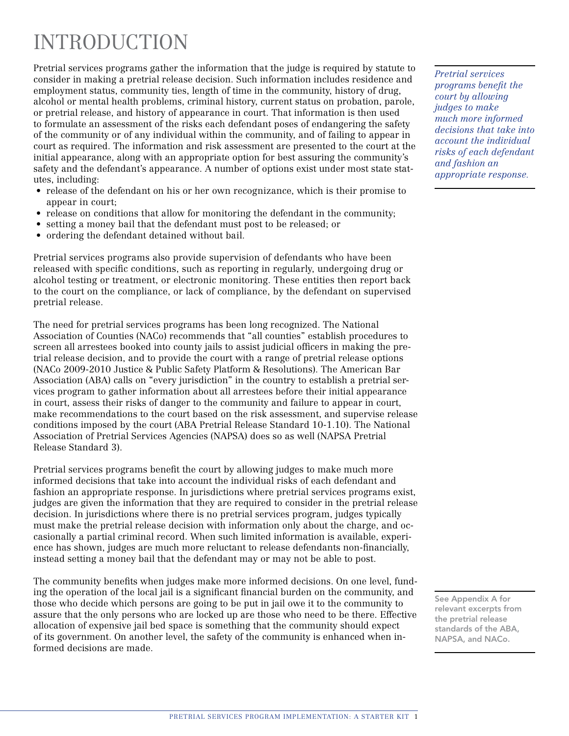# INTRODUCTION

Pretrial services programs gather the information that the judge is required by statute to consider in making a pretrial release decision. Such information includes residence and employment status, community ties, length of time in the community, history of drug, alcohol or mental health problems, criminal history, current status on probation, parole, or pretrial release, and history of appearance in court. That information is then used to formulate an assessment of the risks each defendant poses of endangering the safety of the community or of any individual within the community, and of failing to appear in court as required. The information and risk assessment are presented to the court at the initial appearance, along with an appropriate option for best assuring the community's safety and the defendant's appearance. A number of options exist under most state statutes, including:

- release of the defendant on his or her own recognizance, which is their promise to appear in court;
- release on conditions that allow for monitoring the defendant in the community;
- setting a money bail that the defendant must post to be released; or
- ordering the defendant detained without bail.

*Pretrial services programs benefit the court by allowing judges to make much more informed decisions that take into account the individual risks of each defendant and fashion an appropriate response.*

Pretrial services programs also provide supervision of defendants who have been released with specific conditions, such as reporting in regularly, undergoing drug or alcohol testing or treatment, or electronic monitoring. These entities then report back to the court on the compliance, or lack of compliance, by the defendant on supervised pretrial release.

The need for pretrial services programs has been long recognized. The National Association of Counties (NACo) recommends that "all counties" establish procedures to screen all arrestees booked into county jails to assist judicial officers in making the pretrial release decision, and to provide the court with a range of pretrial release options (NACo 2009-2010 Justice & Public Safety Platform & Resolutions). The American Bar Association (ABA) calls on "every jurisdiction" in the country to establish a pretrial services program to gather information about all arrestees before their initial appearance in court, assess their risks of danger to the community and failure to appear in court, make recommendations to the court based on the risk assessment, and supervise release conditions imposed by the court (ABA Pretrial Release Standard 10-1.10). The National Association of Pretrial Services Agencies (NAPSA) does so as well (NAPSA Pretrial Release Standard 3).

Pretrial services programs benefit the court by allowing judges to make much more informed decisions that take into account the individual risks of each defendant and fashion an appropriate response. In jurisdictions where pretrial services programs exist, judges are given the information that they are required to consider in the pretrial release decision. In jurisdictions where there is no pretrial services program, judges typically must make the pretrial release decision with information only about the charge, and occasionally a partial criminal record. When such limited information is available, experience has shown, judges are much more reluctant to release defendants non-financially, instead setting a money bail that the defendant may or may not be able to post.

The community benefits when judges make more informed decisions. On one level, funding the operation of the local jail is a significant financial burden on the community, and those who decide which persons are going to be put in jail owe it to the community to assure that the only persons who are locked up are those who need to be there. Effective allocation of expensive jail bed space is something that the community should expect of its government. On another level, the safety of the community is enhanced when informed decisions are made.

See Appendix A for relevant excerpts from the pretrial release standards of the ABA, NAPSA, and NACo.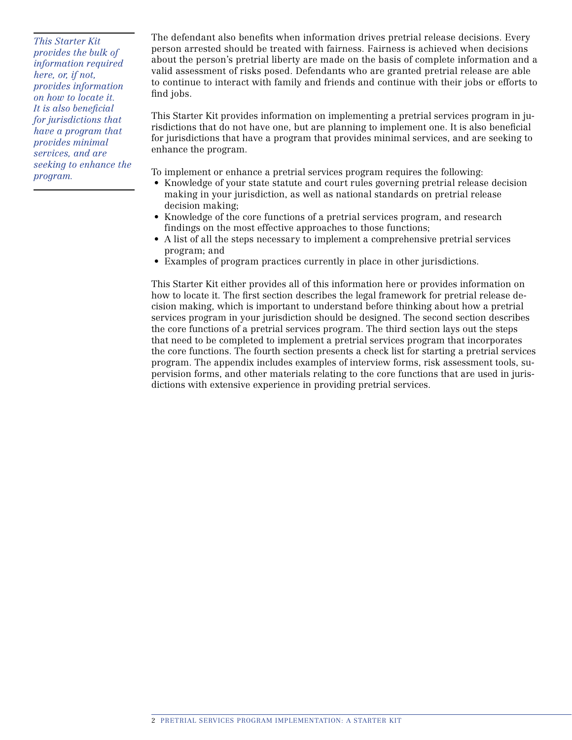*This Starter Kit provides the bulk of information required here, or, if not, provides information on how to locate it. It is also beneficial for jurisdictions that have a program that provides minimal services, and are seeking to enhance the program.*

The defendant also benefits when information drives pretrial release decisions. Every person arrested should be treated with fairness. Fairness is achieved when decisions about the person's pretrial liberty are made on the basis of complete information and a valid assessment of risks posed. Defendants who are granted pretrial release are able to continue to interact with family and friends and continue with their jobs or efforts to find jobs.

This Starter Kit provides information on implementing a pretrial services program in jurisdictions that do not have one, but are planning to implement one. It is also beneficial for jurisdictions that have a program that provides minimal services, and are seeking to enhance the program.

To implement or enhance a pretrial services program requires the following:

- Knowledge of your state statute and court rules governing pretrial release decision making in your jurisdiction, as well as national standards on pretrial release decision making;
- Knowledge of the core functions of a pretrial services program, and research findings on the most effective approaches to those functions;
- A list of all the steps necessary to implement a comprehensive pretrial services program; and
- Examples of program practices currently in place in other jurisdictions.

This Starter Kit either provides all of this information here or provides information on how to locate it. The first section describes the legal framework for pretrial release decision making, which is important to understand before thinking about how a pretrial services program in your jurisdiction should be designed. The second section describes the core functions of a pretrial services program. The third section lays out the steps that need to be completed to implement a pretrial services program that incorporates the core functions. The fourth section presents a check list for starting a pretrial services program. The appendix includes examples of interview forms, risk assessment tools, supervision forms, and other materials relating to the core functions that are used in jurisdictions with extensive experience in providing pretrial services.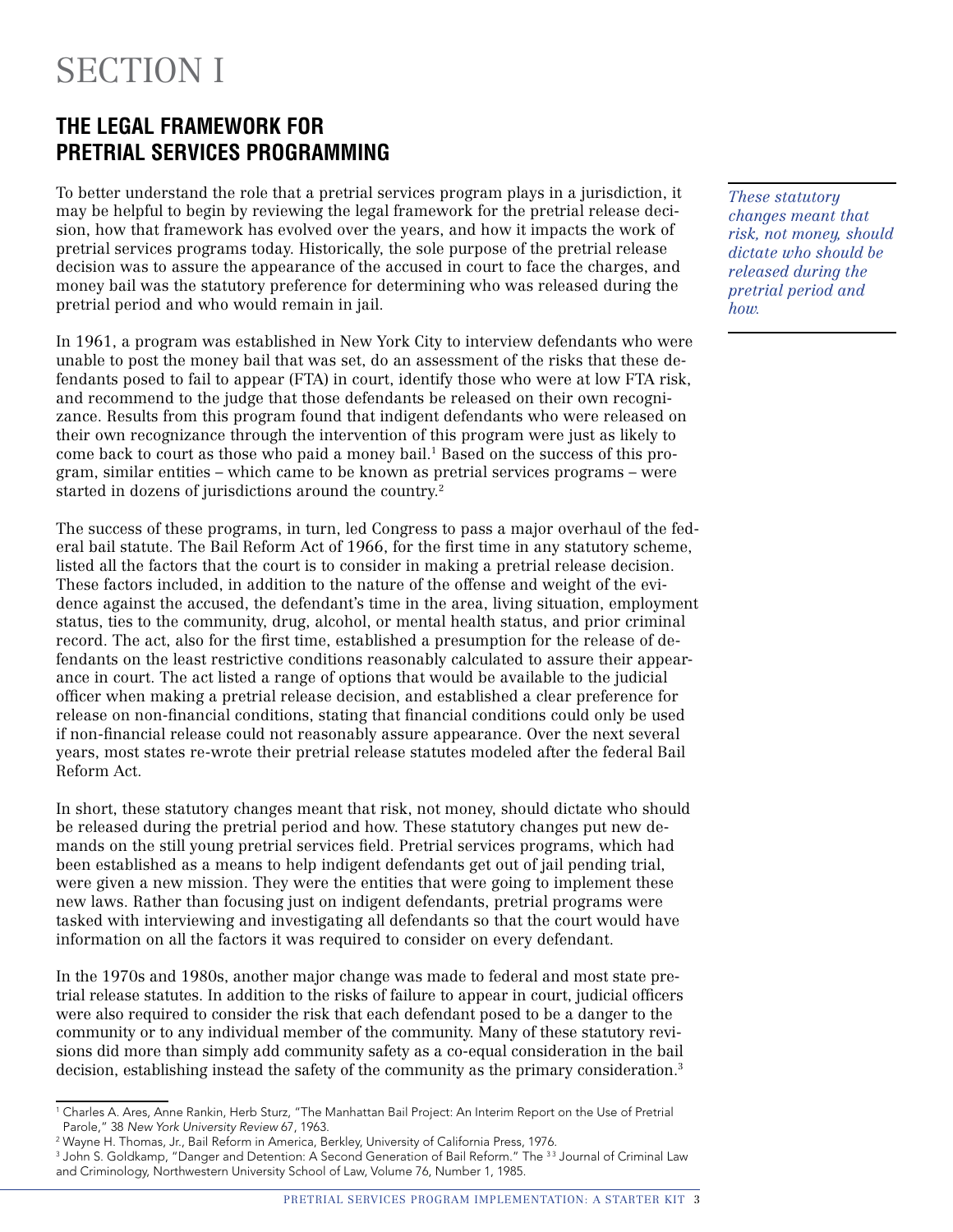# SECTION I

## THE LEGAL FRAMEWORK FOR PRETRIAL SERVICES PROGRAMMING

To better understand the role that a pretrial services program plays in a jurisdiction, it may be helpful to begin by reviewing the legal framework for the pretrial release decision, how that framework has evolved over the years, and how it impacts the work of pretrial services programs today. Historically, the sole purpose of the pretrial release decision was to assure the appearance of the accused in court to face the charges, and money bail was the statutory preference for determining who was released during the pretrial period and who would remain in jail.

*These statutory changes meant that risk, not money, should dictate who should be released during the pretrial period and how.*

In 1961, a program was established in New York City to interview defendants who were unable to post the money bail that was set, do an assessment of the risks that these defendants posed to fail to appear (FTA) in court, identify those who were at low FTA risk, and recommend to the judge that those defendants be released on their own recognizance. Results from this program found that indigent defendants who were released on their own recognizance through the intervention of this program were just as likely to come back to court as those who paid a money bail.[1] Based on the success of this program, similar entities – which came to be known as pretrial services programs – were started in dozens of jurisdictions around the country.[2]

The success of these programs, in turn, led Congress to pass a major overhaul of the federal bail statute. The Bail Reform Act of 1966, for the first time in any statutory scheme, listed all the factors that the court is to consider in making a pretrial release decision. These factors included, in addition to the nature of the offense and weight of the evidence against the accused, the defendant's time in the area, living situation, employment status, ties to the community, drug, alcohol, or mental health status, and prior criminal record. The act, also for the first time, established a presumption for the release of defendants on the least restrictive conditions reasonably calculated to assure their appearance in court. The act listed a range of options that would be available to the judicial officer when making a pretrial release decision, and established a clear preference for release on non-financial conditions, stating that financial conditions could only be used if non-financial release could not reasonably assure appearance. Over the next several years, most states re-wrote their pretrial release statutes modeled after the federal Bail Reform Act.

In short, these statutory changes meant that risk, not money, should dictate who should be released during the pretrial period and how. These statutory changes put new demands on the still young pretrial services field. Pretrial services programs, which had been established as a means to help indigent defendants get out of jail pending trial, were given a new mission. They were the entities that were going to implement these new laws. Rather than focusing just on indigent defendants, pretrial programs were tasked with interviewing and investigating all defendants so that the court would have information on all the factors it was required to consider on every defendant.

In the 1970s and 1980s, another major change was made to federal and most state pretrial release statutes. In addition to the risks of failure to appear in court, judicial officers were also required to consider the risk that each defendant posed to be a danger to the community or to any individual member of the community. Many of these statutory revisions did more than simply add community safety as a co-equal consideration in the bail decision, establishing instead the safety of the community as the primary consideration.[3]

---

[1] Charles A. Ares, Anne Rankin, Herb Sturz, "The Manhattan Bail Project: An Interim Report on the Use of Pretrial Parole," 38 *New York University Review* 67, 1963.

[2] Wayne H. Thomas, Jr., Bail Reform in America, Berkley, University of California Press, 1976.

[3] John S. Goldkamp, "Danger and Detention: A Second Generation of Bail Reform." The [33] Journal of Criminal Law and Criminology, Northwestern University School of Law, Volume 76, Number 1, 1985.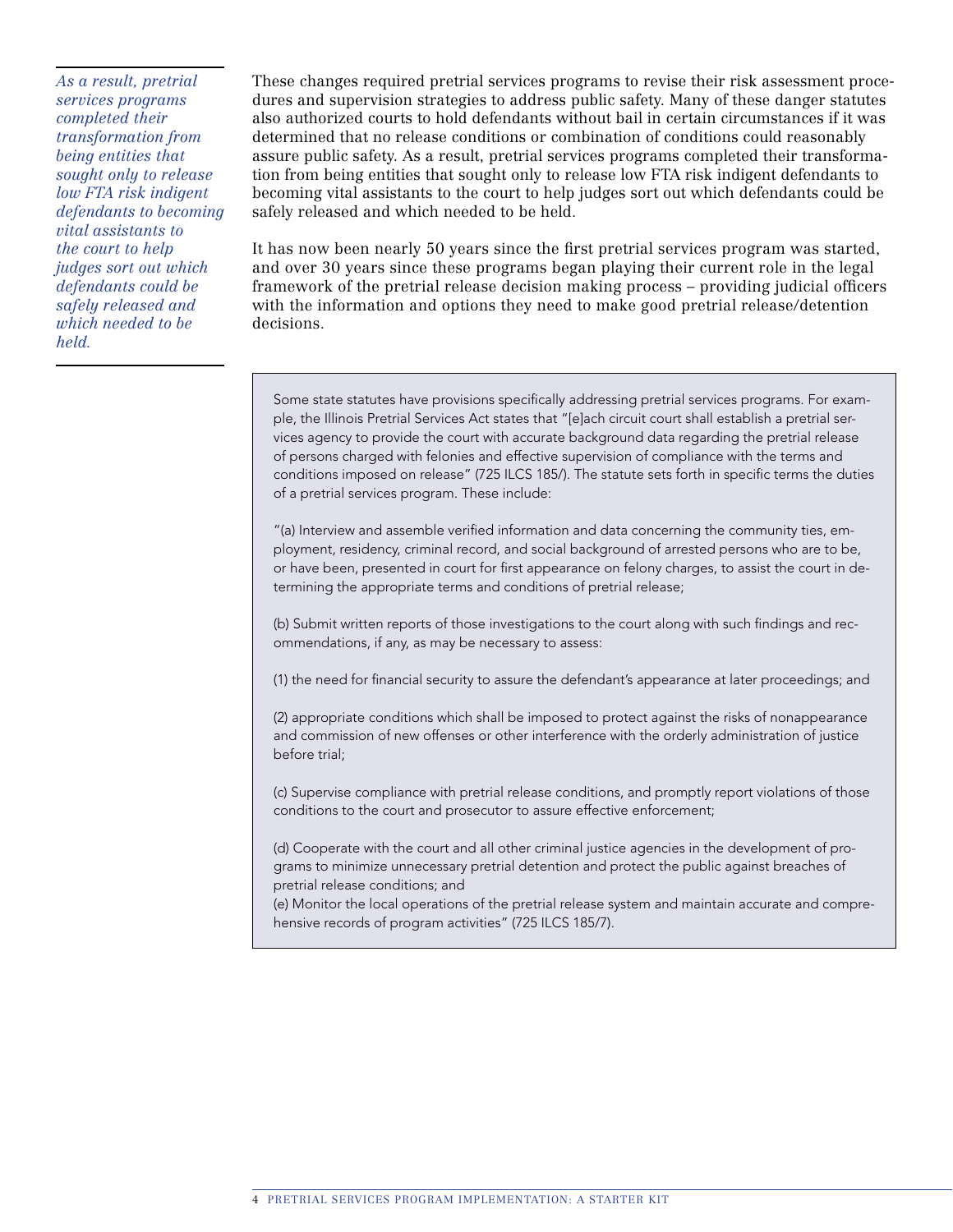*As a result, pretrial services programs completed their transformation from being entities that sought only to release low FTA risk indigent defendants to becoming vital assistants to the court to help judges sort out which defendants could be safely released and which needed to be held.*

These changes required pretrial services programs to revise their risk assessment procedures and supervision strategies to address public safety. Many of these danger statutes also authorized courts to hold defendants without bail in certain circumstances if it was determined that no release conditions or combination of conditions could reasonably assure public safety. As a result, pretrial services programs completed their transformation from being entities that sought only to release low FTA risk indigent defendants to becoming vital assistants to the court to help judges sort out which defendants could be safely released and which needed to be held.

It has now been nearly 50 years since the first pretrial services program was started, and over 30 years since these programs began playing their current role in the legal framework of the pretrial release decision making process – providing judicial officers with the information and options they need to make good pretrial release/detention decisions.

> Some state statutes have provisions specifically addressing pretrial services programs. For example, the Illinois Pretrial Services Act states that "[e]ach circuit court shall establish a pretrial services agency to provide the court with accurate background data regarding the pretrial release of persons charged with felonies and effective supervision of compliance with the terms and conditions imposed on release" (725 ILCS 185/). The statute sets forth in specific terms the duties of a pretrial services program. These include:
>
> "(a) Interview and assemble verified information and data concerning the community ties, employment, residency, criminal record, and social background of arrested persons who are to be, or have been, presented in court for first appearance on felony charges, to assist the court in determining the appropriate terms and conditions of pretrial release;
>
> (b) Submit written reports of those investigations to the court along with such findings and recommendations, if any, as may be necessary to assess:
>
> (1) the need for financial security to assure the defendant's appearance at later proceedings; and
>
> (2) appropriate conditions which shall be imposed to protect against the risks of nonappearance and commission of new offenses or other interference with the orderly administration of justice before trial;
>
> (c) Supervise compliance with pretrial release conditions, and promptly report violations of those conditions to the court and prosecutor to assure effective enforcement;
>
> (d) Cooperate with the court and all other criminal justice agencies in the development of programs to minimize unnecessary pretrial detention and protect the public against breaches of pretrial release conditions; and
>
> (e) Monitor the local operations of the pretrial release system and maintain accurate and comprehensive records of program activities" (725 ILCS 185/7).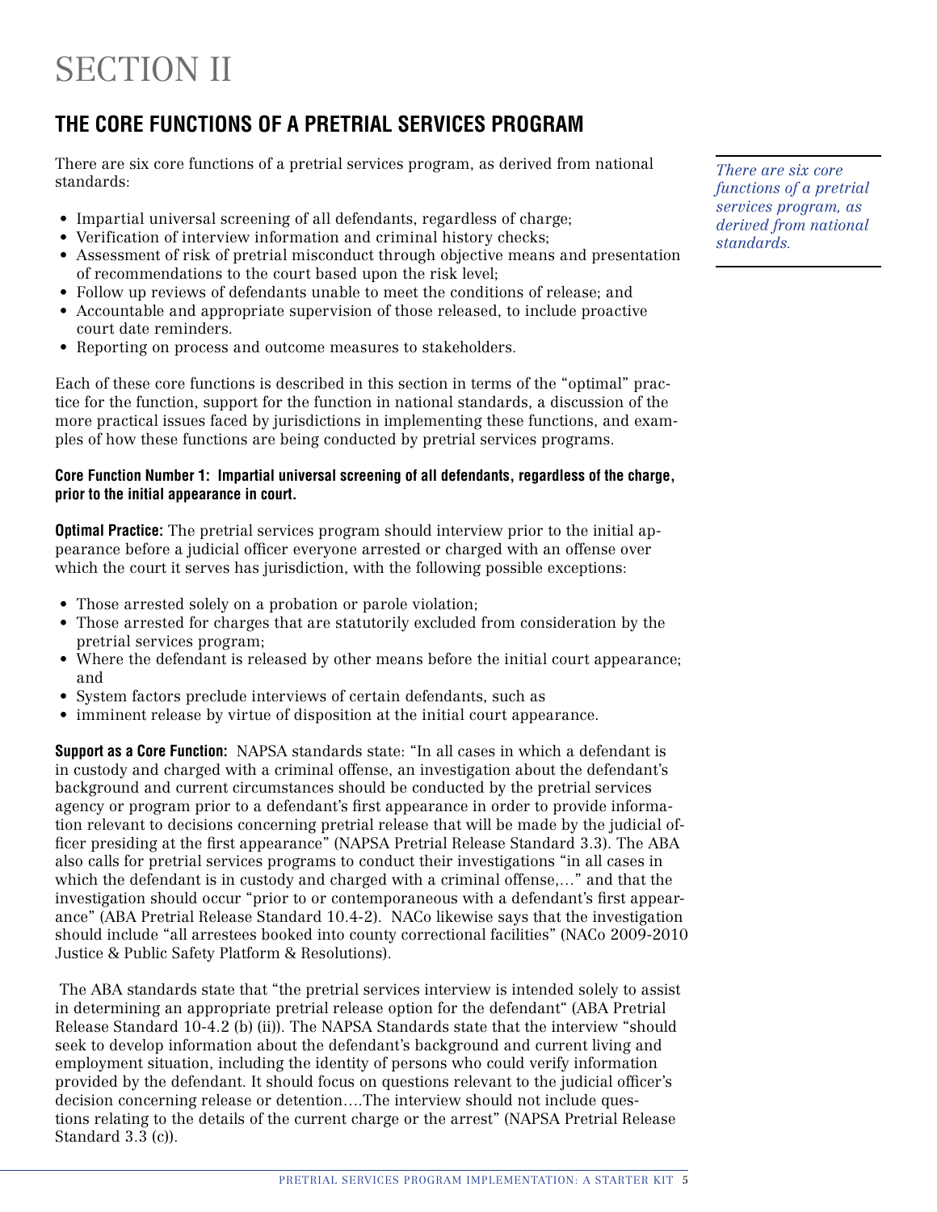# SECTION II

## THE CORE FUNCTIONS OF A PRETRIAL SERVICES PROGRAM

There are six core functions of a pretrial services program, as derived from national standards:

- Impartial universal screening of all defendants, regardless of charge;
- Verification of interview information and criminal history checks;
- Assessment of risk of pretrial misconduct through objective means and presentation of recommendations to the court based upon the risk level;
- Follow up reviews of defendants unable to meet the conditions of release; and
- Accountable and appropriate supervision of those released, to include proactive court date reminders.
- Reporting on process and outcome measures to stakeholders.

*There are six core functions of a pretrial services program, as derived from national standards.*

Each of these core functions is described in this section in terms of the "optimal" practice for the function, support for the function in national standards, a discussion of the more practical issues faced by jurisdictions in implementing these functions, and examples of how these functions are being conducted by pretrial services programs.

**Core Function Number 1: Impartial universal screening of all defendants, regardless of the charge, prior to the initial appearance in court.**

**Optimal Practice:** The pretrial services program should interview prior to the initial appearance before a judicial officer everyone arrested or charged with an offense over which the court it serves has jurisdiction, with the following possible exceptions:

- Those arrested solely on a probation or parole violation;
- Those arrested for charges that are statutorily excluded from consideration by the pretrial services program;
- Where the defendant is released by other means before the initial court appearance; and
- System factors preclude interviews of certain defendants, such as
- imminent release by virtue of disposition at the initial court appearance.

**Support as a Core Function:** NAPSA standards state: "In all cases in which a defendant is in custody and charged with a criminal offense, an investigation about the defendant's background and current circumstances should be conducted by the pretrial services agency or program prior to a defendant's first appearance in order to provide information relevant to decisions concerning pretrial release that will be made by the judicial officer presiding at the first appearance" (NAPSA Pretrial Release Standard 3.3). The ABA also calls for pretrial services programs to conduct their investigations "in all cases in which the defendant is in custody and charged with a criminal offense,…" and that the investigation should occur "prior to or contemporaneous with a defendant's first appearance" (ABA Pretrial Release Standard 10.4-2). NACo likewise says that the investigation should include "all arrestees booked into county correctional facilities" (NACo 2009-2010 Justice & Public Safety Platform & Resolutions).

The ABA standards state that "the pretrial services interview is intended solely to assist in determining an appropriate pretrial release option for the defendant" (ABA Pretrial Release Standard 10-4.2 (b) (ii)). The NAPSA Standards state that the interview "should seek to develop information about the defendant's background and current living and employment situation, including the identity of persons who could verify information provided by the defendant. It should focus on questions relevant to the judicial officer's decision concerning release or detention….The interview should not include questions relating to the details of the current charge or the arrest" (NAPSA Pretrial Release Standard 3.3 (c)).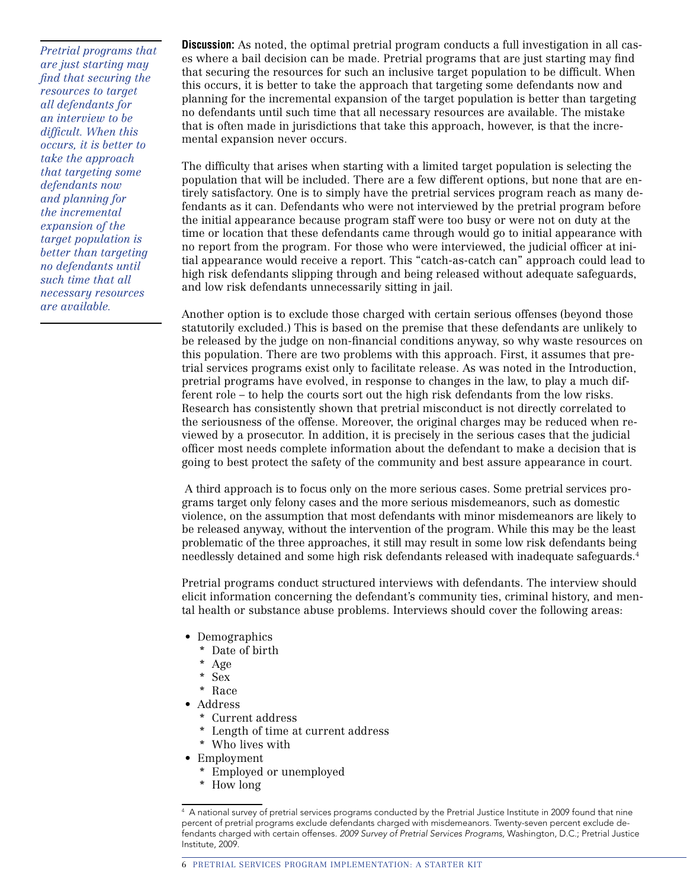*Pretrial programs that are just starting may find that securing the resources to target all defendants for an interview to be difficult. When this occurs, it is better to take the approach that targeting some defendants now and planning for the incremental expansion of the target population is better than targeting no defendants until such time that all necessary resources are available.*

**Discussion:** As noted, the optimal pretrial program conducts a full investigation in all cases where a bail decision can be made. Pretrial programs that are just starting may find that securing the resources for such an inclusive target population to be difficult. When this occurs, it is better to take the approach that targeting some defendants now and planning for the incremental expansion of the target population is better than targeting no defendants until such time that all necessary resources are available. The mistake that is often made in jurisdictions that take this approach, however, is that the incremental expansion never occurs.

The difficulty that arises when starting with a limited target population is selecting the population that will be included. There are a few different options, but none that are entirely satisfactory. One is to simply have the pretrial services program reach as many defendants as it can. Defendants who were not interviewed by the pretrial program before the initial appearance because program staff were too busy or were not on duty at the time or location that these defendants came through would go to initial appearance with no report from the program. For those who were interviewed, the judicial officer at initial appearance would receive a report. This "catch-as-catch can" approach could lead to high risk defendants slipping through and being released without adequate safeguards, and low risk defendants unnecessarily sitting in jail.

Another option is to exclude those charged with certain serious offenses (beyond those statutorily excluded.) This is based on the premise that these defendants are unlikely to be released by the judge on non-financial conditions anyway, so why waste resources on this population. There are two problems with this approach. First, it assumes that pretrial services programs exist only to facilitate release. As was noted in the Introduction, pretrial programs have evolved, in response to changes in the law, to play a much different role – to help the courts sort out the high risk defendants from the low risks. Research has consistently shown that pretrial misconduct is not directly correlated to the seriousness of the offense. Moreover, the original charges may be reduced when reviewed by a prosecutor. In addition, it is precisely in the serious cases that the judicial officer most needs complete information about the defendant to make a decision that is going to best protect the safety of the community and best assure appearance in court.

A third approach is to focus only on the more serious cases. Some pretrial services programs target only felony cases and the more serious misdemeanors, such as domestic violence, on the assumption that most defendants with minor misdemeanors are likely to be released anyway, without the intervention of the program. While this may be the least problematic of the three approaches, it still may result in some low risk defendants being needlessly detained and some high risk defendants released with inadequate safeguards.[4]

Pretrial programs conduct structured interviews with defendants. The interview should elicit information concerning the defendant's community ties, criminal history, and mental health or substance abuse problems. Interviews should cover the following areas:

- Demographics
  - Date of birth
  - Age
  - Sex
  - Race
- Address
  - Current address
  - Length of time at current address
  - Who lives with
- Employment
  - Employed or unemployed
  - How long

[4] A national survey of pretrial services programs conducted by the Pretrial Justice Institute in 2009 found that nine percent of pretrial programs exclude defendants charged with misdemeanors. Twenty-seven percent exclude defendants charged with certain offenses. *2009 Survey of Pretrial Services Programs,* Washington, D.C.; Pretrial Justice Institute, 2009.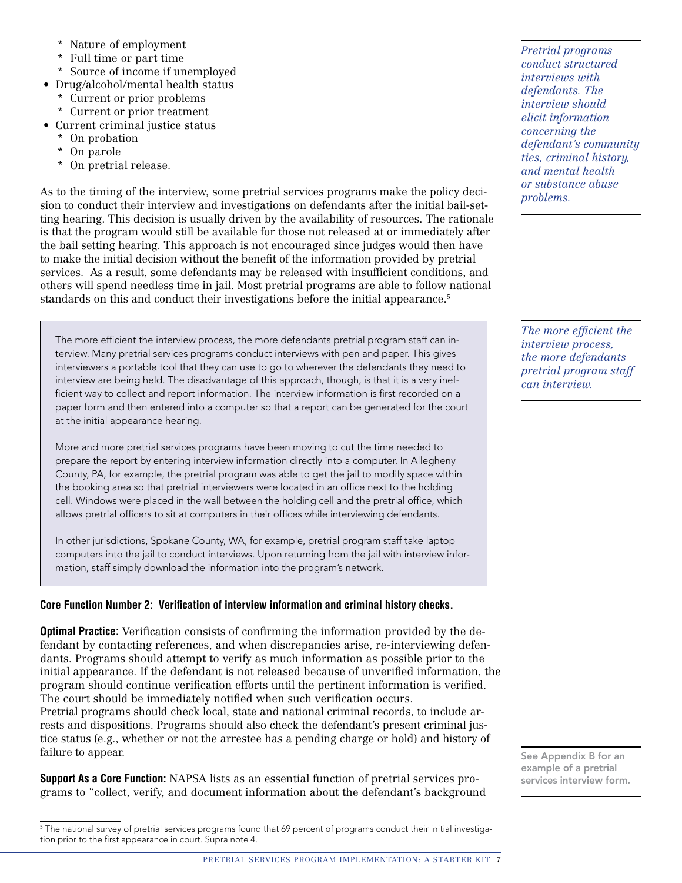* Nature of employment
  * Full time or part time
  * Source of income if unemployed
- Drug/alcohol/mental health status
  * Current or prior problems
  * Current or prior treatment
- Current criminal justice status
  * On probation
  * On parole
  * On pretrial release.

*Pretrial programs conduct structured interviews with defendants. The interview should elicit information concerning the defendant's community ties, criminal history, and mental health or substance abuse problems.*

As to the timing of the interview, some pretrial services programs make the policy decision to conduct their interview and investigations on defendants after the initial bail-setting hearing. This decision is usually driven by the availability of resources. The rationale is that the program would still be available for those not released at or immediately after the bail setting hearing. This approach is not encouraged since judges would then have to make the initial decision without the benefit of the information provided by pretrial services. As a result, some defendants may be released with insufficient conditions, and others will spend needless time in jail. Most pretrial programs are able to follow national standards on this and conduct their investigations before the initial appearance.[5]

*The more efficient the interview process, the more defendants pretrial program staff can interview.*

> The more efficient the interview process, the more defendants pretrial program staff can interview. Many pretrial services programs conduct interviews with pen and paper. This gives interviewers a portable tool that they can use to go to wherever the defendants they need to interview are being held. The disadvantage of this approach, though, is that it is a very inefficient way to collect and report information. The interview information is first recorded on a paper form and then entered into a computer so that a report can be generated for the court at the initial appearance hearing.
>
> More and more pretrial services programs have been moving to cut the time needed to prepare the report by entering interview information directly into a computer. In Allegheny County, PA, for example, the pretrial program was able to get the jail to modify space within the booking area so that pretrial interviewers were located in an office next to the holding cell. Windows were placed in the wall between the holding cell and the pretrial office, which allows pretrial officers to sit at computers in their offices while interviewing defendants.
>
> In other jurisdictions, Spokane County, WA, for example, pretrial program staff take laptop computers into the jail to conduct interviews. Upon returning from the jail with interview information, staff simply download the information into the program's network.

**Core Function Number 2: Verification of interview information and criminal history checks.**

**Optimal Practice:** Verification consists of confirming the information provided by the defendant by contacting references, and when discrepancies arise, re-interviewing defendants. Programs should attempt to verify as much information as possible prior to the initial appearance. If the defendant is not released because of unverified information, the program should continue verification efforts until the pertinent information is verified. The court should be immediately notified when such verification occurs.
Pretrial programs should check local, state and national criminal records, to include arrests and dispositions. Programs should also check the defendant's present criminal justice status (e.g., whether or not the arrestee has a pending charge or hold) and history of failure to appear.

See Appendix B for an example of a pretrial services interview form.

**Support As a Core Function:** NAPSA lists as an essential function of pretrial services programs to "collect, verify, and document information about the defendant's background

[5] The national survey of pretrial services programs found that 69 percent of programs conduct their initial investigation prior to the first appearance in court. Supra note 4.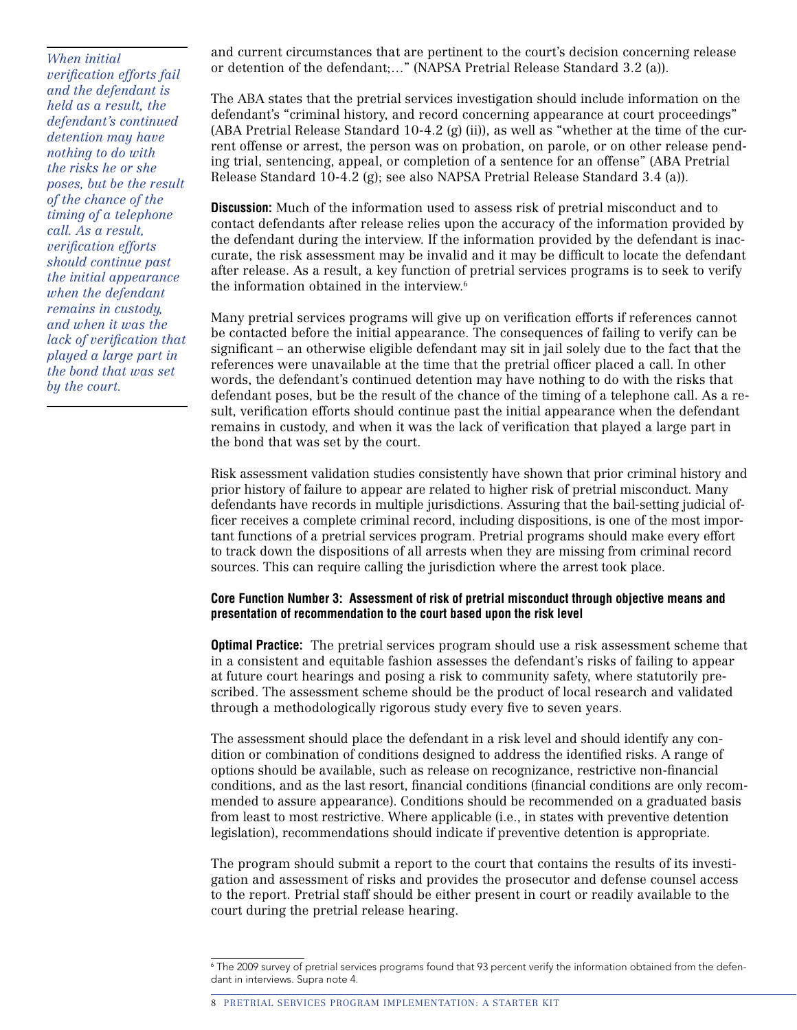*When initial verification efforts fail and the defendant is held as a result, the defendant's continued detention may have nothing to do with the risks he or she poses, but be the result of the chance of the timing of a telephone call. As a result, verification efforts should continue past the initial appearance when the defendant remains in custody, and when it was the lack of verification that played a large part in the bond that was set by the court.*

and current circumstances that are pertinent to the court's decision concerning release or detention of the defendant;…" (NAPSA Pretrial Release Standard 3.2 (a)).

The ABA states that the pretrial services investigation should include information on the defendant's "criminal history, and record concerning appearance at court proceedings" (ABA Pretrial Release Standard 10-4.2 (g) (ii)), as well as "whether at the time of the current offense or arrest, the person was on probation, on parole, or on other release pending trial, sentencing, appeal, or completion of a sentence for an offense" (ABA Pretrial Release Standard 10-4.2 (g); see also NAPSA Pretrial Release Standard 3.4 (a)).

**Discussion:** Much of the information used to assess risk of pretrial misconduct and to contact defendants after release relies upon the accuracy of the information provided by the defendant during the interview. If the information provided by the defendant is inaccurate, the risk assessment may be invalid and it may be difficult to locate the defendant after release. As a result, a key function of pretrial services programs is to seek to verify the information obtained in the interview.[6]

Many pretrial services programs will give up on verification efforts if references cannot be contacted before the initial appearance. The consequences of failing to verify can be significant – an otherwise eligible defendant may sit in jail solely due to the fact that the references were unavailable at the time that the pretrial officer placed a call. In other words, the defendant's continued detention may have nothing to do with the risks that defendant poses, but be the result of the chance of the timing of a telephone call. As a result, verification efforts should continue past the initial appearance when the defendant remains in custody, and when it was the lack of verification that played a large part in the bond that was set by the court.

Risk assessment validation studies consistently have shown that prior criminal history and prior history of failure to appear are related to higher risk of pretrial misconduct. Many defendants have records in multiple jurisdictions. Assuring that the bail-setting judicial officer receives a complete criminal record, including dispositions, is one of the most important functions of a pretrial services program. Pretrial programs should make every effort to track down the dispositions of all arrests when they are missing from criminal record sources. This can require calling the jurisdiction where the arrest took place.

#### Core Function Number 3: Assessment of risk of pretrial misconduct through objective means and presentation of recommendation to the court based upon the risk level

**Optimal Practice:** The pretrial services program should use a risk assessment scheme that in a consistent and equitable fashion assesses the defendant's risks of failing to appear at future court hearings and posing a risk to community safety, where statutorily prescribed. The assessment scheme should be the product of local research and validated through a methodologically rigorous study every five to seven years.

The assessment should place the defendant in a risk level and should identify any condition or combination of conditions designed to address the identified risks. A range of options should be available, such as release on recognizance, restrictive non-financial conditions, and as the last resort, financial conditions (financial conditions are only recommended to assure appearance). Conditions should be recommended on a graduated basis from least to most restrictive. Where applicable (i.e., in states with preventive detention legislation), recommendations should indicate if preventive detention is appropriate.

The program should submit a report to the court that contains the results of its investigation and assessment of risks and provides the prosecutor and defense counsel access to the report. Pretrial staff should be either present in court or readily available to the court during the pretrial release hearing.

[6] The 2009 survey of pretrial services programs found that 93 percent verify the information obtained from the defendant in interviews. Supra note 4.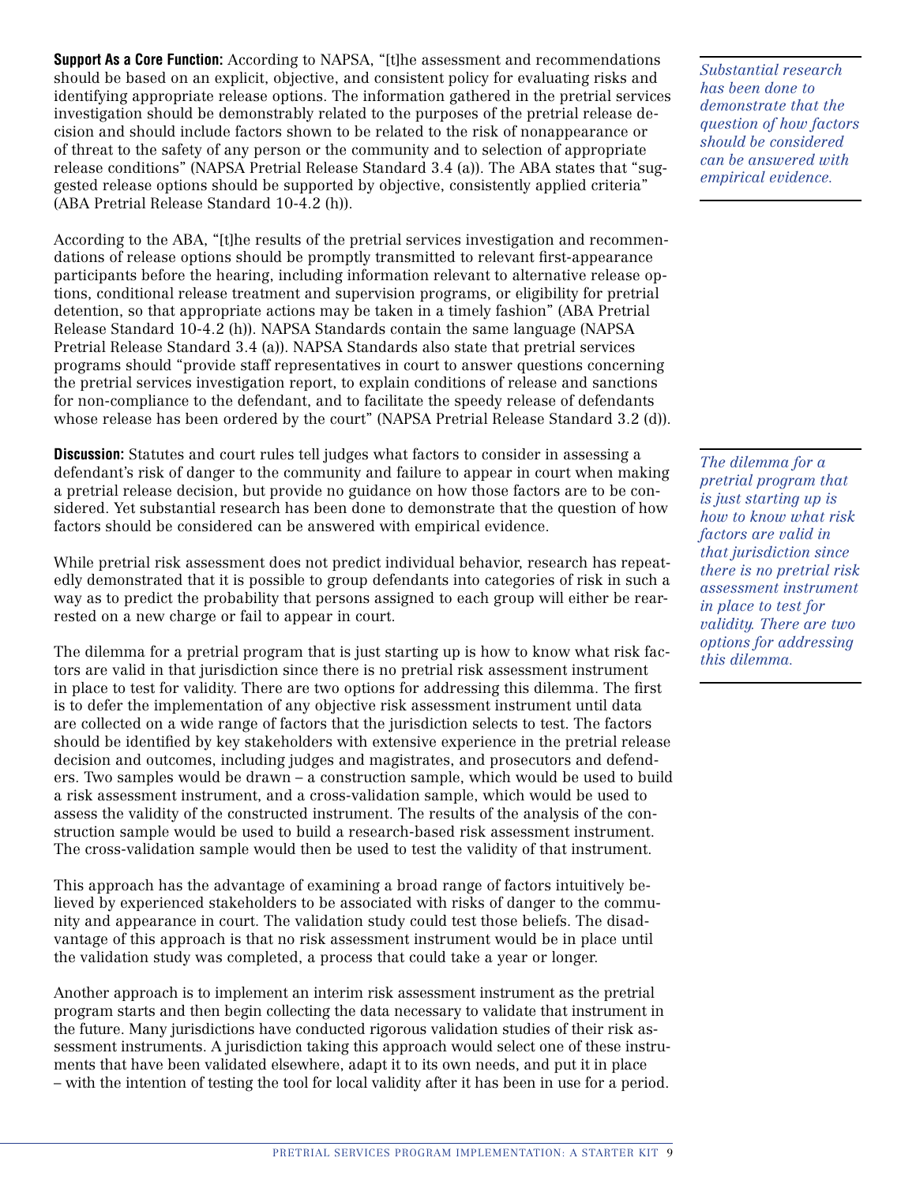**Support As a Core Function:** According to NAPSA, "[t]he assessment and recommendations should be based on an explicit, objective, and consistent policy for evaluating risks and identifying appropriate release options. The information gathered in the pretrial services investigation should be demonstrably related to the purposes of the pretrial release decision and should include factors shown to be related to the risk of nonappearance or of threat to the safety of any person or the community and to selection of appropriate release conditions" (NAPSA Pretrial Release Standard 3.4 (a)). The ABA states that "suggested release options should be supported by objective, consistently applied criteria" (ABA Pretrial Release Standard 10-4.2 (h)).

According to the ABA, "[t]he results of the pretrial services investigation and recommendations of release options should be promptly transmitted to relevant first-appearance participants before the hearing, including information relevant to alternative release options, conditional release treatment and supervision programs, or eligibility for pretrial detention, so that appropriate actions may be taken in a timely fashion" (ABA Pretrial Release Standard 10-4.2 (h)). NAPSA Standards contain the same language (NAPSA Pretrial Release Standard 3.4 (a)). NAPSA Standards also state that pretrial services programs should "provide staff representatives in court to answer questions concerning the pretrial services investigation report, to explain conditions of release and sanctions for non-compliance to the defendant, and to facilitate the speedy release of defendants whose release has been ordered by the court" (NAPSA Pretrial Release Standard 3.2 (d)).

*Substantial research has been done to demonstrate that the question of how factors should be considered can be answered with empirical evidence.*

**Discussion:** Statutes and court rules tell judges what factors to consider in assessing a defendant's risk of danger to the community and failure to appear in court when making a pretrial release decision, but provide no guidance on how those factors are to be considered. Yet substantial research has been done to demonstrate that the question of how factors should be considered can be answered with empirical evidence.

While pretrial risk assessment does not predict individual behavior, research has repeatedly demonstrated that it is possible to group defendants into categories of risk in such a way as to predict the probability that persons assigned to each group will either be rearrested on a new charge or fail to appear in court.

*The dilemma for a pretrial program that is just starting up is how to know what risk factors are valid in that jurisdiction since there is no pretrial risk assessment instrument in place to test for validity. There are two options for addressing this dilemma.*

The dilemma for a pretrial program that is just starting up is how to know what risk factors are valid in that jurisdiction since there is no pretrial risk assessment instrument in place to test for validity. There are two options for addressing this dilemma. The first is to defer the implementation of any objective risk assessment instrument until data are collected on a wide range of factors that the jurisdiction selects to test. The factors should be identified by key stakeholders with extensive experience in the pretrial release decision and outcomes, including judges and magistrates, and prosecutors and defenders. Two samples would be drawn – a construction sample, which would be used to build a risk assessment instrument, and a cross-validation sample, which would be used to assess the validity of the constructed instrument. The results of the analysis of the construction sample would be used to build a research-based risk assessment instrument. The cross-validation sample would then be used to test the validity of that instrument.

This approach has the advantage of examining a broad range of factors intuitively believed by experienced stakeholders to be associated with risks of danger to the community and appearance in court. The validation study could test those beliefs. The disadvantage of this approach is that no risk assessment instrument would be in place until the validation study was completed, a process that could take a year or longer.

Another approach is to implement an interim risk assessment instrument as the pretrial program starts and then begin collecting the data necessary to validate that instrument in the future. Many jurisdictions have conducted rigorous validation studies of their risk assessment instruments. A jurisdiction taking this approach would select one of these instruments that have been validated elsewhere, adapt it to its own needs, and put it in place – with the intention of testing the tool for local validity after it has been in use for a period.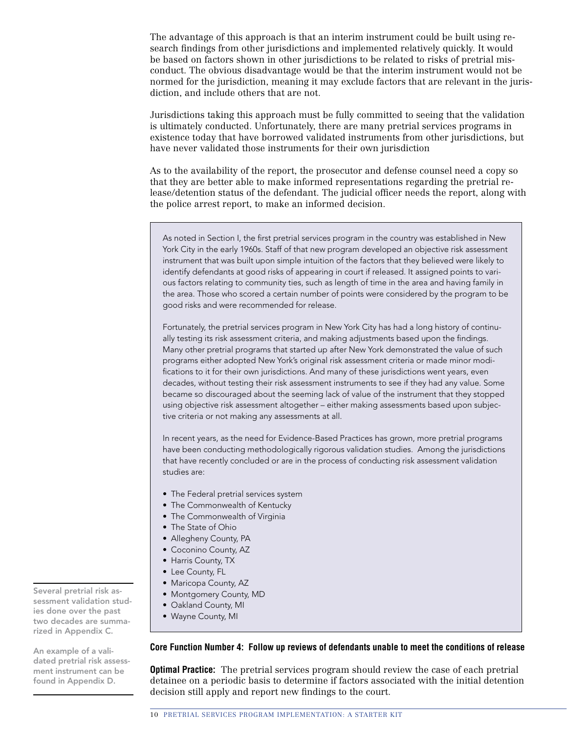The advantage of this approach is that an interim instrument could be built using research findings from other jurisdictions and implemented relatively quickly. It would be based on factors shown in other jurisdictions to be related to risks of pretrial misconduct. The obvious disadvantage would be that the interim instrument would not be normed for the jurisdiction, meaning it may exclude factors that are relevant in the jurisdiction, and include others that are not.

Jurisdictions taking this approach must be fully committed to seeing that the validation is ultimately conducted. Unfortunately, there are many pretrial services programs in existence today that have borrowed validated instruments from other jurisdictions, but have never validated those instruments for their own jurisdiction

As to the availability of the report, the prosecutor and defense counsel need a copy so that they are better able to make informed representations regarding the pretrial release/detention status of the defendant. The judicial officer needs the report, along with the police arrest report, to make an informed decision.

> As noted in Section I, the first pretrial services program in the country was established in New York City in the early 1960s. Staff of that new program developed an objective risk assessment instrument that was built upon simple intuition of the factors that they believed were likely to identify defendants at good risks of appearing in court if released. It assigned points to various factors relating to community ties, such as length of time in the area and having family in the area. Those who scored a certain number of points were considered by the program to be good risks and were recommended for release.
>
> Fortunately, the pretrial services program in New York City has had a long history of continually testing its risk assessment criteria, and making adjustments based upon the findings. Many other pretrial programs that started up after New York demonstrated the value of such programs either adopted New York's original risk assessment criteria or made minor modifications to it for their own jurisdictions. And many of these jurisdictions went years, even decades, without testing their risk assessment instruments to see if they had any value. Some became so discouraged about the seeming lack of value of the instrument that they stopped using objective risk assessment altogether – either making assessments based upon subjective criteria or not making any assessments at all.
>
> In recent years, as the need for Evidence-Based Practices has grown, more pretrial programs have been conducting methodologically rigorous validation studies. Among the jurisdictions that have recently concluded or are in the process of conducting risk assessment validation studies are:
>
> - The Federal pretrial services system
> - The Commonwealth of Kentucky
> - The Commonwealth of Virginia
> - The State of Ohio
> - Allegheny County, PA
> - Coconino County, AZ
> - Harris County, TX
> - Lee County, FL
> - Maricopa County, AZ
> - Montgomery County, MD
> - Oakland County, MI
> - Wayne County, MI

Several pretrial risk assessment validation studies done over the past two decades are summarized in Appendix C.

An example of a validated pretrial risk assessment instrument can be found in Appendix D.

### Core Function Number 4: Follow up reviews of defendants unable to meet the conditions of release

**Optimal Practice:** The pretrial services program should review the case of each pretrial detainee on a periodic basis to determine if factors associated with the initial detention decision still apply and report new findings to the court.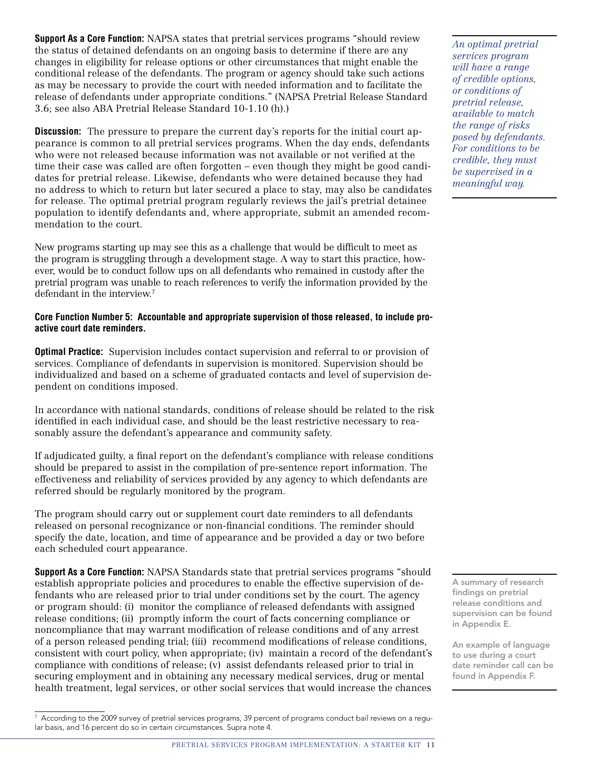**Support As a Core Function:** NAPSA states that pretrial services programs "should review the status of detained defendants on an ongoing basis to determine if there are any changes in eligibility for release options or other circumstances that might enable the conditional release of the defendants. The program or agency should take such actions as may be necessary to provide the court with needed information and to facilitate the release of defendants under appropriate conditions." (NAPSA Pretrial Release Standard 3.6; see also ABA Pretrial Release Standard 10-1.10 (h).)

**Discussion:** The pressure to prepare the current day's reports for the initial court appearance is common to all pretrial services programs. When the day ends, defendants who were not released because information was not available or not verified at the time their case was called are often forgotten – even though they might be good candidates for pretrial release. Likewise, defendants who were detained because they had no address to which to return but later secured a place to stay, may also be candidates for release. The optimal pretrial program regularly reviews the jail's pretrial detainee population to identify defendants and, where appropriate, submit an amended recommendation to the court.

New programs starting up may see this as a challenge that would be difficult to meet as the program is struggling through a development stage. A way to start this practice, however, would be to conduct follow ups on all defendants who remained in custody after the pretrial program was unable to reach references to verify the information provided by the defendant in the interview.[7]

*An optimal pretrial services program will have a range of credible options, or conditions of pretrial release, available to match the range of risks posed by defendants. For conditions to be credible, they must be supervised in a meaningful way.*

**Core Function Number 5: Accountable and appropriate supervision of those released, to include proactive court date reminders.**

**Optimal Practice:** Supervision includes contact supervision and referral to or provision of services. Compliance of defendants in supervision is monitored. Supervision should be individualized and based on a scheme of graduated contacts and level of supervision dependent on conditions imposed.

In accordance with national standards, conditions of release should be related to the risk identified in each individual case, and should be the least restrictive necessary to reasonably assure the defendant's appearance and community safety.

If adjudicated guilty, a final report on the defendant's compliance with release conditions should be prepared to assist in the compilation of pre-sentence report information. The effectiveness and reliability of services provided by any agency to which defendants are referred should be regularly monitored by the program.

The program should carry out or supplement court date reminders to all defendants released on personal recognizance or non-financial conditions. The reminder should specify the date, location, and time of appearance and be provided a day or two before each scheduled court appearance.

**Support As a Core Function:** NAPSA Standards state that pretrial services programs "should establish appropriate policies and procedures to enable the effective supervision of defendants who are released prior to trial under conditions set by the court. The agency or program should: (i) monitor the compliance of released defendants with assigned release conditions; (ii) promptly inform the court of facts concerning compliance or noncompliance that may warrant modification of release conditions and of any arrest of a person released pending trial; (iii) recommend modifications of release conditions, consistent with court policy, when appropriate; (iv) maintain a record of the defendant's compliance with conditions of release; (v) assist defendants released prior to trial in securing employment and in obtaining any necessary medical services, drug or mental health treatment, legal services, or other social services that would increase the chances

A summary of research findings on pretrial release conditions and supervision can be found in Appendix E.

An example of language to use during a court date reminder call can be found in Appendix F.

[7] According to the 2009 survey of pretrial services programs, 39 percent of programs conduct bail reviews on a regular basis, and 16 percent do so in certain circumstances. Supra note 4.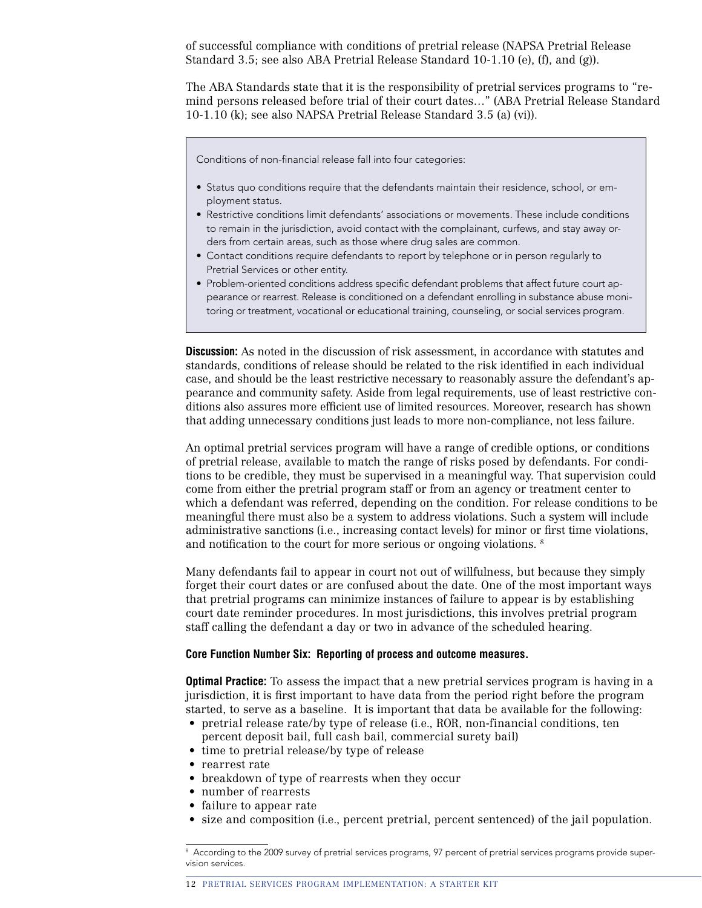of successful compliance with conditions of pretrial release (NAPSA Pretrial Release Standard 3.5; see also ABA Pretrial Release Standard 10-1.10 (e), (f), and (g)).

The ABA Standards state that it is the responsibility of pretrial services programs to "remind persons released before trial of their court dates…" (ABA Pretrial Release Standard 10-1.10 (k); see also NAPSA Pretrial Release Standard 3.5 (a) (vi)).

> Conditions of non-financial release fall into four categories:
>
> - Status quo conditions require that the defendants maintain their residence, school, or employment status.
> - Restrictive conditions limit defendants' associations or movements. These include conditions to remain in the jurisdiction, avoid contact with the complainant, curfews, and stay away orders from certain areas, such as those where drug sales are common.
> - Contact conditions require defendants to report by telephone or in person regularly to Pretrial Services or other entity.
> - Problem-oriented conditions address specific defendant problems that affect future court appearance or rearrest. Release is conditioned on a defendant enrolling in substance abuse monitoring or treatment, vocational or educational training, counseling, or social services program.

**Discussion:** As noted in the discussion of risk assessment, in accordance with statutes and standards, conditions of release should be related to the risk identified in each individual case, and should be the least restrictive necessary to reasonably assure the defendant's appearance and community safety. Aside from legal requirements, use of least restrictive conditions also assures more efficient use of limited resources. Moreover, research has shown that adding unnecessary conditions just leads to more non-compliance, not less failure.

An optimal pretrial services program will have a range of credible options, or conditions of pretrial release, available to match the range of risks posed by defendants. For conditions to be credible, they must be supervised in a meaningful way. That supervision could come from either the pretrial program staff or from an agency or treatment center to which a defendant was referred, depending on the condition. For release conditions to be meaningful there must also be a system to address violations. Such a system will include administrative sanctions (i.e., increasing contact levels) for minor or first time violations, and notification to the court for more serious or ongoing violations. [8]

Many defendants fail to appear in court not out of willfulness, but because they simply forget their court dates or are confused about the date. One of the most important ways that pretrial programs can minimize instances of failure to appear is by establishing court date reminder procedures. In most jurisdictions, this involves pretrial program staff calling the defendant a day or two in advance of the scheduled hearing.

**Core Function Number Six: Reporting of process and outcome measures.**

**Optimal Practice:** To assess the impact that a new pretrial services program is having in a jurisdiction, it is first important to have data from the period right before the program started, to serve as a baseline. It is important that data be available for the following:

- pretrial release rate/by type of release (i.e., ROR, non-financial conditions, ten percent deposit bail, full cash bail, commercial surety bail)
- time to pretrial release/by type of release
- rearrest rate
- breakdown of type of rearrests when they occur
- number of rearrests
- failure to appear rate
- size and composition (i.e., percent pretrial, percent sentenced) of the jail population.

[8] According to the 2009 survey of pretrial services programs, 97 percent of pretrial services programs provide supervision services.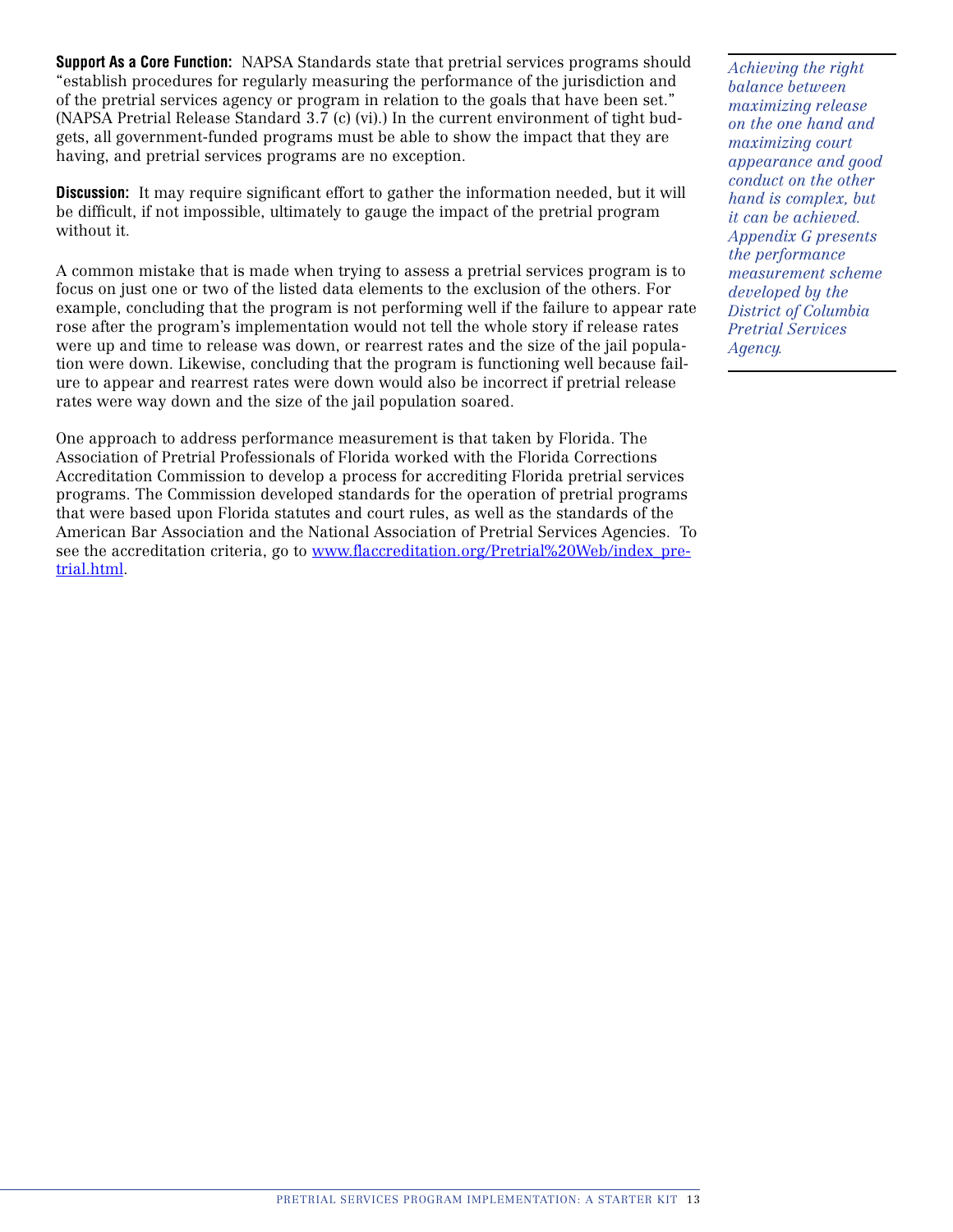**Support As a Core Function:** NAPSA Standards state that pretrial services programs should "establish procedures for regularly measuring the performance of the jurisdiction and of the pretrial services agency or program in relation to the goals that have been set." (NAPSA Pretrial Release Standard 3.7 (c) (vi).) In the current environment of tight budgets, all government-funded programs must be able to show the impact that they are having, and pretrial services programs are no exception.

**Discussion:** It may require significant effort to gather the information needed, but it will be difficult, if not impossible, ultimately to gauge the impact of the pretrial program without it.

A common mistake that is made when trying to assess a pretrial services program is to focus on just one or two of the listed data elements to the exclusion of the others. For example, concluding that the program is not performing well if the failure to appear rate rose after the program's implementation would not tell the whole story if release rates were up and time to release was down, or rearrest rates and the size of the jail population were down. Likewise, concluding that the program is functioning well because failure to appear and rearrest rates were down would also be incorrect if pretrial release rates were way down and the size of the jail population soared.

One approach to address performance measurement is that taken by Florida. The Association of Pretrial Professionals of Florida worked with the Florida Corrections Accreditation Commission to develop a process for accrediting Florida pretrial services programs. The Commission developed standards for the operation of pretrial programs that were based upon Florida statutes and court rules, as well as the standards of the American Bar Association and the National Association of Pretrial Services Agencies. To see the accreditation criteria, go to www.flaccreditation.org/Pretrial%20Web/index_pretrial.html.

*Achieving the right balance between maximizing release on the one hand and maximizing court appearance and good conduct on the other hand is complex, but it can be achieved. Appendix G presents the performance measurement scheme developed by the District of Columbia Pretrial Services Agency.*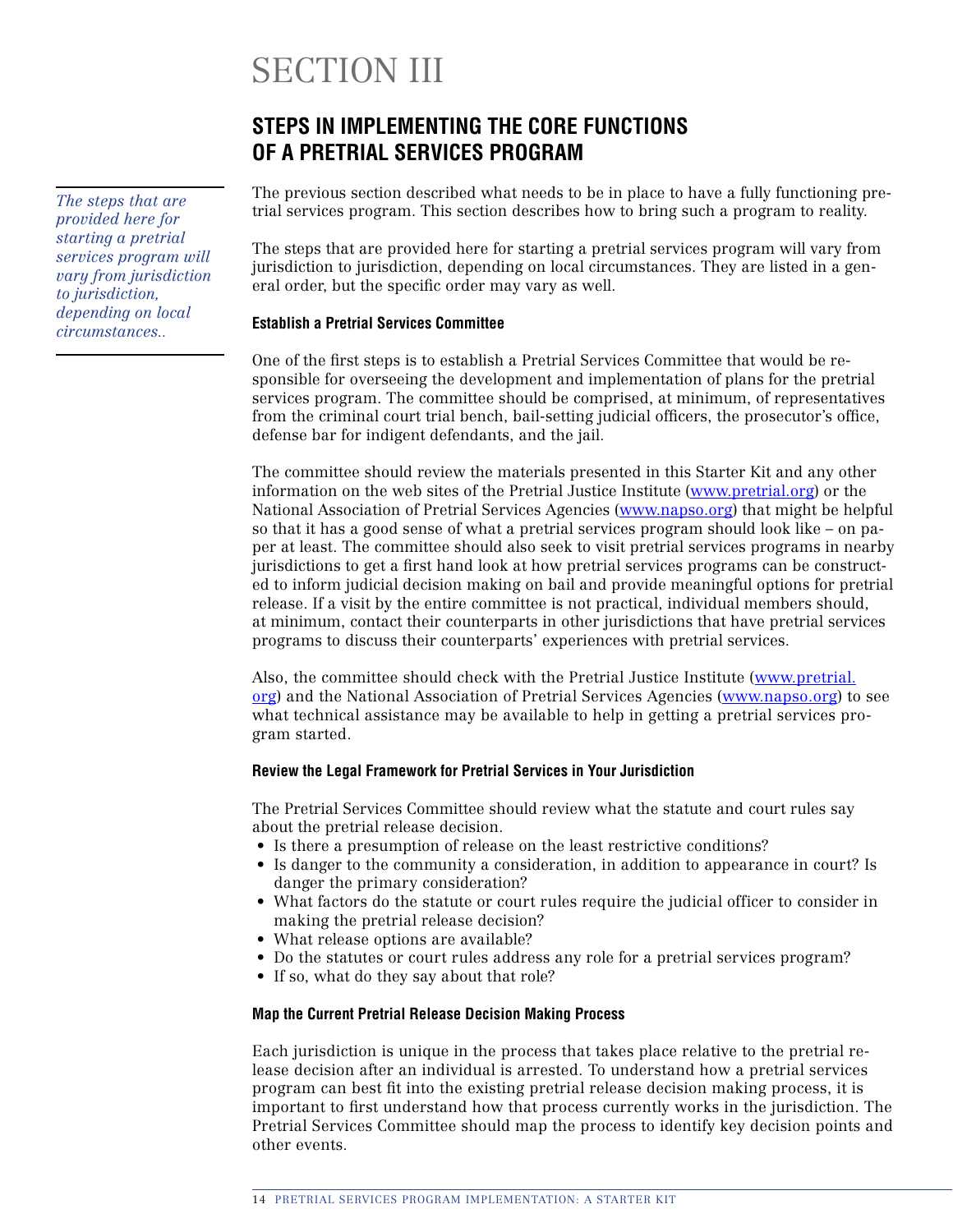# SECTION III

## STEPS IN IMPLEMENTING THE CORE FUNCTIONS OF A PRETRIAL SERVICES PROGRAM

*The steps that are provided here for starting a pretrial services program will vary from jurisdiction to jurisdiction, depending on local circumstances..*

The previous section described what needs to be in place to have a fully functioning pretrial services program. This section describes how to bring such a program to reality.

The steps that are provided here for starting a pretrial services program will vary from jurisdiction to jurisdiction, depending on local circumstances. They are listed in a general order, but the specific order may vary as well.

### Establish a Pretrial Services Committee

One of the first steps is to establish a Pretrial Services Committee that would be responsible for overseeing the development and implementation of plans for the pretrial services program. The committee should be comprised, at minimum, of representatives from the criminal court trial bench, bail-setting judicial officers, the prosecutor's office, defense bar for indigent defendants, and the jail.

The committee should review the materials presented in this Starter Kit and any other information on the web sites of the Pretrial Justice Institute (www.pretrial.org) or the National Association of Pretrial Services Agencies (www.napso.org) that might be helpful so that it has a good sense of what a pretrial services program should look like – on paper at least. The committee should also seek to visit pretrial services programs in nearby jurisdictions to get a first hand look at how pretrial services programs can be constructed to inform judicial decision making on bail and provide meaningful options for pretrial release. If a visit by the entire committee is not practical, individual members should, at minimum, contact their counterparts in other jurisdictions that have pretrial services programs to discuss their counterparts' experiences with pretrial services.

Also, the committee should check with the Pretrial Justice Institute (www.pretrial.org) and the National Association of Pretrial Services Agencies (www.napso.org) to see what technical assistance may be available to help in getting a pretrial services program started.

### Review the Legal Framework for Pretrial Services in Your Jurisdiction

The Pretrial Services Committee should review what the statute and court rules say about the pretrial release decision.

- Is there a presumption of release on the least restrictive conditions?
- Is danger to the community a consideration, in addition to appearance in court? Is danger the primary consideration?
- What factors do the statute or court rules require the judicial officer to consider in making the pretrial release decision?
- What release options are available?
- Do the statutes or court rules address any role for a pretrial services program?
- If so, what do they say about that role?

### Map the Current Pretrial Release Decision Making Process

Each jurisdiction is unique in the process that takes place relative to the pretrial release decision after an individual is arrested. To understand how a pretrial services program can best fit into the existing pretrial release decision making process, it is important to first understand how that process currently works in the jurisdiction. The Pretrial Services Committee should map the process to identify key decision points and other events.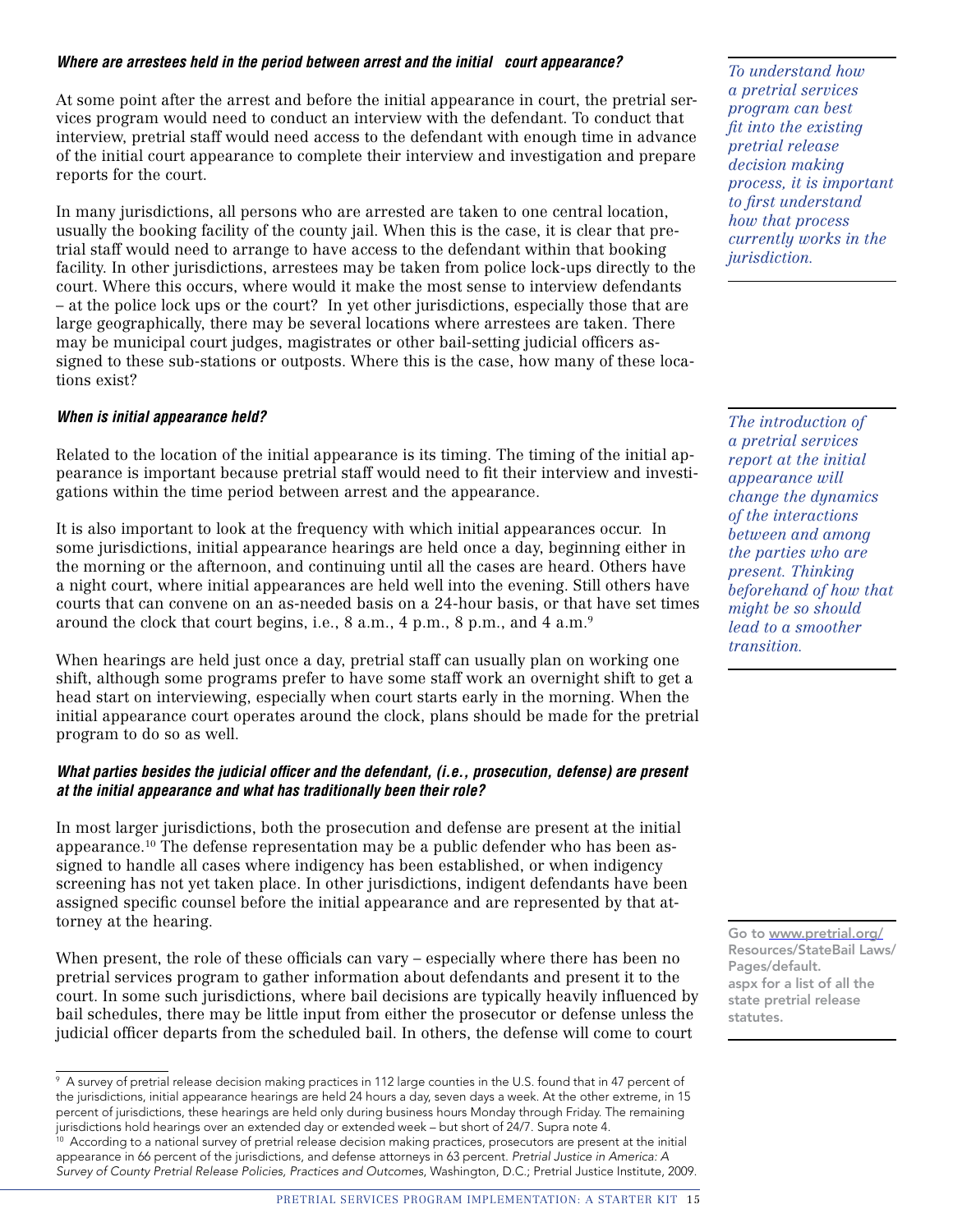***Where are arrestees held in the period between arrest and the initial court appearance?***

At some point after the arrest and before the initial appearance in court, the pretrial services program would need to conduct an interview with the defendant. To conduct that interview, pretrial staff would need access to the defendant with enough time in advance of the initial court appearance to complete their interview and investigation and prepare reports for the court.

In many jurisdictions, all persons who are arrested are taken to one central location, usually the booking facility of the county jail. When this is the case, it is clear that pretrial staff would need to arrange to have access to the defendant within that booking facility. In other jurisdictions, arrestees may be taken from police lock-ups directly to the court. Where this occurs, where would it make the most sense to interview defendants – at the police lock ups or the court? In yet other jurisdictions, especially those that are large geographically, there may be several locations where arrestees are taken. There may be municipal court judges, magistrates or other bail-setting judicial officers assigned to these sub-stations or outposts. Where this is the case, how many of these locations exist?

*To understand how a pretrial services program can best fit into the existing pretrial release decision making process, it is important to first understand how that process currently works in the jurisdiction.*

***When is initial appearance held?***

Related to the location of the initial appearance is its timing. The timing of the initial appearance is important because pretrial staff would need to fit their interview and investigations within the time period between arrest and the appearance.

It is also important to look at the frequency with which initial appearances occur. In some jurisdictions, initial appearance hearings are held once a day, beginning either in the morning or the afternoon, and continuing until all the cases are heard. Others have a night court, where initial appearances are held well into the evening. Still others have courts that can convene on an as-needed basis on a 24-hour basis, or that have set times around the clock that court begins, i.e., 8 a.m., 4 p.m., 8 p.m., and 4 a.m.[9]

When hearings are held just once a day, pretrial staff can usually plan on working one shift, although some programs prefer to have some staff work an overnight shift to get a head start on interviewing, especially when court starts early in the morning. When the initial appearance court operates around the clock, plans should be made for the pretrial program to do so as well.

*The introduction of a pretrial services report at the initial appearance will change the dynamics of the interactions between and among the parties who are present. Thinking beforehand of how that might be so should lead to a smoother transition.*

***What parties besides the judicial officer and the defendant, (i.e., prosecution, defense) are present at the initial appearance and what has traditionally been their role?***

In most larger jurisdictions, both the prosecution and defense are present at the initial appearance.[10] The defense representation may be a public defender who has been assigned to handle all cases where indigency has been established, or when indigency screening has not yet taken place. In other jurisdictions, indigent defendants have been assigned specific counsel before the initial appearance and are represented by that attorney at the hearing.

When present, the role of these officials can vary – especially where there has been no pretrial services program to gather information about defendants and present it to the court. In some such jurisdictions, where bail decisions are typically heavily influenced by bail schedules, there may be little input from either the prosecutor or defense unless the judicial officer departs from the scheduled bail. In others, the defense will come to court

Go to www.pretrial.org/Resources/StateBail Laws/Pages/default.aspx for a list of all the state pretrial release statutes.

[9] A survey of pretrial release decision making practices in 112 large counties in the U.S. found that in 47 percent of the jurisdictions, initial appearance hearings are held 24 hours a day, seven days a week. At the other extreme, in 15 percent of jurisdictions, these hearings are held only during business hours Monday through Friday. The remaining jurisdictions hold hearings over an extended day or extended week – but short of 24/7. Supra note 4.

[10] According to a national survey of pretrial release decision making practices, prosecutors are present at the initial appearance in 66 percent of the jurisdictions, and defense attorneys in 63 percent. *Pretrial Justice in America: A Survey of County Pretrial Release Policies, Practices and Outcomes*, Washington, D.C.; Pretrial Justice Institute, 2009.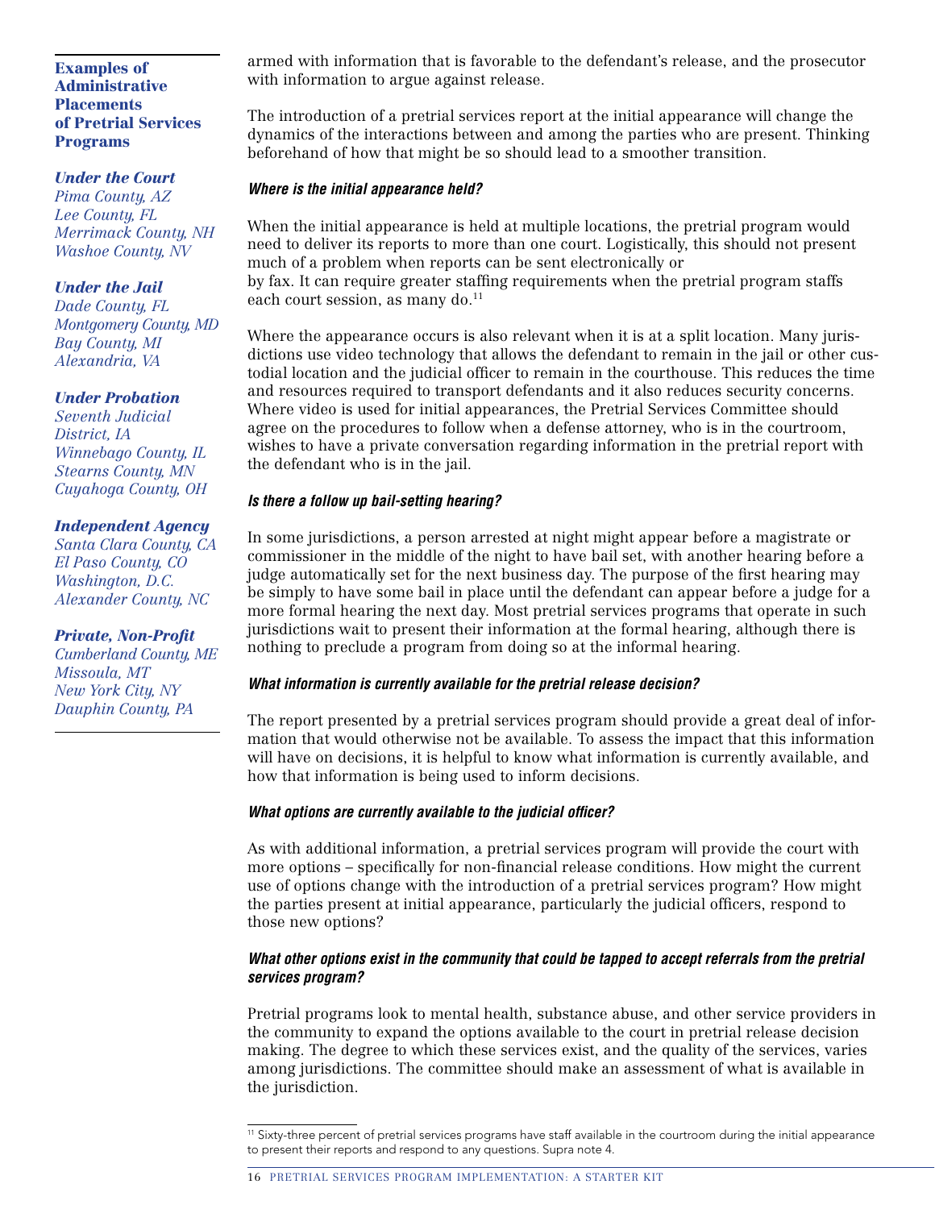**Examples of Administrative Placements of Pretrial Services Programs**

***Under the Court***
*Pima County, AZ*
*Lee County, FL*
*Merrimack County, NH*
*Washoe County, NV*

***Under the Jail***
*Dade County, FL*
*Montgomery County, MD*
*Bay County, MI*
*Alexandria, VA*

***Under Probation***
*Seventh Judicial District, IA*
*Winnebago County, IL*
*Stearns County, MN*
*Cuyahoga County, OH*

***Independent Agency***
*Santa Clara County, CA*
*El Paso County, CO*
*Washington, D.C.*
*Alexander County, NC*

***Private, Non-Profit***
*Cumberland County, ME*
*Missoula, MT*
*New York City, NY*
*Dauphin County, PA*

armed with information that is favorable to the defendant's release, and the prosecutor with information to argue against release.

The introduction of a pretrial services report at the initial appearance will change the dynamics of the interactions between and among the parties who are present. Thinking beforehand of how that might be so should lead to a smoother transition.

#### *Where is the initial appearance held?*

When the initial appearance is held at multiple locations, the pretrial program would need to deliver its reports to more than one court. Logistically, this should not present much of a problem when reports can be sent electronically or by fax. It can require greater staffing requirements when the pretrial program staffs each court session, as many do.[11]

Where the appearance occurs is also relevant when it is at a split location. Many jurisdictions use video technology that allows the defendant to remain in the jail or other custodial location and the judicial officer to remain in the courthouse. This reduces the time and resources required to transport defendants and it also reduces security concerns. Where video is used for initial appearances, the Pretrial Services Committee should agree on the procedures to follow when a defense attorney, who is in the courtroom, wishes to have a private conversation regarding information in the pretrial report with the defendant who is in the jail.

#### *Is there a follow up bail-setting hearing?*

In some jurisdictions, a person arrested at night might appear before a magistrate or commissioner in the middle of the night to have bail set, with another hearing before a judge automatically set for the next business day. The purpose of the first hearing may be simply to have some bail in place until the defendant can appear before a judge for a more formal hearing the next day. Most pretrial services programs that operate in such jurisdictions wait to present their information at the formal hearing, although there is nothing to preclude a program from doing so at the informal hearing.

#### *What information is currently available for the pretrial release decision?*

The report presented by a pretrial services program should provide a great deal of information that would otherwise not be available. To assess the impact that this information will have on decisions, it is helpful to know what information is currently available, and how that information is being used to inform decisions.

#### *What options are currently available to the judicial officer?*

As with additional information, a pretrial services program will provide the court with more options – specifically for non-financial release conditions. How might the current use of options change with the introduction of a pretrial services program? How might the parties present at initial appearance, particularly the judicial officers, respond to those new options?

#### *What other options exist in the community that could be tapped to accept referrals from the pretrial services program?*

Pretrial programs look to mental health, substance abuse, and other service providers in the community to expand the options available to the court in pretrial release decision making. The degree to which these services exist, and the quality of the services, varies among jurisdictions. The committee should make an assessment of what is available in the jurisdiction.

[11] Sixty-three percent of pretrial services programs have staff available in the courtroom during the initial appearance to present their reports and respond to any questions. Supra note 4.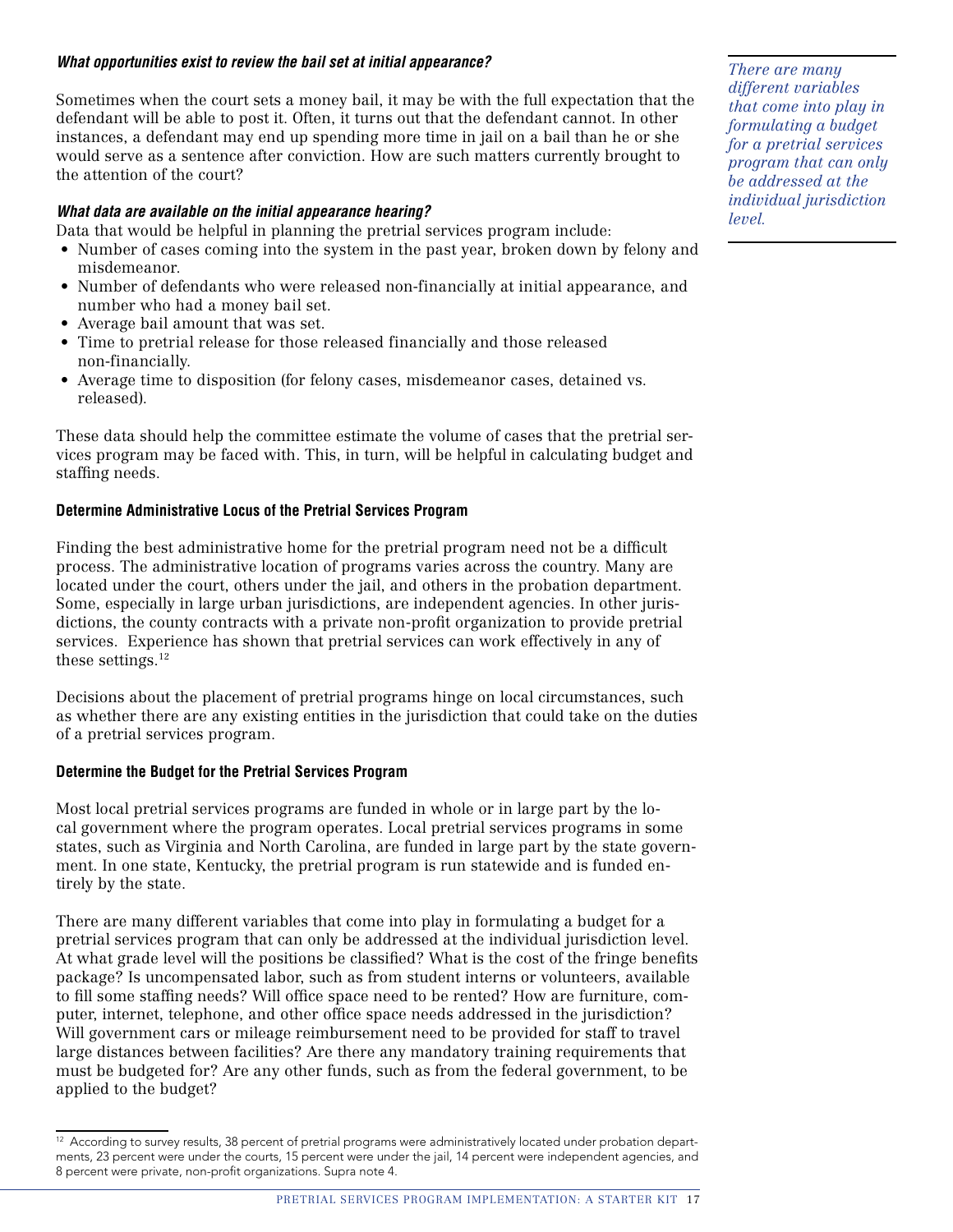#### *What opportunities exist to review the bail set at initial appearance?*

Sometimes when the court sets a money bail, it may be with the full expectation that the defendant will be able to post it. Often, it turns out that the defendant cannot. In other instances, a defendant may end up spending more time in jail on a bail than he or she would serve as a sentence after conviction. How are such matters currently brought to the attention of the court?

#### *What data are available on the initial appearance hearing?*

Data that would be helpful in planning the pretrial services program include:

- Number of cases coming into the system in the past year, broken down by felony and misdemeanor.
- Number of defendants who were released non-financially at initial appearance, and number who had a money bail set.
- Average bail amount that was set.
- Time to pretrial release for those released financially and those released non-financially.
- Average time to disposition (for felony cases, misdemeanor cases, detained vs. released).

These data should help the committee estimate the volume of cases that the pretrial services program may be faced with. This, in turn, will be helpful in calculating budget and staffing needs.

*There are many different variables that come into play in formulating a budget for a pretrial services program that can only be addressed at the individual jurisdiction level.*

### Determine Administrative Locus of the Pretrial Services Program

Finding the best administrative home for the pretrial program need not be a difficult process. The administrative location of programs varies across the country. Many are located under the court, others under the jail, and others in the probation department. Some, especially in large urban jurisdictions, are independent agencies. In other jurisdictions, the county contracts with a private non-profit organization to provide pretrial services. Experience has shown that pretrial services can work effectively in any of these settings.[12]

Decisions about the placement of pretrial programs hinge on local circumstances, such as whether there are any existing entities in the jurisdiction that could take on the duties of a pretrial services program.

### Determine the Budget for the Pretrial Services Program

Most local pretrial services programs are funded in whole or in large part by the local government where the program operates. Local pretrial services programs in some states, such as Virginia and North Carolina, are funded in large part by the state government. In one state, Kentucky, the pretrial program is run statewide and is funded entirely by the state.

There are many different variables that come into play in formulating a budget for a pretrial services program that can only be addressed at the individual jurisdiction level. At what grade level will the positions be classified? What is the cost of the fringe benefits package? Is uncompensated labor, such as from student interns or volunteers, available to fill some staffing needs? Will office space need to be rented? How are furniture, computer, internet, telephone, and other office space needs addressed in the jurisdiction? Will government cars or mileage reimbursement need to be provided for staff to travel large distances between facilities? Are there any mandatory training requirements that must be budgeted for? Are any other funds, such as from the federal government, to be applied to the budget?

[12] According to survey results, 38 percent of pretrial programs were administratively located under probation departments, 23 percent were under the courts, 15 percent were under the jail, 14 percent were independent agencies, and 8 percent were private, non-profit organizations. Supra note 4.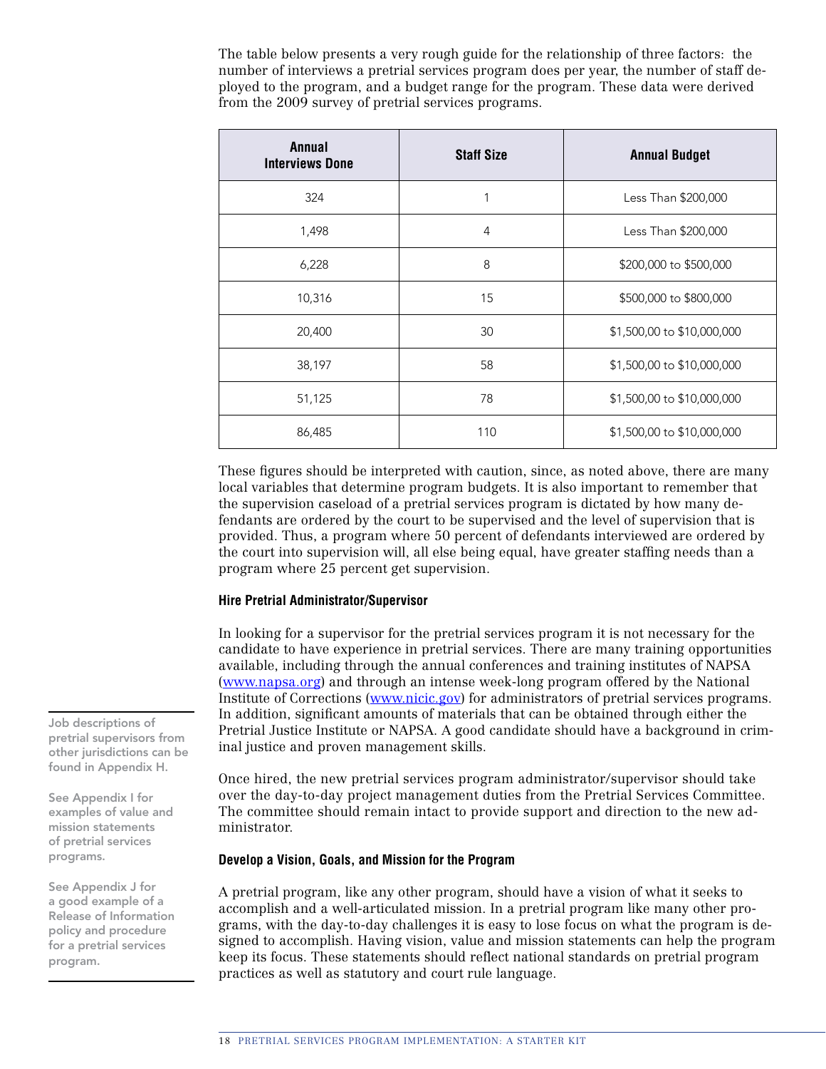The table below presents a very rough guide for the relationship of three factors: the number of interviews a pretrial services program does per year, the number of staff deployed to the program, and a budget range for the program. These data were derived from the 2009 survey of pretrial services programs.

| Annual Interviews Done | Staff Size | Annual Budget |
|---|---|---|
| 324 | 1 | Less Than $200,000 |
| 1,498 | 4 | Less Than $200,000 |
| 6,228 | 8 | $200,000 to $500,000 |
| 10,316 | 15 | $500,000 to $800,000 |
| 20,400 | 30 | $1,500,00 to $10,000,000 |
| 38,197 | 58 | $1,500,00 to $10,000,000 |
| 51,125 | 78 | $1,500,00 to $10,000,000 |
| 86,485 | 110 | $1,500,00 to $10,000,000 |

These figures should be interpreted with caution, since, as noted above, there are many local variables that determine program budgets. It is also important to remember that the supervision caseload of a pretrial services program is dictated by how many defendants are ordered by the court to be supervised and the level of supervision that is provided. Thus, a program where 50 percent of defendants interviewed are ordered by the court into supervision will, all else being equal, have greater staffing needs than a program where 25 percent get supervision.

#### Hire Pretrial Administrator/Supervisor

In looking for a supervisor for the pretrial services program it is not necessary for the candidate to have experience in pretrial services. There are many training opportunities available, including through the annual conferences and training institutes of NAPSA (www.napsa.org) and through an intense week-long program offered by the National Institute of Corrections (www.nicic.gov) for administrators of pretrial services programs. In addition, significant amounts of materials that can be obtained through either the Pretrial Justice Institute or NAPSA. A good candidate should have a background in criminal justice and proven management skills.

Once hired, the new pretrial services program administrator/supervisor should take over the day-to-day project management duties from the Pretrial Services Committee. The committee should remain intact to provide support and direction to the new administrator.

#### Develop a Vision, Goals, and Mission for the Program

A pretrial program, like any other program, should have a vision of what it seeks to accomplish and a well-articulated mission. In a pretrial program like many other programs, with the day-to-day challenges it is easy to lose focus on what the program is designed to accomplish. Having vision, value and mission statements can help the program keep its focus. These statements should reflect national standards on pretrial program practices as well as statutory and court rule language.

Job descriptions of pretrial supervisors from other jurisdictions can be found in Appendix H.

See Appendix I for examples of value and mission statements of pretrial services programs.

See Appendix J for a good example of a Release of Information policy and procedure for a pretrial services program.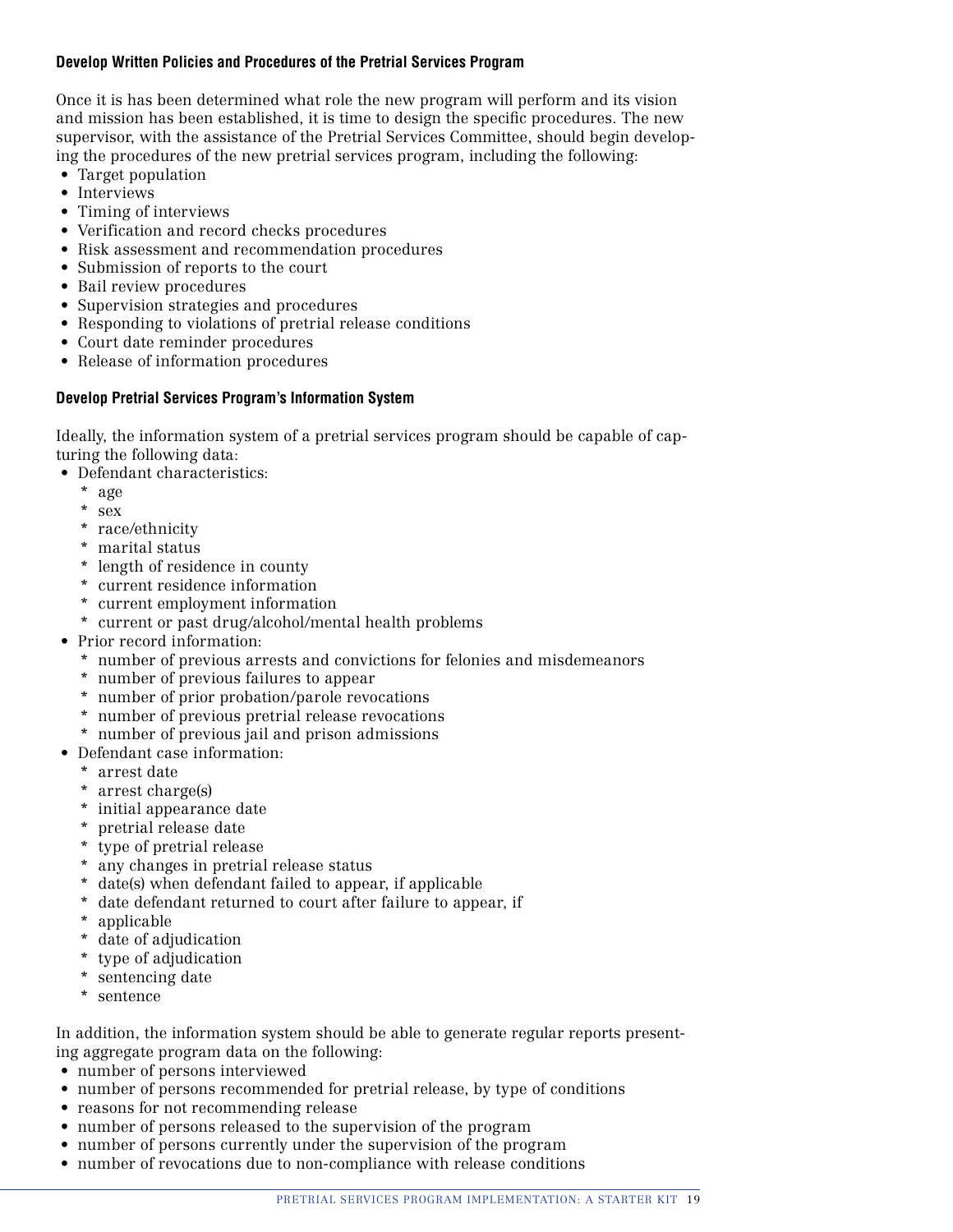**Develop Written Policies and Procedures of the Pretrial Services Program**

Once it is has been determined what role the new program will perform and its vision and mission has been established, it is time to design the specific procedures. The new supervisor, with the assistance of the Pretrial Services Committee, should begin developing the procedures of the new pretrial services program, including the following:

- Target population
- Interviews
- Timing of interviews
- Verification and record checks procedures
- Risk assessment and recommendation procedures
- Submission of reports to the court
- Bail review procedures
- Supervision strategies and procedures
- Responding to violations of pretrial release conditions
- Court date reminder procedures
- Release of information procedures

**Develop Pretrial Services Program's Information System**

Ideally, the information system of a pretrial services program should be capable of capturing the following data:

- Defendant characteristics:
  - age
  - sex
  - race/ethnicity
  - marital status
  - length of residence in county
  - current residence information
  - current employment information
  - current or past drug/alcohol/mental health problems
- Prior record information:
  - number of previous arrests and convictions for felonies and misdemeanors
  - number of previous failures to appear
  - number of prior probation/parole revocations
  - number of previous pretrial release revocations
  - number of previous jail and prison admissions
- Defendant case information:
  - arrest date
  - arrest charge(s)
  - initial appearance date
  - pretrial release date
  - type of pretrial release
  - any changes in pretrial release status
  - date(s) when defendant failed to appear, if applicable
  - date defendant returned to court after failure to appear, if
  - applicable
  - date of adjudication
  - type of adjudication
  - sentencing date
  - sentence

In addition, the information system should be able to generate regular reports presenting aggregate program data on the following:

- number of persons interviewed
- number of persons recommended for pretrial release, by type of conditions
- reasons for not recommending release
- number of persons released to the supervision of the program
- number of persons currently under the supervision of the program
- number of revocations due to non-compliance with release conditions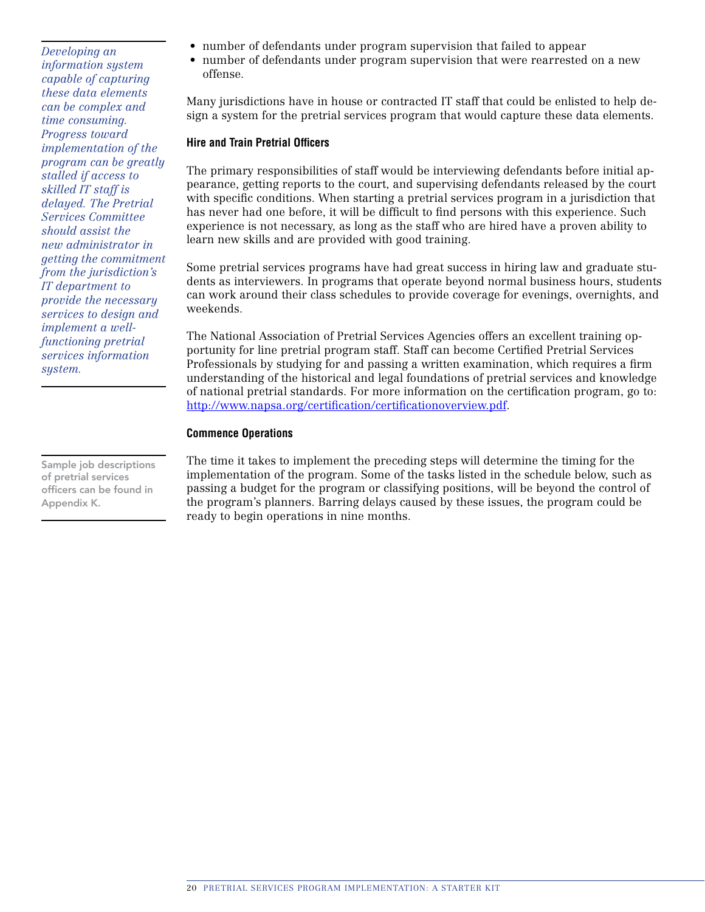*Developing an information system capable of capturing these data elements can be complex and time consuming. Progress toward implementation of the program can be greatly stalled if access to skilled IT staff is delayed. The Pretrial Services Committee should assist the new administrator in getting the commitment from the jurisdiction's IT department to provide the necessary services to design and implement a well-functioning pretrial services information system.*

- number of defendants under program supervision that failed to appear
- number of defendants under program supervision that were rearrested on a new offense.

Many jurisdictions have in house or contracted IT staff that could be enlisted to help design a system for the pretrial services program that would capture these data elements.

#### Hire and Train Pretrial Officers

The primary responsibilities of staff would be interviewing defendants before initial appearance, getting reports to the court, and supervising defendants released by the court with specific conditions. When starting a pretrial services program in a jurisdiction that has never had one before, it will be difficult to find persons with this experience. Such experience is not necessary, as long as the staff who are hired have a proven ability to learn new skills and are provided with good training.

Some pretrial services programs have had great success in hiring law and graduate students as interviewers. In programs that operate beyond normal business hours, students can work around their class schedules to provide coverage for evenings, overnights, and weekends.

The National Association of Pretrial Services Agencies offers an excellent training opportunity for line pretrial program staff. Staff can become Certified Pretrial Services Professionals by studying for and passing a written examination, which requires a firm understanding of the historical and legal foundations of pretrial services and knowledge of national pretrial standards. For more information on the certification program, go to: http://www.napsa.org/certification/certificationoverview.pdf.

Sample job descriptions of pretrial services officers can be found in Appendix K.

#### Commence Operations

The time it takes to implement the preceding steps will determine the timing for the implementation of the program. Some of the tasks listed in the schedule below, such as passing a budget for the program or classifying positions, will be beyond the control of the program's planners. Barring delays caused by these issues, the program could be ready to begin operations in nine months.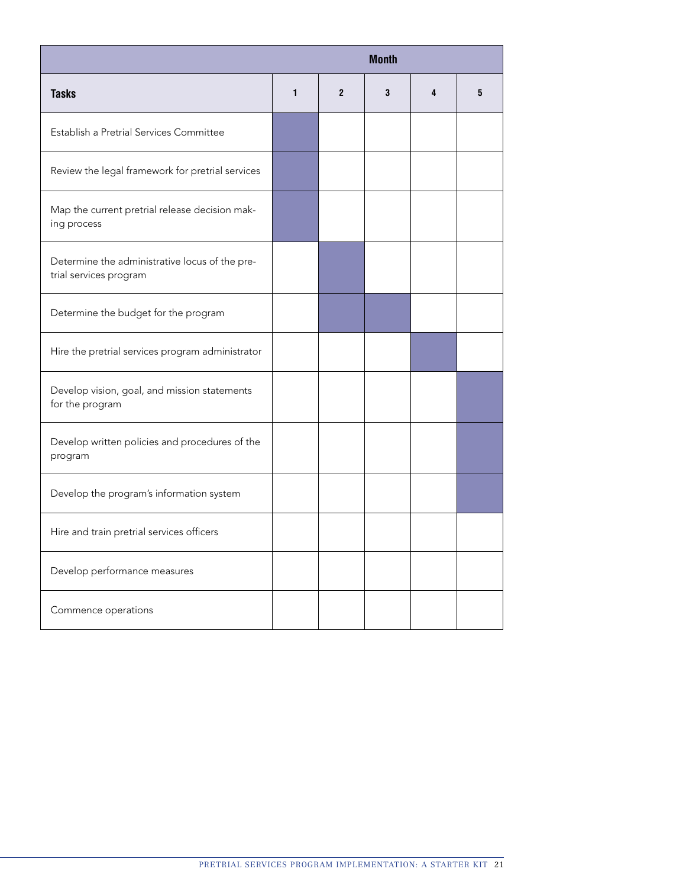| | Month | | | | |
|---|---|---|---|---|---|
| **Tasks** | **1** | **2** | **3** | **4** | **5** |
| Establish a Pretrial Services Committee | ■ | | | | |
| Review the legal framework for pretrial services | ■ | | | | |
| Map the current pretrial release decision making process | ■ | | | | |
| Determine the administrative locus of the pretrial services program | | ■ | | | |
| Determine the budget for the program | | ■ | ■ | | |
| Hire the pretrial services program administrator | | | | ■ | |
| Develop vision, goal, and mission statements for the program | | | | | ■ |
| Develop written policies and procedures of the program | | | | | ■ |
| Develop the program's information system | | | | | ■ |
| Hire and train pretrial services officers | | | | | |
| Develop performance measures | | | | | |
| Commence operations | | | | | |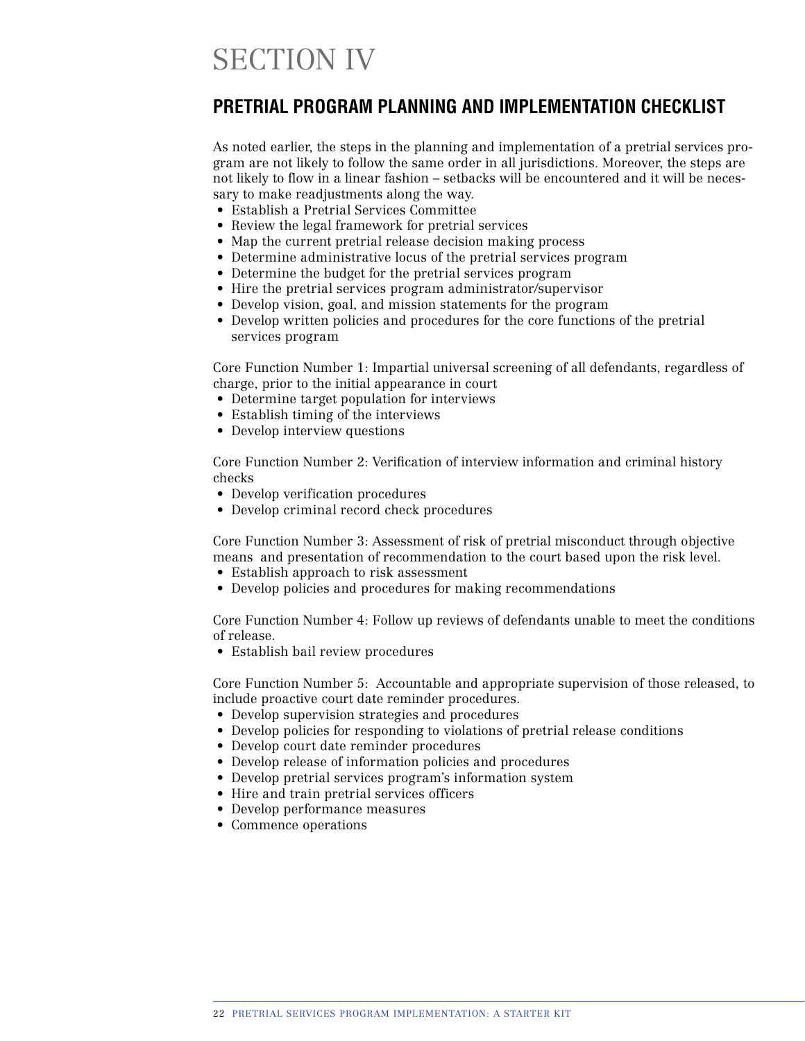# SECTION IV

## PRETRIAL PROGRAM PLANNING AND IMPLEMENTATION CHECKLIST

As noted earlier, the steps in the planning and implementation of a pretrial services program are not likely to follow the same order in all jurisdictions. Moreover, the steps are not likely to flow in a linear fashion – setbacks will be encountered and it will be necessary to make readjustments along the way.

- Establish a Pretrial Services Committee
- Review the legal framework for pretrial services
- Map the current pretrial release decision making process
- Determine administrative locus of the pretrial services program
- Determine the budget for the pretrial services program
- Hire the pretrial services program administrator/supervisor
- Develop vision, goal, and mission statements for the program
- Develop written policies and procedures for the core functions of the pretrial services program

Core Function Number 1: Impartial universal screening of all defendants, regardless of charge, prior to the initial appearance in court

- Determine target population for interviews
- Establish timing of the interviews
- Develop interview questions

Core Function Number 2: Verification of interview information and criminal history checks

- Develop verification procedures
- Develop criminal record check procedures

Core Function Number 3: Assessment of risk of pretrial misconduct through objective means and presentation of recommendation to the court based upon the risk level.

- Establish approach to risk assessment
- Develop policies and procedures for making recommendations

Core Function Number 4: Follow up reviews of defendants unable to meet the conditions of release.

- Establish bail review procedures

Core Function Number 5: Accountable and appropriate supervision of those released, to include proactive court date reminder procedures.

- Develop supervision strategies and procedures
- Develop policies for responding to violations of pretrial release conditions
- Develop court date reminder procedures
- Develop release of information policies and procedures
- Develop pretrial services program's information system
- Hire and train pretrial services officers
- Develop performance measures
- Commence operations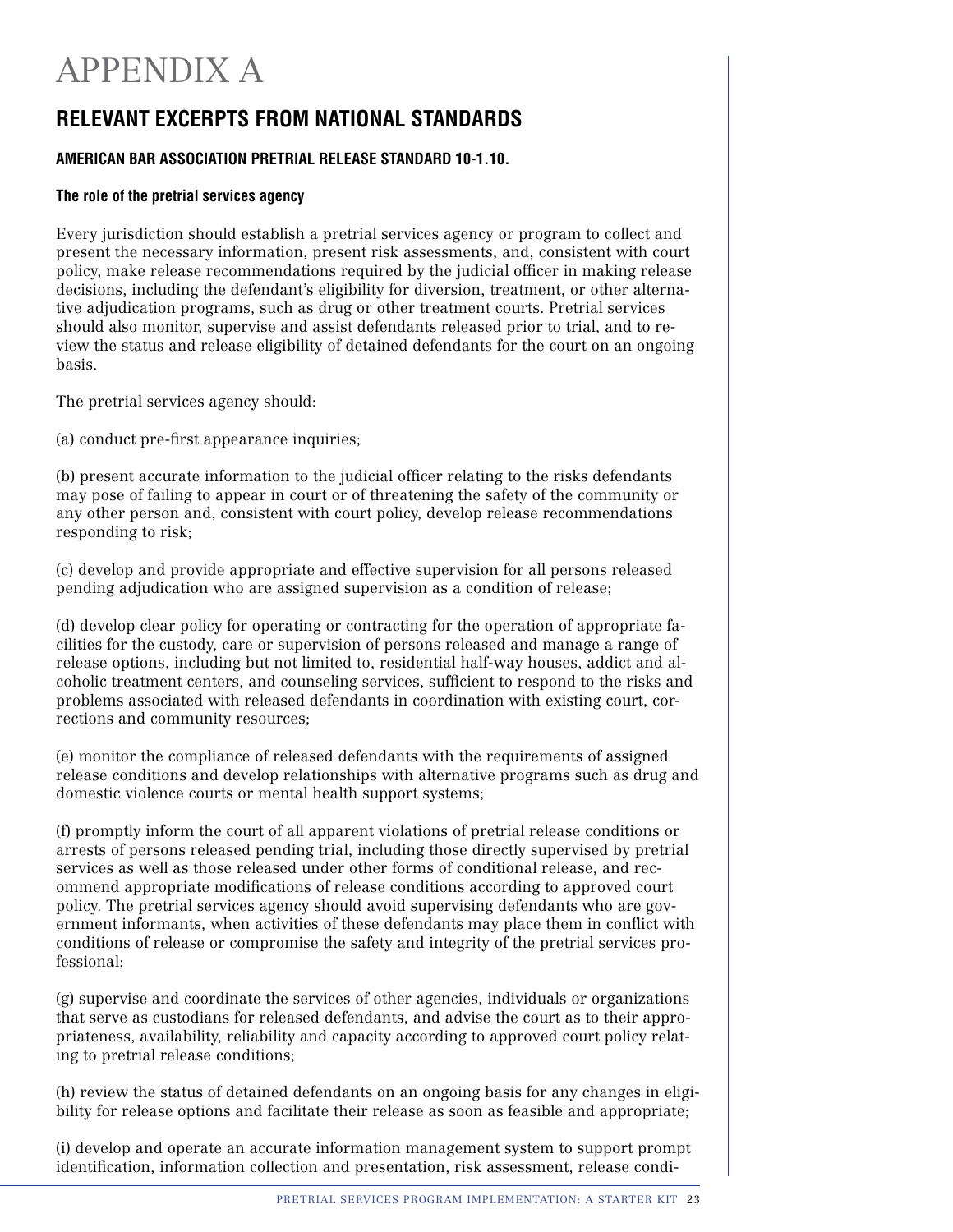# APPENDIX A

## RELEVANT EXCERPTS FROM NATIONAL STANDARDS

### AMERICAN BAR ASSOCIATION PRETRIAL RELEASE STANDARD 10-1.10.

#### The role of the pretrial services agency

Every jurisdiction should establish a pretrial services agency or program to collect and present the necessary information, present risk assessments, and, consistent with court policy, make release recommendations required by the judicial officer in making release decisions, including the defendant's eligibility for diversion, treatment, or other alternative adjudication programs, such as drug or other treatment courts. Pretrial services should also monitor, supervise and assist defendants released prior to trial, and to review the status and release eligibility of detained defendants for the court on an ongoing basis.

The pretrial services agency should:

(a) conduct pre-first appearance inquiries;

(b) present accurate information to the judicial officer relating to the risks defendants may pose of failing to appear in court or of threatening the safety of the community or any other person and, consistent with court policy, develop release recommendations responding to risk;

(c) develop and provide appropriate and effective supervision for all persons released pending adjudication who are assigned supervision as a condition of release;

(d) develop clear policy for operating or contracting for the operation of appropriate facilities for the custody, care or supervision of persons released and manage a range of release options, including but not limited to, residential half-way houses, addict and alcoholic treatment centers, and counseling services, sufficient to respond to the risks and problems associated with released defendants in coordination with existing court, corrections and community resources;

(e) monitor the compliance of released defendants with the requirements of assigned release conditions and develop relationships with alternative programs such as drug and domestic violence courts or mental health support systems;

(f) promptly inform the court of all apparent violations of pretrial release conditions or arrests of persons released pending trial, including those directly supervised by pretrial services as well as those released under other forms of conditional release, and recommend appropriate modifications of release conditions according to approved court policy. The pretrial services agency should avoid supervising defendants who are government informants, when activities of these defendants may place them in conflict with conditions of release or compromise the safety and integrity of the pretrial services professional;

(g) supervise and coordinate the services of other agencies, individuals or organizations that serve as custodians for released defendants, and advise the court as to their appropriateness, availability, reliability and capacity according to approved court policy relating to pretrial release conditions;

(h) review the status of detained defendants on an ongoing basis for any changes in eligibility for release options and facilitate their release as soon as feasible and appropriate;

(i) develop and operate an accurate information management system to support prompt identification, information collection and presentation, risk assessment, release condi-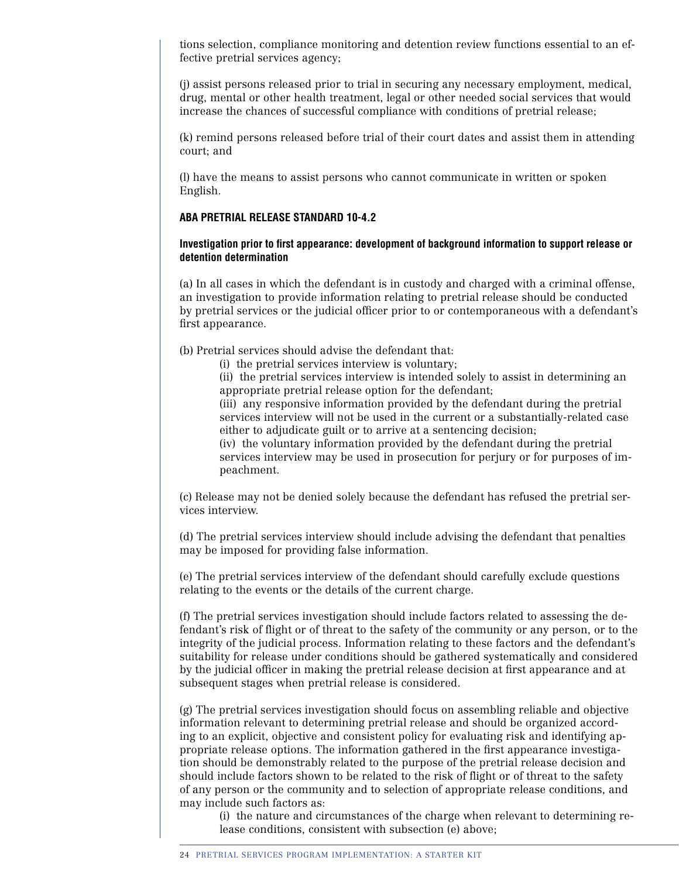tions selection, compliance monitoring and detention review functions essential to an effective pretrial services agency;

(j) assist persons released prior to trial in securing any necessary employment, medical, drug, mental or other health treatment, legal or other needed social services that would increase the chances of successful compliance with conditions of pretrial release;

(k) remind persons released before trial of their court dates and assist them in attending court; and

(l) have the means to assist persons who cannot communicate in written or spoken English.

#### ABA PRETRIAL RELEASE STANDARD 10-4.2

**Investigation prior to first appearance: development of background information to support release or detention determination**

(a) In all cases in which the defendant is in custody and charged with a criminal offense, an investigation to provide information relating to pretrial release should be conducted by pretrial services or the judicial officer prior to or contemporaneous with a defendant's first appearance.

(b) Pretrial services should advise the defendant that:

(i) the pretrial services interview is voluntary;

(ii) the pretrial services interview is intended solely to assist in determining an appropriate pretrial release option for the defendant;

(iii) any responsive information provided by the defendant during the pretrial services interview will not be used in the current or a substantially-related case either to adjudicate guilt or to arrive at a sentencing decision;

(iv) the voluntary information provided by the defendant during the pretrial services interview may be used in prosecution for perjury or for purposes of impeachment.

(c) Release may not be denied solely because the defendant has refused the pretrial services interview.

(d) The pretrial services interview should include advising the defendant that penalties may be imposed for providing false information.

(e) The pretrial services interview of the defendant should carefully exclude questions relating to the events or the details of the current charge.

(f) The pretrial services investigation should include factors related to assessing the defendant's risk of flight or of threat to the safety of the community or any person, or to the integrity of the judicial process. Information relating to these factors and the defendant's suitability for release under conditions should be gathered systematically and considered by the judicial officer in making the pretrial release decision at first appearance and at subsequent stages when pretrial release is considered.

(g) The pretrial services investigation should focus on assembling reliable and objective information relevant to determining pretrial release and should be organized according to an explicit, objective and consistent policy for evaluating risk and identifying appropriate release options. The information gathered in the first appearance investigation should be demonstrably related to the purpose of the pretrial release decision and should include factors shown to be related to the risk of flight or of threat to the safety of any person or the community and to selection of appropriate release conditions, and may include such factors as:

(i) the nature and circumstances of the charge when relevant to determining release conditions, consistent with subsection (e) above;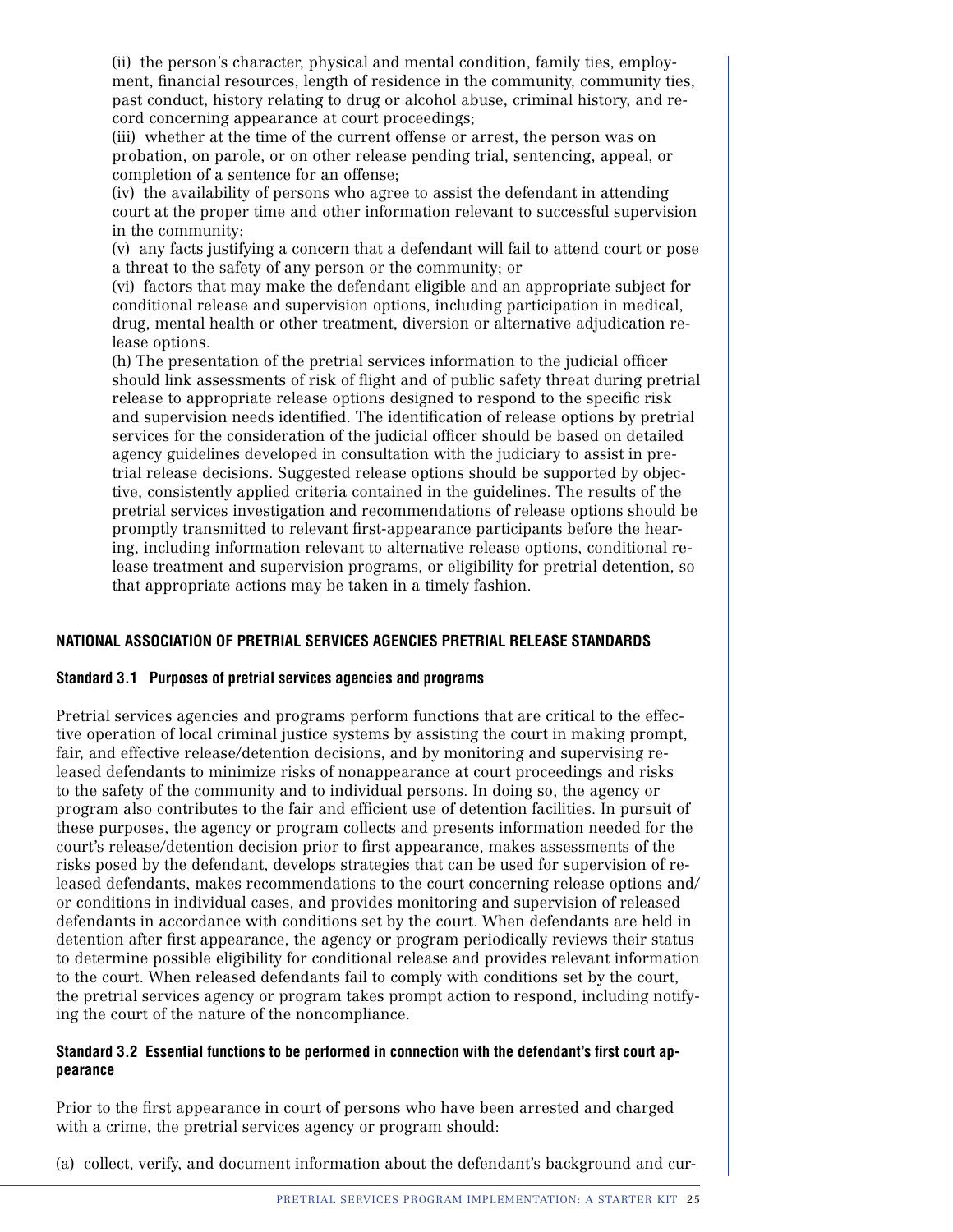(ii) the person's character, physical and mental condition, family ties, employment, financial resources, length of residence in the community, community ties, past conduct, history relating to drug or alcohol abuse, criminal history, and record concerning appearance at court proceedings;

(iii) whether at the time of the current offense or arrest, the person was on probation, on parole, or on other release pending trial, sentencing, appeal, or completion of a sentence for an offense;

(iv) the availability of persons who agree to assist the defendant in attending court at the proper time and other information relevant to successful supervision in the community;

(v) any facts justifying a concern that a defendant will fail to attend court or pose a threat to the safety of any person or the community; or

(vi) factors that may make the defendant eligible and an appropriate subject for conditional release and supervision options, including participation in medical, drug, mental health or other treatment, diversion or alternative adjudication release options.

(h) The presentation of the pretrial services information to the judicial officer should link assessments of risk of flight and of public safety threat during pretrial release to appropriate release options designed to respond to the specific risk and supervision needs identified. The identification of release options by pretrial services for the consideration of the judicial officer should be based on detailed agency guidelines developed in consultation with the judiciary to assist in pretrial release decisions. Suggested release options should be supported by objective, consistently applied criteria contained in the guidelines. The results of the pretrial services investigation and recommendations of release options should be promptly transmitted to relevant first-appearance participants before the hearing, including information relevant to alternative release options, conditional release treatment and supervision programs, or eligibility for pretrial detention, so that appropriate actions may be taken in a timely fashion.

## NATIONAL ASSOCIATION OF PRETRIAL SERVICES AGENCIES PRETRIAL RELEASE STANDARDS

### Standard 3.1 Purposes of pretrial services agencies and programs

Pretrial services agencies and programs perform functions that are critical to the effective operation of local criminal justice systems by assisting the court in making prompt, fair, and effective release/detention decisions, and by monitoring and supervising released defendants to minimize risks of nonappearance at court proceedings and risks to the safety of the community and to individual persons. In doing so, the agency or program also contributes to the fair and efficient use of detention facilities. In pursuit of these purposes, the agency or program collects and presents information needed for the court's release/detention decision prior to first appearance, makes assessments of the risks posed by the defendant, develops strategies that can be used for supervision of released defendants, makes recommendations to the court concerning release options and/or conditions in individual cases, and provides monitoring and supervision of released defendants in accordance with conditions set by the court. When defendants are held in detention after first appearance, the agency or program periodically reviews their status to determine possible eligibility for conditional release and provides relevant information to the court. When released defendants fail to comply with conditions set by the court, the pretrial services agency or program takes prompt action to respond, including notifying the court of the nature of the noncompliance.

### Standard 3.2 Essential functions to be performed in connection with the defendant's first court appearance

Prior to the first appearance in court of persons who have been arrested and charged with a crime, the pretrial services agency or program should:

(a) collect, verify, and document information about the defendant's background and cur-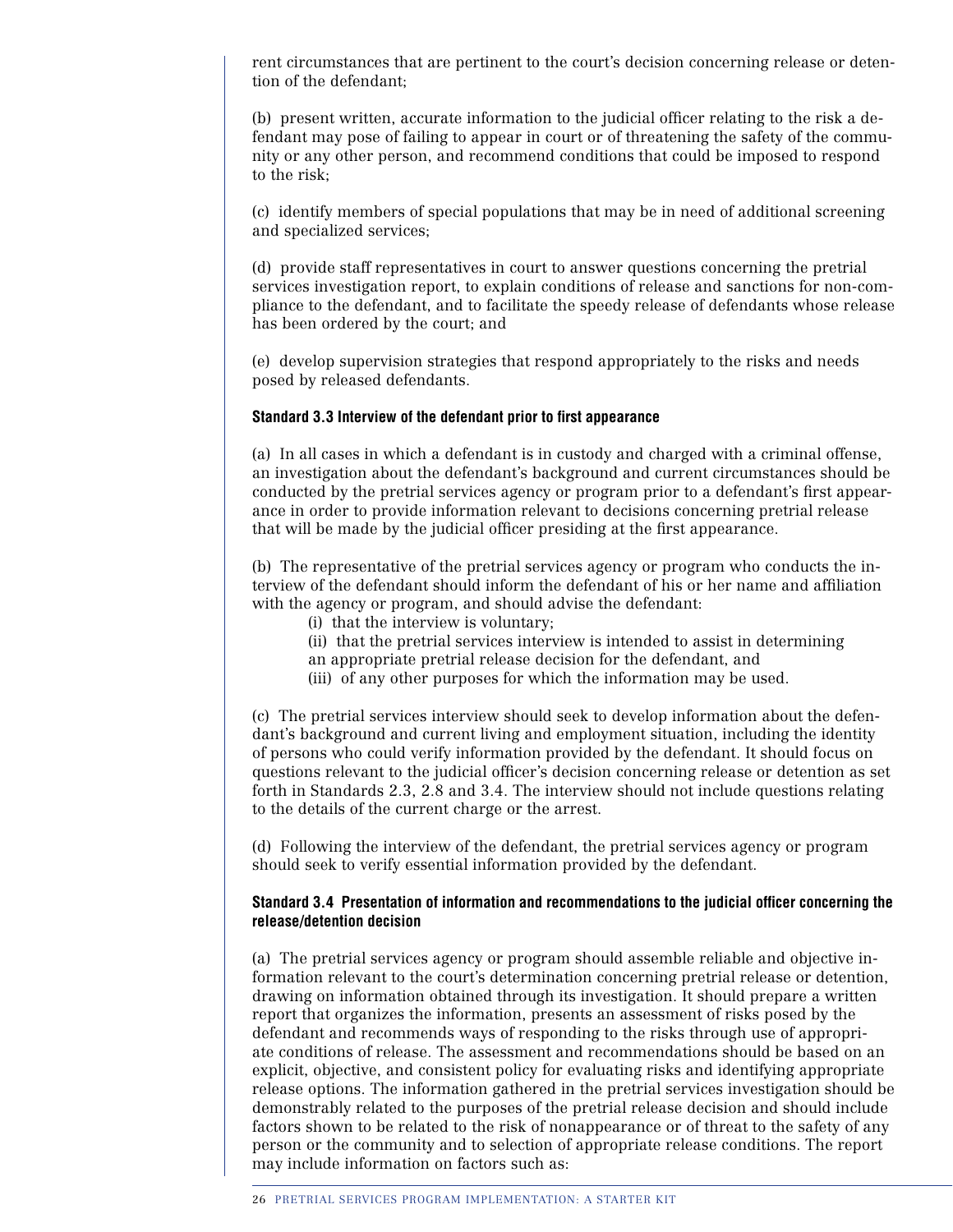rent circumstances that are pertinent to the court's decision concerning release or detention of the defendant;

(b) present written, accurate information to the judicial officer relating to the risk a defendant may pose of failing to appear in court or of threatening the safety of the community or any other person, and recommend conditions that could be imposed to respond to the risk;

(c) identify members of special populations that may be in need of additional screening and specialized services;

(d) provide staff representatives in court to answer questions concerning the pretrial services investigation report, to explain conditions of release and sanctions for non-compliance to the defendant, and to facilitate the speedy release of defendants whose release has been ordered by the court; and

(e) develop supervision strategies that respond appropriately to the risks and needs posed by released defendants.

#### Standard 3.3 Interview of the defendant prior to first appearance

(a) In all cases in which a defendant is in custody and charged with a criminal offense, an investigation about the defendant's background and current circumstances should be conducted by the pretrial services agency or program prior to a defendant's first appearance in order to provide information relevant to decisions concerning pretrial release that will be made by the judicial officer presiding at the first appearance.

(b) The representative of the pretrial services agency or program who conducts the interview of the defendant should inform the defendant of his or her name and affiliation with the agency or program, and should advise the defendant:

- (i) that the interview is voluntary;
- (ii) that the pretrial services interview is intended to assist in determining an appropriate pretrial release decision for the defendant, and
- (iii) of any other purposes for which the information may be used.

(c) The pretrial services interview should seek to develop information about the defendant's background and current living and employment situation, including the identity of persons who could verify information provided by the defendant. It should focus on questions relevant to the judicial officer's decision concerning release or detention as set forth in Standards 2.3, 2.8 and 3.4. The interview should not include questions relating to the details of the current charge or the arrest.

(d) Following the interview of the defendant, the pretrial services agency or program should seek to verify essential information provided by the defendant.

#### Standard 3.4 Presentation of information and recommendations to the judicial officer concerning the release/detention decision

(a) The pretrial services agency or program should assemble reliable and objective information relevant to the court's determination concerning pretrial release or detention, drawing on information obtained through its investigation. It should prepare a written report that organizes the information, presents an assessment of risks posed by the defendant and recommends ways of responding to the risks through use of appropriate conditions of release. The assessment and recommendations should be based on an explicit, objective, and consistent policy for evaluating risks and identifying appropriate release options. The information gathered in the pretrial services investigation should be demonstrably related to the purposes of the pretrial release decision and should include factors shown to be related to the risk of nonappearance or of threat to the safety of any person or the community and to selection of appropriate release conditions. The report may include information on factors such as: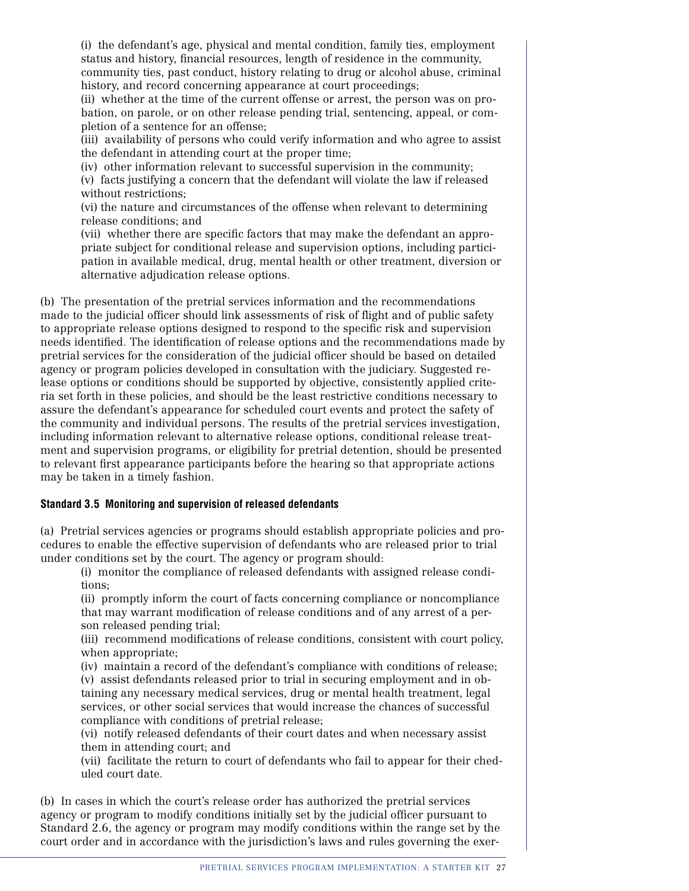(i) the defendant's age, physical and mental condition, family ties, employment status and history, financial resources, length of residence in the community, community ties, past conduct, history relating to drug or alcohol abuse, criminal history, and record concerning appearance at court proceedings;

(ii) whether at the time of the current offense or arrest, the person was on probation, on parole, or on other release pending trial, sentencing, appeal, or completion of a sentence for an offense;

(iii) availability of persons who could verify information and who agree to assist the defendant in attending court at the proper time;

(iv) other information relevant to successful supervision in the community;

(v) facts justifying a concern that the defendant will violate the law if released without restrictions;

(vi) the nature and circumstances of the offense when relevant to determining release conditions; and

(vii) whether there are specific factors that may make the defendant an appropriate subject for conditional release and supervision options, including participation in available medical, drug, mental health or other treatment, diversion or alternative adjudication release options.

(b) The presentation of the pretrial services information and the recommendations made to the judicial officer should link assessments of risk of flight and of public safety to appropriate release options designed to respond to the specific risk and supervision needs identified. The identification of release options and the recommendations made by pretrial services for the consideration of the judicial officer should be based on detailed agency or program policies developed in consultation with the judiciary. Suggested release options or conditions should be supported by objective, consistently applied criteria set forth in these policies, and should be the least restrictive conditions necessary to assure the defendant's appearance for scheduled court events and protect the safety of the community and individual persons. The results of the pretrial services investigation, including information relevant to alternative release options, conditional release treatment and supervision programs, or eligibility for pretrial detention, should be presented to relevant first appearance participants before the hearing so that appropriate actions may be taken in a timely fashion.

#### Standard 3.5 Monitoring and supervision of released defendants

(a) Pretrial services agencies or programs should establish appropriate policies and procedures to enable the effective supervision of defendants who are released prior to trial under conditions set by the court. The agency or program should:

(i) monitor the compliance of released defendants with assigned release conditions;

(ii) promptly inform the court of facts concerning compliance or noncompliance that may warrant modification of release conditions and of any arrest of a person released pending trial;

(iii) recommend modifications of release conditions, consistent with court policy, when appropriate;

(iv) maintain a record of the defendant's compliance with conditions of release;

(v) assist defendants released prior to trial in securing employment and in obtaining any necessary medical services, drug or mental health treatment, legal services, or other social services that would increase the chances of successful compliance with conditions of pretrial release;

(vi) notify released defendants of their court dates and when necessary assist them in attending court; and

(vii) facilitate the return to court of defendants who fail to appear for their cheduled court date.

(b) In cases in which the court's release order has authorized the pretrial services agency or program to modify conditions initially set by the judicial officer pursuant to Standard 2.6, the agency or program may modify conditions within the range set by the court order and in accordance with the jurisdiction's laws and rules governing the exer-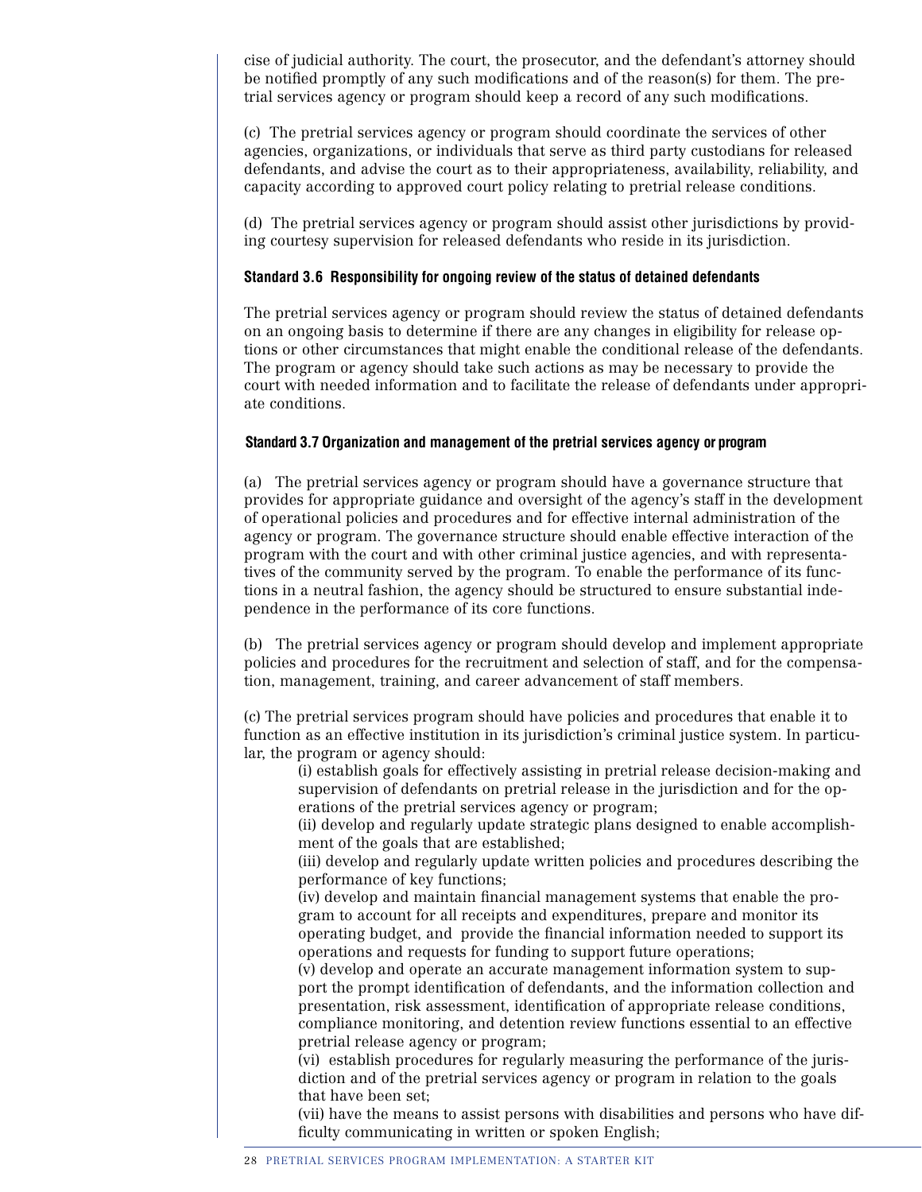cise of judicial authority. The court, the prosecutor, and the defendant's attorney should be notified promptly of any such modifications and of the reason(s) for them. The pretrial services agency or program should keep a record of any such modifications.

(c) The pretrial services agency or program should coordinate the services of other agencies, organizations, or individuals that serve as third party custodians for released defendants, and advise the court as to their appropriateness, availability, reliability, and capacity according to approved court policy relating to pretrial release conditions.

(d) The pretrial services agency or program should assist other jurisdictions by providing courtesy supervision for released defendants who reside in its jurisdiction.

**Standard 3.6 Responsibility for ongoing review of the status of detained defendants**

The pretrial services agency or program should review the status of detained defendants on an ongoing basis to determine if there are any changes in eligibility for release options or other circumstances that might enable the conditional release of the defendants. The program or agency should take such actions as may be necessary to provide the court with needed information and to facilitate the release of defendants under appropriate conditions.

**Standard 3.7 Organization and management of the pretrial services agency or program**

(a) The pretrial services agency or program should have a governance structure that provides for appropriate guidance and oversight of the agency's staff in the development of operational policies and procedures and for effective internal administration of the agency or program. The governance structure should enable effective interaction of the program with the court and with other criminal justice agencies, and with representatives of the community served by the program. To enable the performance of its functions in a neutral fashion, the agency should be structured to ensure substantial independence in the performance of its core functions.

(b) The pretrial services agency or program should develop and implement appropriate policies and procedures for the recruitment and selection of staff, and for the compensation, management, training, and career advancement of staff members.

(c) The pretrial services program should have policies and procedures that enable it to function as an effective institution in its jurisdiction's criminal justice system. In particular, the program or agency should:

(i) establish goals for effectively assisting in pretrial release decision-making and supervision of defendants on pretrial release in the jurisdiction and for the operations of the pretrial services agency or program;

(ii) develop and regularly update strategic plans designed to enable accomplishment of the goals that are established;

(iii) develop and regularly update written policies and procedures describing the performance of key functions;

(iv) develop and maintain financial management systems that enable the program to account for all receipts and expenditures, prepare and monitor its operating budget, and provide the financial information needed to support its operations and requests for funding to support future operations;

(v) develop and operate an accurate management information system to support the prompt identification of defendants, and the information collection and presentation, risk assessment, identification of appropriate release conditions, compliance monitoring, and detention review functions essential to an effective pretrial release agency or program;

(vi) establish procedures for regularly measuring the performance of the jurisdiction and of the pretrial services agency or program in relation to the goals that have been set;

(vii) have the means to assist persons with disabilities and persons who have difficulty communicating in written or spoken English;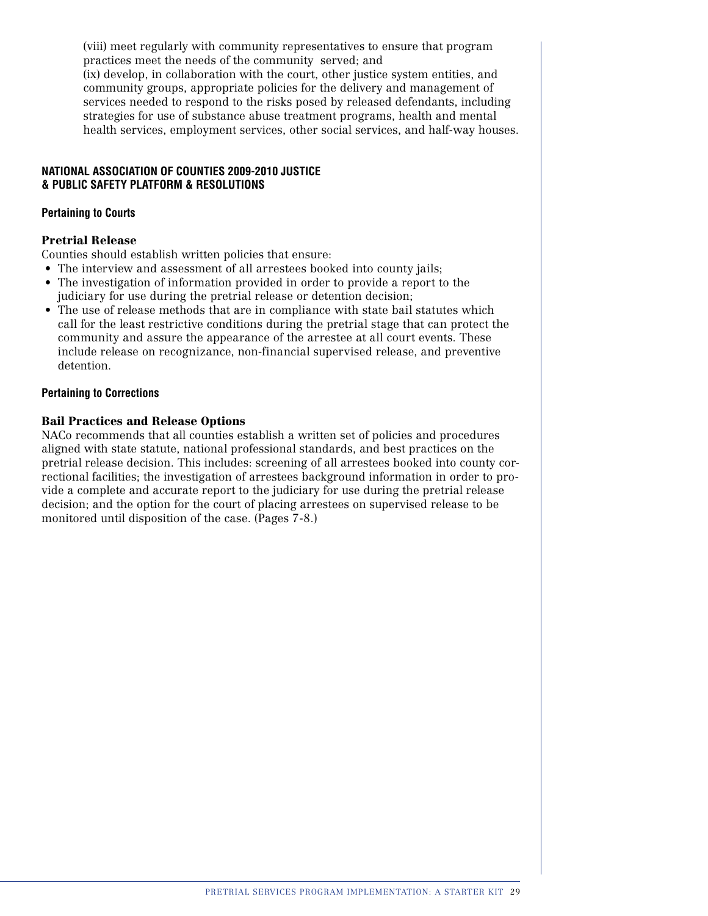(viii) meet regularly with community representatives to ensure that program practices meet the needs of the community served; and

(ix) develop, in collaboration with the court, other justice system entities, and community groups, appropriate policies for the delivery and management of services needed to respond to the risks posed by released defendants, including strategies for use of substance abuse treatment programs, health and mental health services, employment services, other social services, and half-way houses.

## NATIONAL ASSOCIATION OF COUNTIES 2009-2010 JUSTICE & PUBLIC SAFETY PLATFORM & RESOLUTIONS

### Pertaining to Courts

#### Pretrial Release

Counties should establish written policies that ensure:

- The interview and assessment of all arrestees booked into county jails;
- The investigation of information provided in order to provide a report to the judiciary for use during the pretrial release or detention decision;
- The use of release methods that are in compliance with state bail statutes which call for the least restrictive conditions during the pretrial stage that can protect the community and assure the appearance of the arrestee at all court events. These include release on recognizance, non-financial supervised release, and preventive detention.

### Pertaining to Corrections

#### Bail Practices and Release Options

NACo recommends that all counties establish a written set of policies and procedures aligned with state statute, national professional standards, and best practices on the pretrial release decision. This includes: screening of all arrestees booked into county correctional facilities; the investigation of arrestees background information in order to provide a complete and accurate report to the judiciary for use during the pretrial release decision; and the option for the court of placing arrestees on supervised release to be monitored until disposition of the case. (Pages 7-8.)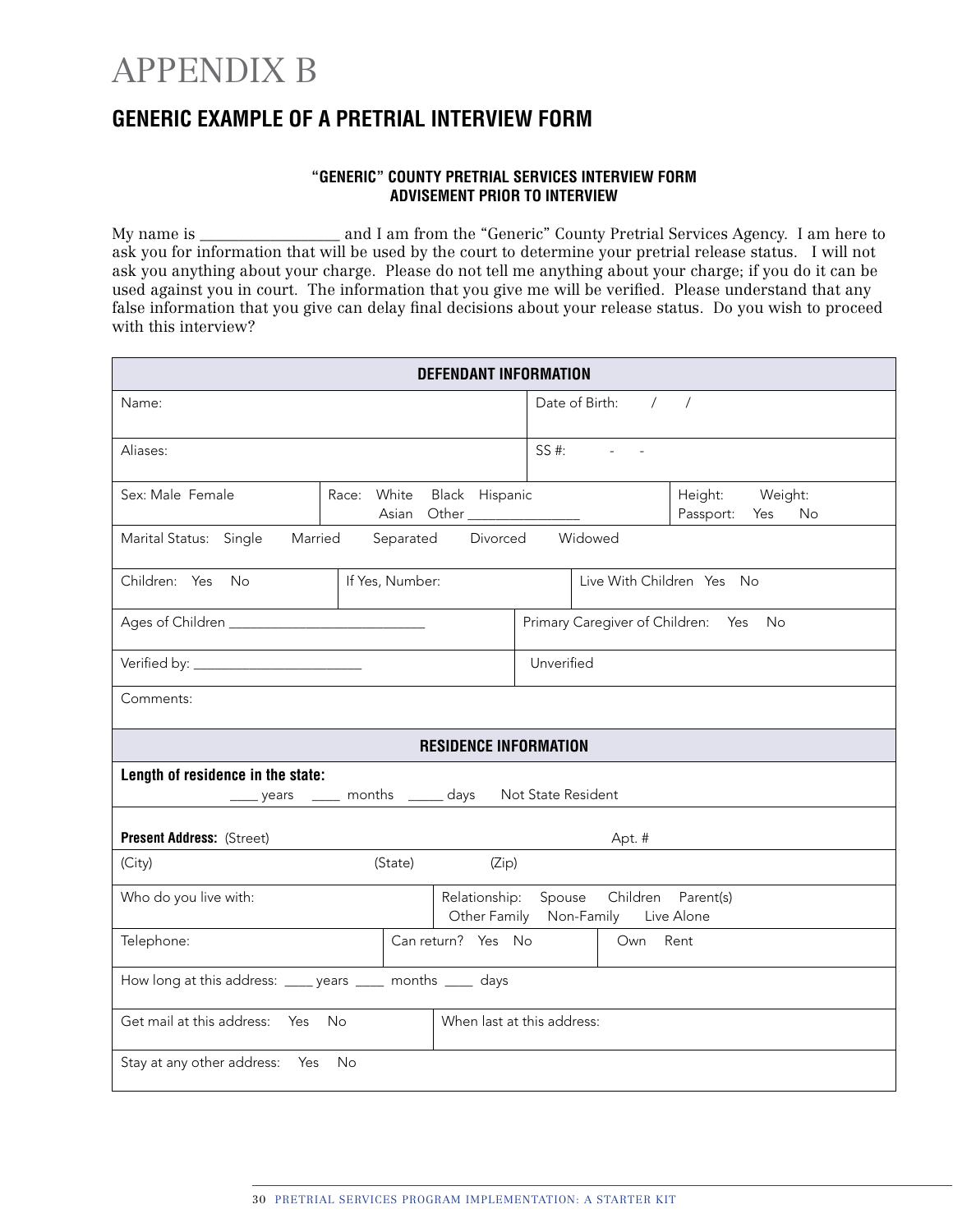# APPENDIX B

## GENERIC EXAMPLE OF A PRETRIAL INTERVIEW FORM

**"GENERIC" COUNTY PRETRIAL SERVICES INTERVIEW FORM**
**ADVISEMENT PRIOR TO INTERVIEW**

My name is _________________ and I am from the "Generic" County Pretrial Services Agency. I am here to ask you for information that will be used by the court to determine your pretrial release status. I will not ask you anything about your charge. Please do not tell me anything about your charge; if you do it can be used against you in court. The information that you give me will be verified. Please understand that any false information that you give can delay final decisions about your release status. Do you wish to proceed with this interview?

| **DEFENDANT INFORMATION** | | |
|---|---|---|
| Name: | Date of Birth: / / | |
| Aliases: | SS #: - - | |
| Sex: Male Female | Race: White Black Hispanic Asian Other _______________ | Height: Weight: Passport: Yes No |
| Marital Status: Single Married Separated Divorced Widowed | | |
| Children: Yes No | If Yes, Number: | Live With Children Yes No |
| Ages of Children ___________________________ | Primary Caregiver of Children: Yes No | |
| Verified by: ________________________ | Unverified | |
| Comments: | | |
| **RESIDENCE INFORMATION** | | |
| **Length of residence in the state:** ____ years ____ months _____ days Not State Resident | | |
| **Present Address:** (Street) | Apt. # | |
| (City) | (State) | (Zip) |
| Who do you live with: | Relationship: Spouse Children Parent(s) Other Family Non-Family Live Alone | |
| Telephone: | Can return? Yes No | Own Rent |
| How long at this address: ____ years ____ months ____ days | | |
| Get mail at this address: Yes No | When last at this address: | |
| Stay at any other address: Yes No | | |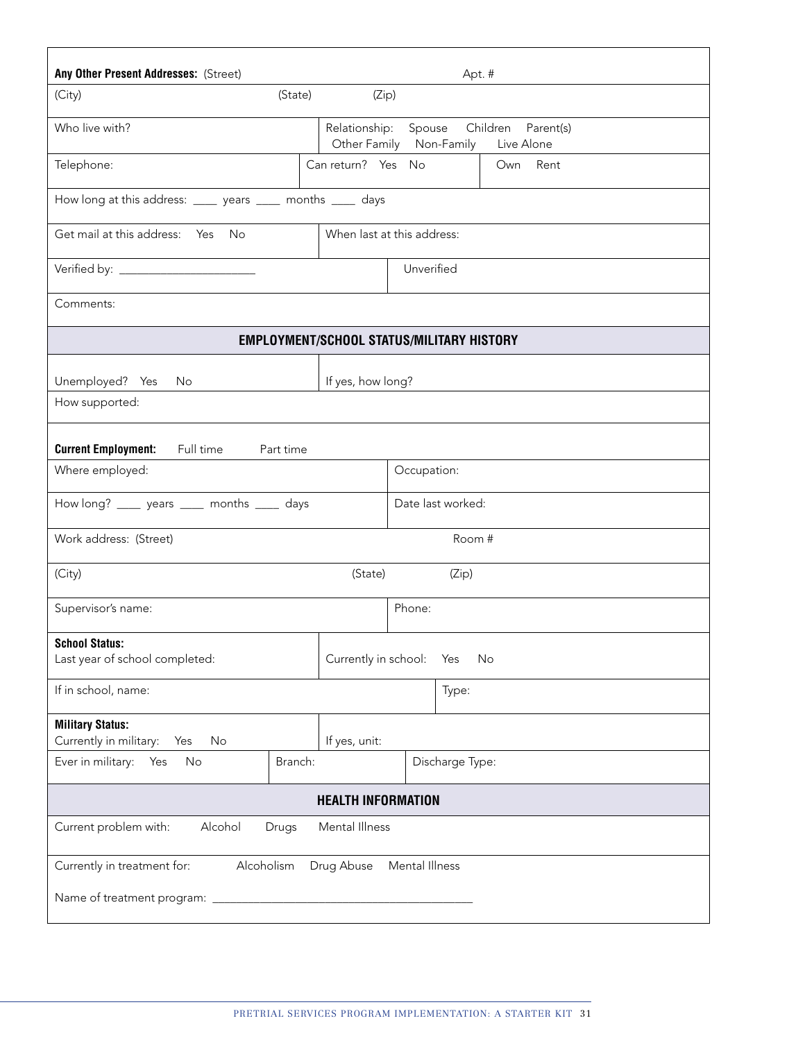**Any Other Present Addresses:** (Street) Apt. #

(City) (State) (Zip)

| Who live with? | Relationship: Spouse Children Parent(s) Other Family Non-Family Live Alone |
|---|---|

| Telephone: | Can return? Yes No | Own Rent |
|---|---|---|

How long at this address: ____ years ____ months ____ days

| Get mail at this address: Yes No | When last at this address: |
|---|---|

| Verified by: ______________________ | Unverified |
|---|---|

Comments:

## EMPLOYMENT/SCHOOL STATUS/MILITARY HISTORY

| Unemployed? Yes No | If yes, how long? |
|---|---|

How supported:

**Current Employment:** Full time Part time

| Where employed: | Occupation: |
|---|---|
| How long? ____ years ____ months ____ days | Date last worked: |

Work address: (Street) Room #

(City) (State) (Zip)

| Supervisor's name: | Phone: |
|---|---|

| **School Status:** Last year of school completed: | Currently in school: Yes No |
|---|---|

| If in school, name: | Type: |
|---|---|

| **Military Status:** Currently in military: Yes No | If yes, unit: |
|---|---|

| Ever in military: Yes No | Branch: | Discharge Type: |
|---|---|---|

## HEALTH INFORMATION

Current problem with: Alcohol Drugs Mental Illness

Currently in treatment for: Alcoholism Drug Abuse Mental Illness

Name of treatment program: ___________________________________________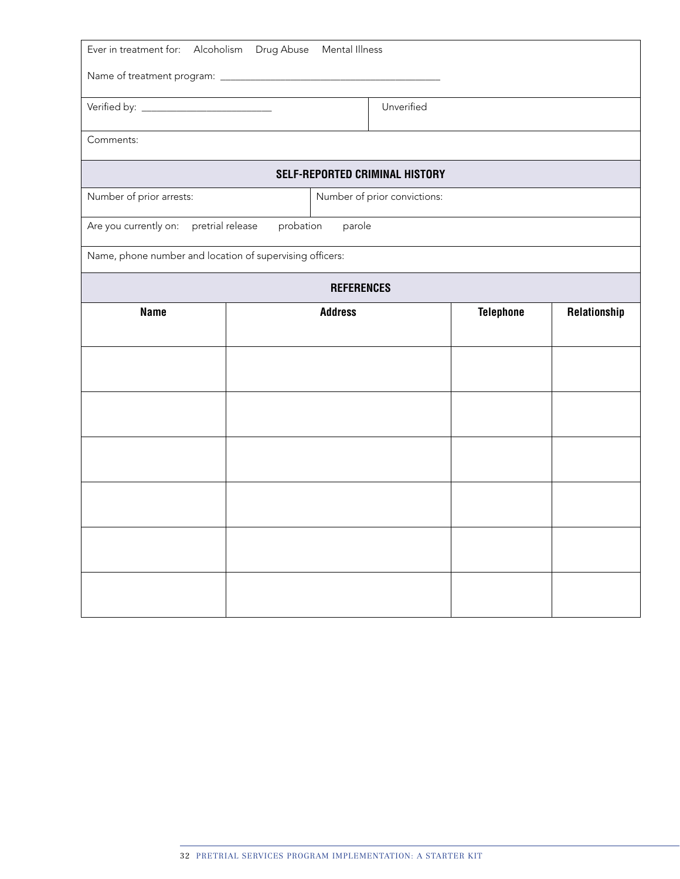Ever in treatment for: Alcoholism Drug Abuse Mental Illness

Name of treatment program: ________________________________________

Verified by: ________________________ Unverified

Comments:

## SELF-REPORTED CRIMINAL HISTORY

Number of prior arrests: Number of prior convictions:

Are you currently on: pretrial release probation parole

Name, phone number and location of supervising officers:

## REFERENCES

| Name | Address | Telephone | Relationship |
|---|---|---|---|
| | | | |
| | | | |
| | | | |
| | | | |
| | | | |
| | | | |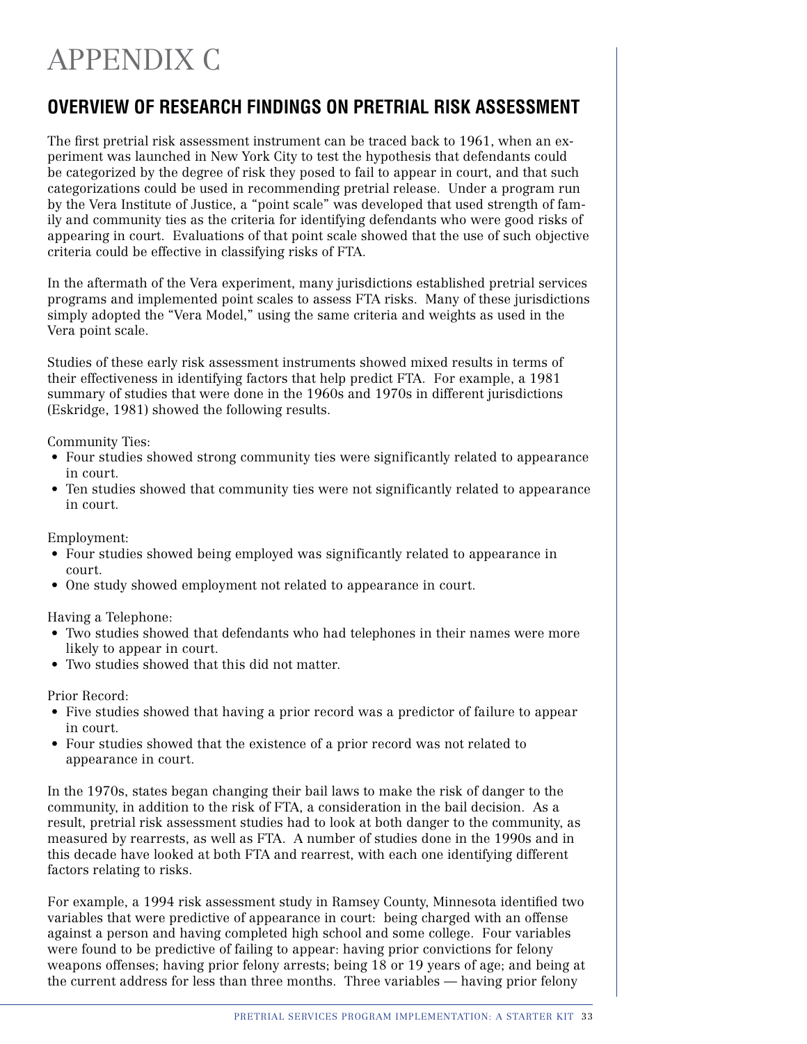# APPENDIX C

## OVERVIEW OF RESEARCH FINDINGS ON PRETRIAL RISK ASSESSMENT

The first pretrial risk assessment instrument can be traced back to 1961, when an experiment was launched in New York City to test the hypothesis that defendants could be categorized by the degree of risk they posed to fail to appear in court, and that such categorizations could be used in recommending pretrial release. Under a program run by the Vera Institute of Justice, a "point scale" was developed that used strength of family and community ties as the criteria for identifying defendants who were good risks of appearing in court. Evaluations of that point scale showed that the use of such objective criteria could be effective in classifying risks of FTA.

In the aftermath of the Vera experiment, many jurisdictions established pretrial services programs and implemented point scales to assess FTA risks. Many of these jurisdictions simply adopted the "Vera Model," using the same criteria and weights as used in the Vera point scale.

Studies of these early risk assessment instruments showed mixed results in terms of their effectiveness in identifying factors that help predict FTA. For example, a 1981 summary of studies that were done in the 1960s and 1970s in different jurisdictions (Eskridge, 1981) showed the following results.

Community Ties:

- Four studies showed strong community ties were significantly related to appearance in court.
- Ten studies showed that community ties were not significantly related to appearance in court.

Employment:

- Four studies showed being employed was significantly related to appearance in court.
- One study showed employment not related to appearance in court.

Having a Telephone:

- Two studies showed that defendants who had telephones in their names were more likely to appear in court.
- Two studies showed that this did not matter.

Prior Record:

- Five studies showed that having a prior record was a predictor of failure to appear in court.
- Four studies showed that the existence of a prior record was not related to appearance in court.

In the 1970s, states began changing their bail laws to make the risk of danger to the community, in addition to the risk of FTA, a consideration in the bail decision. As a result, pretrial risk assessment studies had to look at both danger to the community, as measured by rearrests, as well as FTA. A number of studies done in the 1990s and in this decade have looked at both FTA and rearrest, with each one identifying different factors relating to risks.

For example, a 1994 risk assessment study in Ramsey County, Minnesota identified two variables that were predictive of appearance in court: being charged with an offense against a person and having completed high school and some college. Four variables were found to be predictive of failing to appear: having prior convictions for felony weapons offenses; having prior felony arrests; being 18 or 19 years of age; and being at the current address for less than three months. Three variables — having prior felony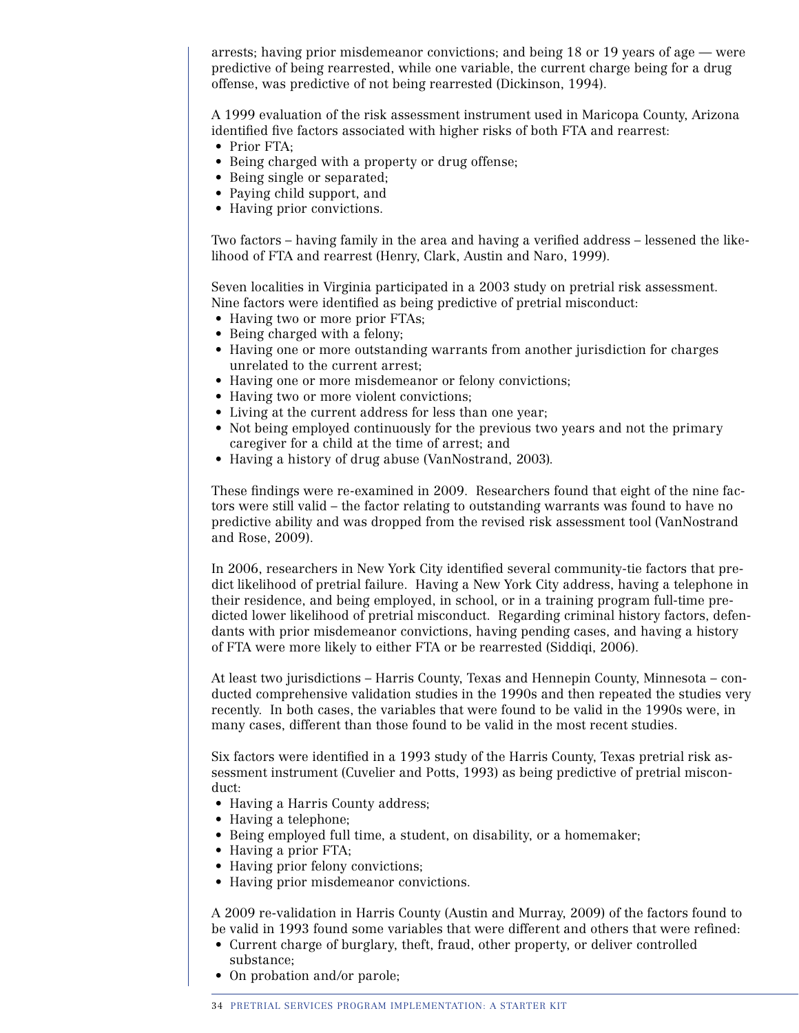arrests; having prior misdemeanor convictions; and being 18 or 19 years of age — were predictive of being rearrested, while one variable, the current charge being for a drug offense, was predictive of not being rearrested (Dickinson, 1994).

A 1999 evaluation of the risk assessment instrument used in Maricopa County, Arizona identified five factors associated with higher risks of both FTA and rearrest:

- Prior FTA;
- Being charged with a property or drug offense;
- Being single or separated;
- Paying child support, and
- Having prior convictions.

Two factors – having family in the area and having a verified address – lessened the likelihood of FTA and rearrest (Henry, Clark, Austin and Naro, 1999).

Seven localities in Virginia participated in a 2003 study on pretrial risk assessment. Nine factors were identified as being predictive of pretrial misconduct:

- Having two or more prior FTAs;
- Being charged with a felony;
- Having one or more outstanding warrants from another jurisdiction for charges unrelated to the current arrest;
- Having one or more misdemeanor or felony convictions;
- Having two or more violent convictions;
- Living at the current address for less than one year;
- Not being employed continuously for the previous two years and not the primary caregiver for a child at the time of arrest; and
- Having a history of drug abuse (VanNostrand, 2003).

These findings were re-examined in 2009. Researchers found that eight of the nine factors were still valid – the factor relating to outstanding warrants was found to have no predictive ability and was dropped from the revised risk assessment tool (VanNostrand and Rose, 2009).

In 2006, researchers in New York City identified several community-tie factors that predict likelihood of pretrial failure. Having a New York City address, having a telephone in their residence, and being employed, in school, or in a training program full-time predicted lower likelihood of pretrial misconduct. Regarding criminal history factors, defendants with prior misdemeanor convictions, having pending cases, and having a history of FTA were more likely to either FTA or be rearrested (Siddiqi, 2006).

At least two jurisdictions – Harris County, Texas and Hennepin County, Minnesota – conducted comprehensive validation studies in the 1990s and then repeated the studies very recently. In both cases, the variables that were found to be valid in the 1990s were, in many cases, different than those found to be valid in the most recent studies.

Six factors were identified in a 1993 study of the Harris County, Texas pretrial risk assessment instrument (Cuvelier and Potts, 1993) as being predictive of pretrial misconduct:

- Having a Harris County address;
- Having a telephone;
- Being employed full time, a student, on disability, or a homemaker;
- Having a prior FTA;
- Having prior felony convictions;
- Having prior misdemeanor convictions.

A 2009 re-validation in Harris County (Austin and Murray, 2009) of the factors found to be valid in 1993 found some variables that were different and others that were refined:

- Current charge of burglary, theft, fraud, other property, or deliver controlled substance;
- On probation and/or parole;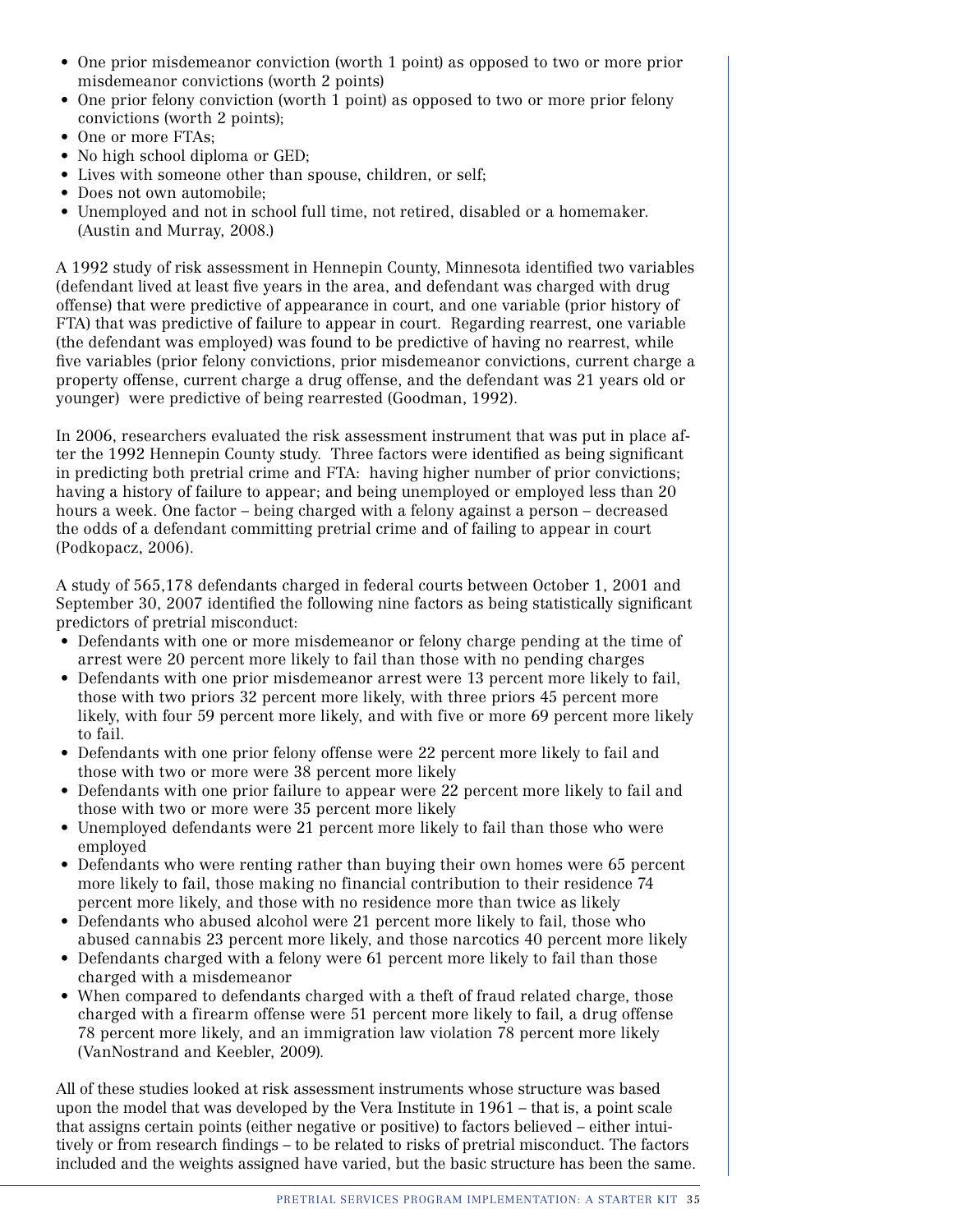- One prior misdemeanor conviction (worth 1 point) as opposed to two or more prior misdemeanor convictions (worth 2 points)
- One prior felony conviction (worth 1 point) as opposed to two or more prior felony convictions (worth 2 points);
- One or more FTAs;
- No high school diploma or GED;
- Lives with someone other than spouse, children, or self;
- Does not own automobile;
- Unemployed and not in school full time, not retired, disabled or a homemaker. (Austin and Murray, 2008.)

A 1992 study of risk assessment in Hennepin County, Minnesota identified two variables (defendant lived at least five years in the area, and defendant was charged with drug offense) that were predictive of appearance in court, and one variable (prior history of FTA) that was predictive of failure to appear in court. Regarding rearrest, one variable (the defendant was employed) was found to be predictive of having no rearrest, while five variables (prior felony convictions, prior misdemeanor convictions, current charge a property offense, current charge a drug offense, and the defendant was 21 years old or younger) were predictive of being rearrested (Goodman, 1992).

In 2006, researchers evaluated the risk assessment instrument that was put in place after the 1992 Hennepin County study. Three factors were identified as being significant in predicting both pretrial crime and FTA: having higher number of prior convictions; having a history of failure to appear; and being unemployed or employed less than 20 hours a week. One factor – being charged with a felony against a person – decreased the odds of a defendant committing pretrial crime and of failing to appear in court (Podkopacz, 2006).

A study of 565,178 defendants charged in federal courts between October 1, 2001 and September 30, 2007 identified the following nine factors as being statistically significant predictors of pretrial misconduct:

- Defendants with one or more misdemeanor or felony charge pending at the time of arrest were 20 percent more likely to fail than those with no pending charges
- Defendants with one prior misdemeanor arrest were 13 percent more likely to fail, those with two priors 32 percent more likely, with three priors 45 percent more likely, with four 59 percent more likely, and with five or more 69 percent more likely to fail.
- Defendants with one prior felony offense were 22 percent more likely to fail and those with two or more were 38 percent more likely
- Defendants with one prior failure to appear were 22 percent more likely to fail and those with two or more were 35 percent more likely
- Unemployed defendants were 21 percent more likely to fail than those who were employed
- Defendants who were renting rather than buying their own homes were 65 percent more likely to fail, those making no financial contribution to their residence 74 percent more likely, and those with no residence more than twice as likely
- Defendants who abused alcohol were 21 percent more likely to fail, those who abused cannabis 23 percent more likely, and those narcotics 40 percent more likely
- Defendants charged with a felony were 61 percent more likely to fail than those charged with a misdemeanor
- When compared to defendants charged with a theft of fraud related charge, those charged with a firearm offense were 51 percent more likely to fail, a drug offense 78 percent more likely, and an immigration law violation 78 percent more likely (VanNostrand and Keebler, 2009).

All of these studies looked at risk assessment instruments whose structure was based upon the model that was developed by the Vera Institute in 1961 – that is, a point scale that assigns certain points (either negative or positive) to factors believed – either intuitively or from research findings – to be related to risks of pretrial misconduct. The factors included and the weights assigned have varied, but the basic structure has been the same.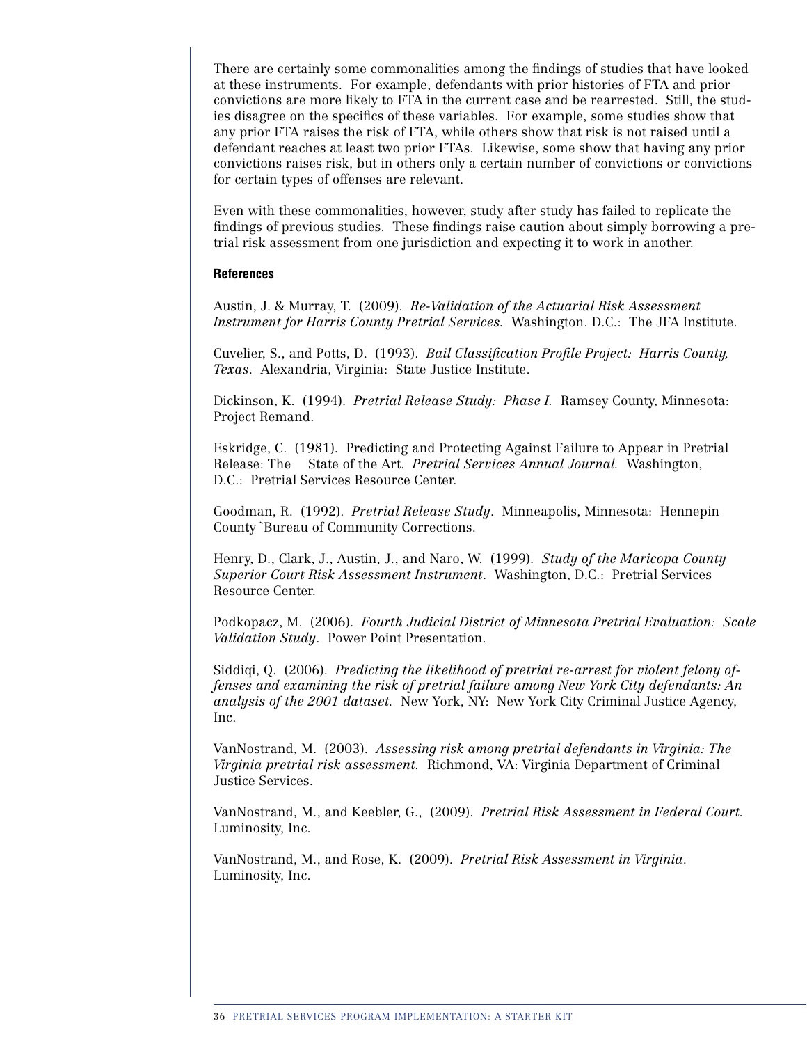There are certainly some commonalities among the findings of studies that have looked at these instruments. For example, defendants with prior histories of FTA and prior convictions are more likely to FTA in the current case and be rearrested. Still, the studies disagree on the specifics of these variables. For example, some studies show that any prior FTA raises the risk of FTA, while others show that risk is not raised until a defendant reaches at least two prior FTAs. Likewise, some show that having any prior convictions raises risk, but in others only a certain number of convictions or convictions for certain types of offenses are relevant.

Even with these commonalities, however, study after study has failed to replicate the findings of previous studies. These findings raise caution about simply borrowing a pretrial risk assessment from one jurisdiction and expecting it to work in another.

#### References

Austin, J. & Murray, T. (2009). *Re-Validation of the Actuarial Risk Assessment Instrument for Harris County Pretrial Services.* Washington. D.C.: The JFA Institute.

Cuvelier, S., and Potts, D. (1993). *Bail Classification Profile Project: Harris County, Texas*. Alexandria, Virginia: State Justice Institute.

Dickinson, K. (1994). *Pretrial Release Study: Phase I.* Ramsey County, Minnesota: Project Remand.

Eskridge, C. (1981). Predicting and Protecting Against Failure to Appear in Pretrial Release: The State of the Art. *Pretrial Services Annual Journal.* Washington, D.C.: Pretrial Services Resource Center.

Goodman, R. (1992). *Pretrial Release Study*. Minneapolis, Minnesota: Hennepin County `Bureau of Community Corrections.

Henry, D., Clark, J., Austin, J., and Naro, W. (1999). *Study of the Maricopa County Superior Court Risk Assessment Instrument*. Washington, D.C.: Pretrial Services Resource Center.

Podkopacz, M. (2006). *Fourth Judicial District of Minnesota Pretrial Evaluation: Scale Validation Study*. Power Point Presentation.

Siddiqi, Q. (2006). *Predicting the likelihood of pretrial re-arrest for violent felony offenses and examining the risk of pretrial failure among New York City defendants: An analysis of the 2001 dataset.* New York, NY: New York City Criminal Justice Agency, Inc.

VanNostrand, M. (2003). *Assessing risk among pretrial defendants in Virginia: The Virginia pretrial risk assessment.* Richmond, VA: Virginia Department of Criminal Justice Services.

VanNostrand, M., and Keebler, G., (2009). *Pretrial Risk Assessment in Federal Court.* Luminosity, Inc.

VanNostrand, M., and Rose, K. (2009). *Pretrial Risk Assessment in Virginia*. Luminosity, Inc.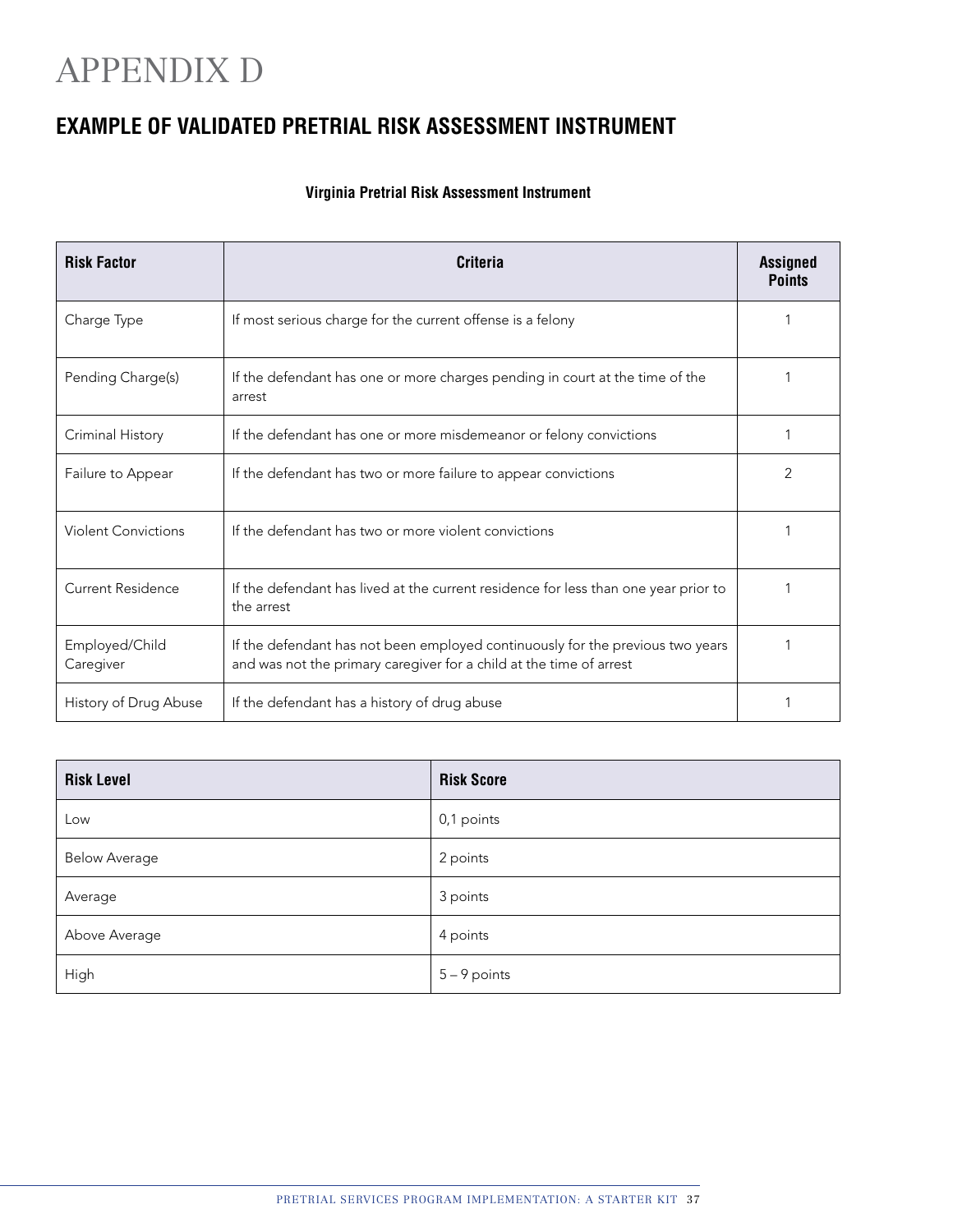# APPENDIX D

## EXAMPLE OF VALIDATED PRETRIAL RISK ASSESSMENT INSTRUMENT

**Virginia Pretrial Risk Assessment Instrument**

| Risk Factor | Criteria | Assigned Points |
|---|---|---|
| Charge Type | If most serious charge for the current offense is a felony | 1 |
| Pending Charge(s) | If the defendant has one or more charges pending in court at the time of the arrest | 1 |
| Criminal History | If the defendant has one or more misdemeanor or felony convictions | 1 |
| Failure to Appear | If the defendant has two or more failure to appear convictions | 2 |
| Violent Convictions | If the defendant has two or more violent convictions | 1 |
| Current Residence | If the defendant has lived at the current residence for less than one year prior to the arrest | 1 |
| Employed/Child Caregiver | If the defendant has not been employed continuously for the previous two years and was not the primary caregiver for a child at the time of arrest | 1 |
| History of Drug Abuse | If the defendant has a history of drug abuse | 1 |

| Risk Level | Risk Score |
|---|---|
| Low | 0,1 points |
| Below Average | 2 points |
| Average | 3 points |
| Above Average | 4 points |
| High | 5 – 9 points |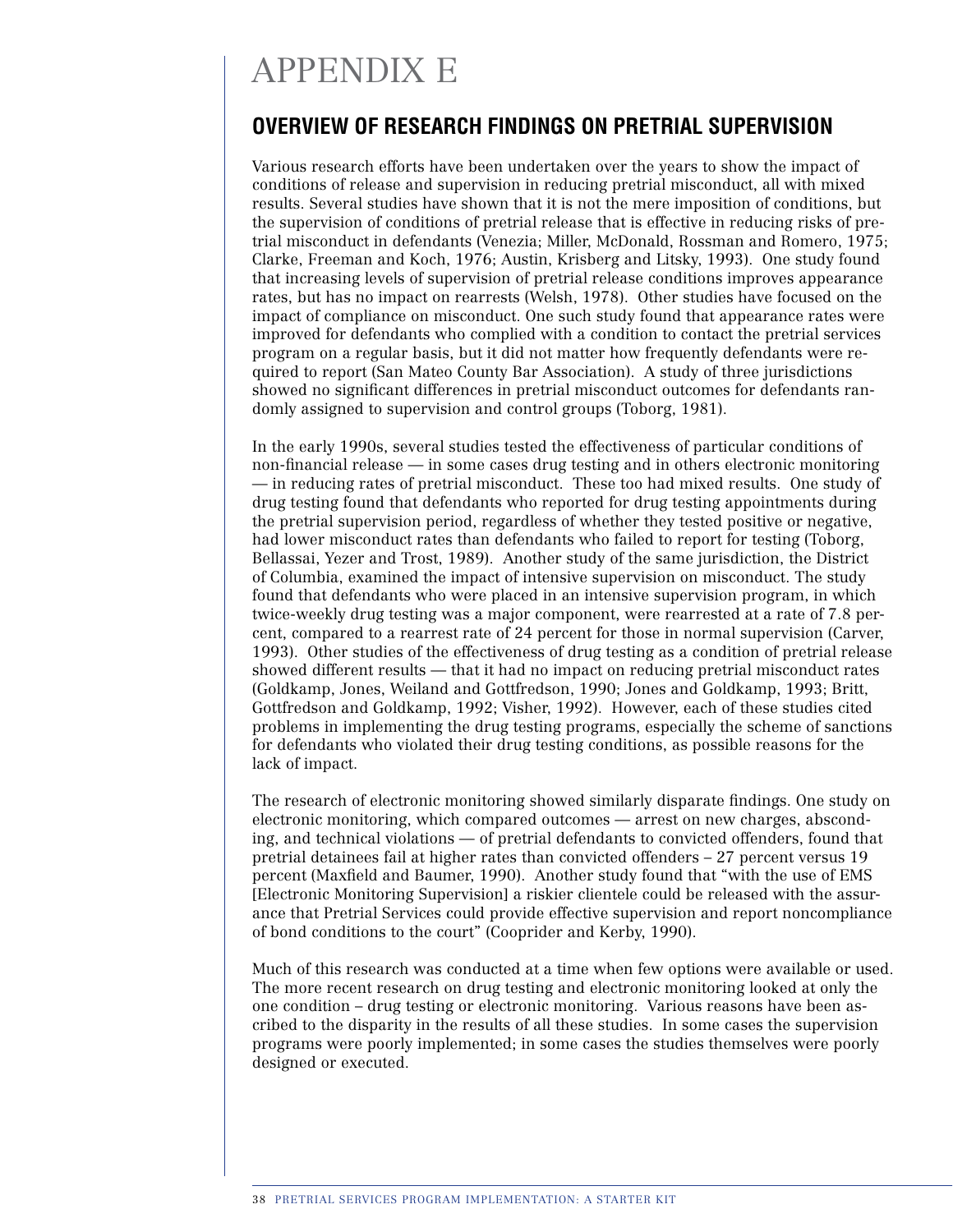# APPENDIX E

## OVERVIEW OF RESEARCH FINDINGS ON PRETRIAL SUPERVISION

Various research efforts have been undertaken over the years to show the impact of conditions of release and supervision in reducing pretrial misconduct, all with mixed results. Several studies have shown that it is not the mere imposition of conditions, but the supervision of conditions of pretrial release that is effective in reducing risks of pretrial misconduct in defendants (Venezia; Miller, McDonald, Rossman and Romero, 1975; Clarke, Freeman and Koch, 1976; Austin, Krisberg and Litsky, 1993). One study found that increasing levels of supervision of pretrial release conditions improves appearance rates, but has no impact on rearrests (Welsh, 1978). Other studies have focused on the impact of compliance on misconduct. One such study found that appearance rates were improved for defendants who complied with a condition to contact the pretrial services program on a regular basis, but it did not matter how frequently defendants were required to report (San Mateo County Bar Association). A study of three jurisdictions showed no significant differences in pretrial misconduct outcomes for defendants randomly assigned to supervision and control groups (Toborg, 1981).

In the early 1990s, several studies tested the effectiveness of particular conditions of non-financial release — in some cases drug testing and in others electronic monitoring — in reducing rates of pretrial misconduct. These too had mixed results. One study of drug testing found that defendants who reported for drug testing appointments during the pretrial supervision period, regardless of whether they tested positive or negative, had lower misconduct rates than defendants who failed to report for testing (Toborg, Bellassai, Yezer and Trost, 1989). Another study of the same jurisdiction, the District of Columbia, examined the impact of intensive supervision on misconduct. The study found that defendants who were placed in an intensive supervision program, in which twice-weekly drug testing was a major component, were rearrested at a rate of 7.8 percent, compared to a rearrest rate of 24 percent for those in normal supervision (Carver, 1993). Other studies of the effectiveness of drug testing as a condition of pretrial release showed different results — that it had no impact on reducing pretrial misconduct rates (Goldkamp, Jones, Weiland and Gottfredson, 1990; Jones and Goldkamp, 1993; Britt, Gottfredson and Goldkamp, 1992; Visher, 1992). However, each of these studies cited problems in implementing the drug testing programs, especially the scheme of sanctions for defendants who violated their drug testing conditions, as possible reasons for the lack of impact.

The research of electronic monitoring showed similarly disparate findings. One study on electronic monitoring, which compared outcomes — arrest on new charges, absconding, and technical violations — of pretrial defendants to convicted offenders, found that pretrial detainees fail at higher rates than convicted offenders – 27 percent versus 19 percent (Maxfield and Baumer, 1990). Another study found that "with the use of EMS [Electronic Monitoring Supervision] a riskier clientele could be released with the assurance that Pretrial Services could provide effective supervision and report noncompliance of bond conditions to the court" (Cooprider and Kerby, 1990).

Much of this research was conducted at a time when few options were available or used. The more recent research on drug testing and electronic monitoring looked at only the one condition – drug testing or electronic monitoring. Various reasons have been ascribed to the disparity in the results of all these studies. In some cases the supervision programs were poorly implemented; in some cases the studies themselves were poorly designed or executed.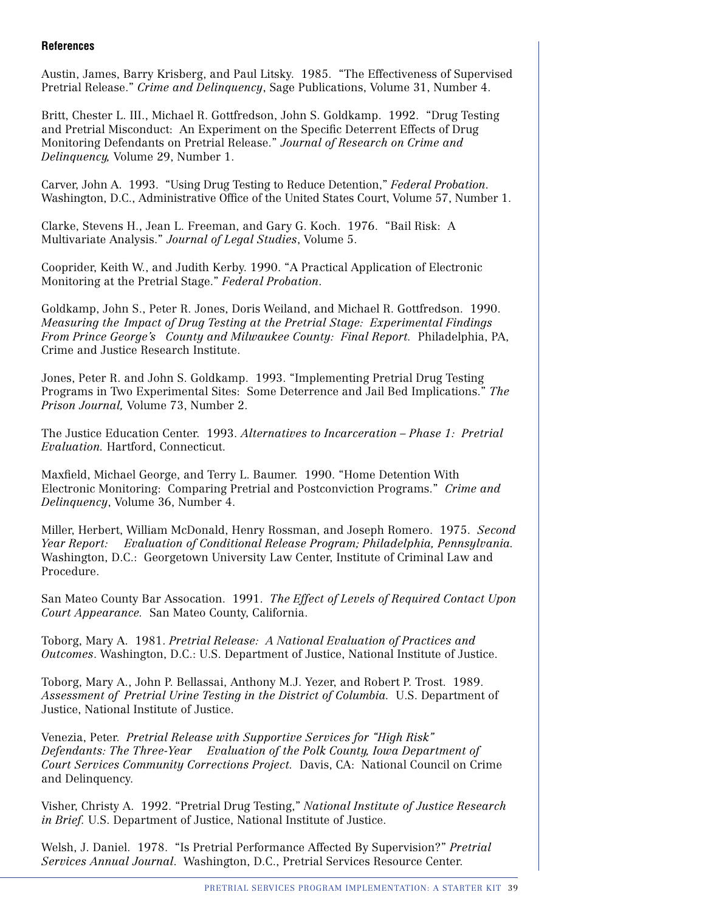**References**

Austin, James, Barry Krisberg, and Paul Litsky. 1985. "The Effectiveness of Supervised Pretrial Release." *Crime and Delinquency*, Sage Publications, Volume 31, Number 4.

Britt, Chester L. III., Michael R. Gottfredson, John S. Goldkamp. 1992. "Drug Testing and Pretrial Misconduct: An Experiment on the Specific Deterrent Effects of Drug Monitoring Defendants on Pretrial Release." *Journal of Research on Crime and Delinquency,* Volume 29, Number 1.

Carver, John A. 1993. "Using Drug Testing to Reduce Detention," *Federal Probation*. Washington, D.C., Administrative Office of the United States Court, Volume 57, Number 1.

Clarke, Stevens H., Jean L. Freeman, and Gary G. Koch. 1976. "Bail Risk: A Multivariate Analysis." *Journal of Legal Studies*, Volume 5.

Cooprider, Keith W., and Judith Kerby. 1990. "A Practical Application of Electronic Monitoring at the Pretrial Stage." *Federal Probation*.

Goldkamp, John S., Peter R. Jones, Doris Weiland, and Michael R. Gottfredson. 1990. *Measuring the Impact of Drug Testing at the Pretrial Stage: Experimental Findings From Prince George's County and Milwaukee County: Final Report.* Philadelphia, PA, Crime and Justice Research Institute.

Jones, Peter R. and John S. Goldkamp. 1993. "Implementing Pretrial Drug Testing Programs in Two Experimental Sites: Some Deterrence and Jail Bed Implications." *The Prison Journal,* Volume 73, Number 2.

The Justice Education Center. 1993. *Alternatives to Incarceration – Phase 1: Pretrial Evaluation.* Hartford, Connecticut.

Maxfield, Michael George, and Terry L. Baumer. 1990. "Home Detention With Electronic Monitoring: Comparing Pretrial and Postconviction Programs." *Crime and Delinquency*, Volume 36, Number 4.

Miller, Herbert, William McDonald, Henry Rossman, and Joseph Romero. 1975. *Second Year Report: Evaluation of Conditional Release Program; Philadelphia, Pennsylvania.* Washington, D.C.: Georgetown University Law Center, Institute of Criminal Law and Procedure.

San Mateo County Bar Assocation. 1991. *The Effect of Levels of Required Contact Upon Court Appearance.* San Mateo County, California.

Toborg, Mary A. 1981. *Pretrial Release: A National Evaluation of Practices and Outcomes*. Washington, D.C.: U.S. Department of Justice, National Institute of Justice.

Toborg, Mary A., John P. Bellassai, Anthony M.J. Yezer, and Robert P. Trost. 1989. *Assessment of Pretrial Urine Testing in the District of Columbia.* U.S. Department of Justice, National Institute of Justice.

Venezia, Peter. *Pretrial Release with Supportive Services for "High Risk" Defendants: The Three-Year Evaluation of the Polk County, Iowa Department of Court Services Community Corrections Project.* Davis, CA: National Council on Crime and Delinquency.

Visher, Christy A. 1992. "Pretrial Drug Testing," *National Institute of Justice Research in Brief.* U.S. Department of Justice, National Institute of Justice.

Welsh, J. Daniel. 1978. "Is Pretrial Performance Affected By Supervision?" *Pretrial Services Annual Journal*. Washington, D.C., Pretrial Services Resource Center.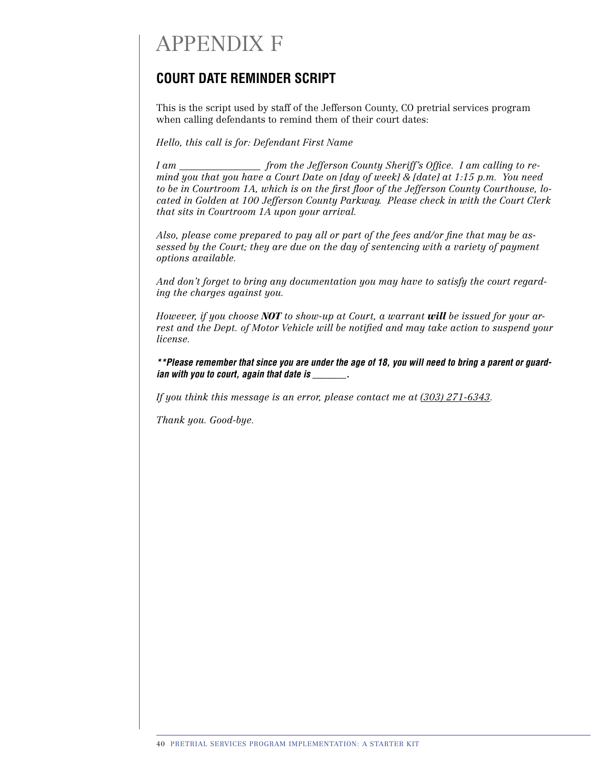# APPENDIX F

## COURT DATE REMINDER SCRIPT

This is the script used by staff of the Jefferson County, CO pretrial services program when calling defendants to remind them of their court dates:

*Hello, this call is for: Defendant First Name*

*I am \_\_\_\_\_\_\_\_\_\_\_\_\_\_\_\_ from the Jefferson County Sheriff's Office. I am calling to remind you that you have a Court Date on [day of week] & [date] at 1:15 p.m. You need to be in Courtroom 1A, which is on the first floor of the Jefferson County Courthouse, located in Golden at 100 Jefferson County Parkway. Please check in with the Court Clerk that sits in Courtroom 1A upon your arrival.*

*Also, please come prepared to pay all or part of the fees and/or fine that may be assessed by the Court; they are due on the day of sentencing with a variety of payment options available.*

*And don't forget to bring any documentation you may have to satisfy the court regarding the charges against you.*

*However, if you choose **NOT** to show-up at Court, a warrant **will** be issued for your arrest and the Dept. of Motor Vehicle will be notified and may take action to suspend your license.*

***\*\*Please remember that since you are under the age of 18, you will need to bring a parent or guardian with you to court, again that date is \_\_\_\_\_\_\_.***

*If you think this message is an error, please contact me at (303) 271-6343.*

*Thank you. Good-bye.*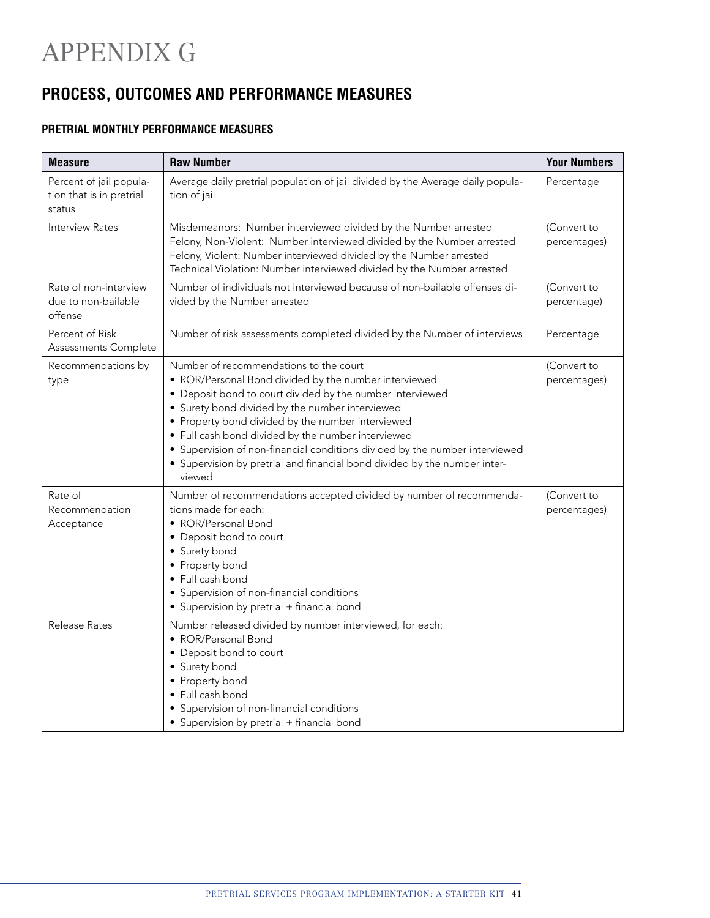# APPENDIX G

## PROCESS, OUTCOMES AND PERFORMANCE MEASURES

### PRETRIAL MONTHLY PERFORMANCE MEASURES

| Measure | Raw Number | Your Numbers |
|---|---|---|
| Percent of jail population that is in pretrial status | Average daily pretrial population of jail divided by the Average daily population of jail | Percentage |
| Interview Rates | Misdemeanors: Number interviewed divided by the Number arrested<br>Felony, Non-Violent: Number interviewed divided by the Number arrested<br>Felony, Violent: Number interviewed divided by the Number arrested<br>Technical Violation: Number interviewed divided by the Number arrested | (Convert to percentages) |
| Rate of non-interview due to non-bailable offense | Number of individuals not interviewed because of non-bailable offenses divided by the Number arrested | (Convert to percentage) |
| Percent of Risk Assessments Complete | Number of risk assessments completed divided by the Number of interviews | Percentage |
| Recommendations by type | Number of recommendations to the court<br>• ROR/Personal Bond divided by the number interviewed<br>• Deposit bond to court divided by the number interviewed<br>• Surety bond divided by the number interviewed<br>• Property bond divided by the number interviewed<br>• Full cash bond divided by the number interviewed<br>• Supervision of non-financial conditions divided by the number interviewed<br>• Supervision by pretrial and financial bond divided by the number interviewed | (Convert to percentages) |
| Rate of Recommendation Acceptance | Number of recommendations accepted divided by number of recommendations made for each:<br>• ROR/Personal Bond<br>• Deposit bond to court<br>• Surety bond<br>• Property bond<br>• Full cash bond<br>• Supervision of non-financial conditions<br>• Supervision by pretrial + financial bond | (Convert to percentages) |
| Release Rates | Number released divided by number interviewed, for each:<br>• ROR/Personal Bond<br>• Deposit bond to court<br>• Surety bond<br>• Property bond<br>• Full cash bond<br>• Supervision of non-financial conditions<br>• Supervision by pretrial + financial bond | |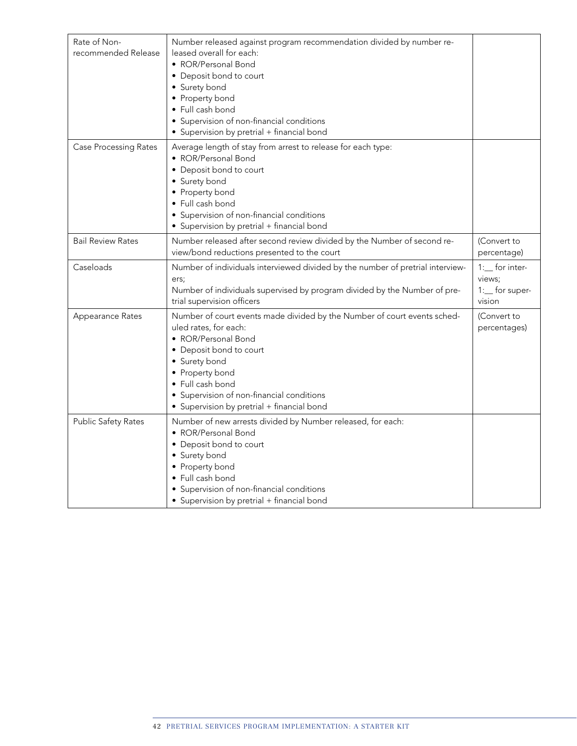| | | |
|---|---|---|
| Rate of Non-recommended Release | Number released against program recommendation divided by number released overall for each:<br>• ROR/Personal Bond<br>• Deposit bond to court<br>• Surety bond<br>• Property bond<br>• Full cash bond<br>• Supervision of non-financial conditions<br>• Supervision by pretrial + financial bond | |
| Case Processing Rates | Average length of stay from arrest to release for each type:<br>• ROR/Personal Bond<br>• Deposit bond to court<br>• Surety bond<br>• Property bond<br>• Full cash bond<br>• Supervision of non-financial conditions<br>• Supervision by pretrial + financial bond | |
| Bail Review Rates | Number released after second review divided by the Number of second review/bond reductions presented to the court | (Convert to percentage) |
| Caseloads | Number of individuals interviewed divided by the number of pretrial interviewers;<br>Number of individuals supervised by program divided by the Number of pretrial supervision officers | 1:__ for interviews;<br>1:__ for supervision |
| Appearance Rates | Number of court events made divided by the Number of court events scheduled rates, for each:<br>• ROR/Personal Bond<br>• Deposit bond to court<br>• Surety bond<br>• Property bond<br>• Full cash bond<br>• Supervision of non-financial conditions<br>• Supervision by pretrial + financial bond | (Convert to percentages) |
| Public Safety Rates | Number of new arrests divided by Number released, for each:<br>• ROR/Personal Bond<br>• Deposit bond to court<br>• Surety bond<br>• Property bond<br>• Full cash bond<br>• Supervision of non-financial conditions<br>• Supervision by pretrial + financial bond | |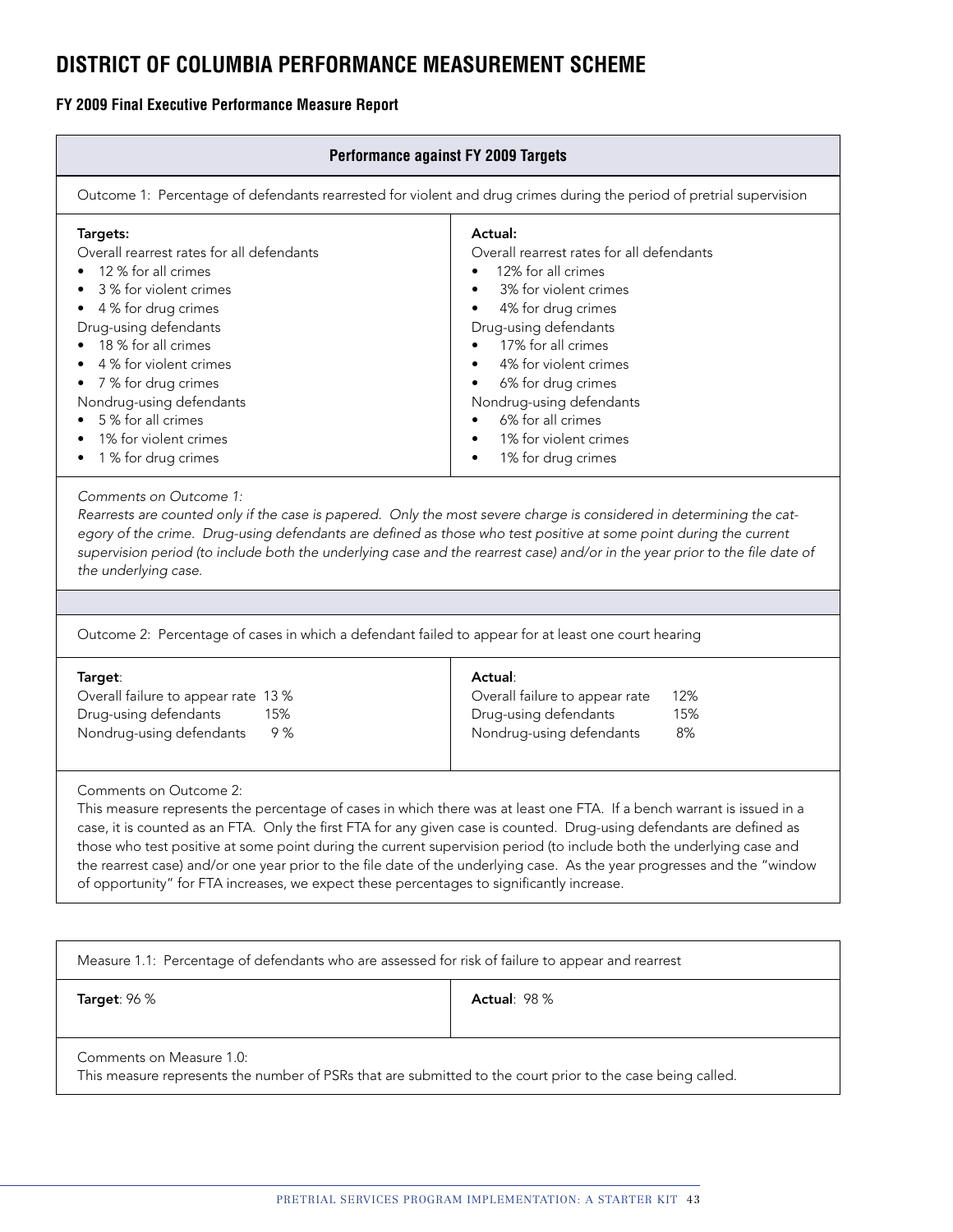# DISTRICT OF COLUMBIA PERFORMANCE MEASUREMENT SCHEME

### FY 2009 Final Executive Performance Measure Report

| Performance against FY 2009 Targets | |
|---|---|
| Outcome 1: Percentage of defendants rearrested for violent and drug crimes during the period of pretrial supervision | |
| **Targets:**<br>Overall rearrest rates for all defendants<br>• 12 % for all crimes<br>• 3 % for violent crimes<br>• 4 % for drug crimes<br>Drug-using defendants<br>• 18 % for all crimes<br>• 4 % for violent crimes<br>• 7 % for drug crimes<br>Nondrug-using defendants<br>• 5 % for all crimes<br>• 1% for violent crimes<br>• 1 % for drug crimes | **Actual:**<br>Overall rearrest rates for all defendants<br>• 12% for all crimes<br>• 3% for violent crimes<br>• 4% for drug crimes<br>Drug-using defendants<br>• 17% for all crimes<br>• 4% for violent crimes<br>• 6% for drug crimes<br>Nondrug-using defendants<br>• 6% for all crimes<br>• 1% for violent crimes<br>• 1% for drug crimes |
| *Comments on Outcome 1:*<br>*Rearrests are counted only if the case is papered. Only the most severe charge is considered in determining the category of the crime. Drug-using defendants are defined as those who test positive at some point during the current supervision period (to include both the underlying case and the rearrest case) and/or in the year prior to the file date of the underlying case.* | |
| | |
| Outcome 2: Percentage of cases in which a defendant failed to appear for at least one court hearing | |
| **Target**:<br>Overall failure to appear rate 13 %<br>Drug-using defendants 15%<br>Nondrug-using defendants 9 % | **Actual**:<br>Overall failure to appear rate 12%<br>Drug-using defendants 15%<br>Nondrug-using defendants 8% |
| Comments on Outcome 2:<br>This measure represents the percentage of cases in which there was at least one FTA. If a bench warrant is issued in a case, it is counted as an FTA. Only the first FTA for any given case is counted. Drug-using defendants are defined as those who test positive at some point during the current supervision period (to include both the underlying case and the rearrest case) and/or one year prior to the file date of the underlying case. As the year progresses and the "window of opportunity" for FTA increases, we expect these percentages to significantly increase. | |

| Measure 1.1: Percentage of defendants who are assessed for risk of failure to appear and rearrest | |
|---|---|
| **Target**: 96 % | **Actual**: 98 % |
| Comments on Measure 1.0:<br>This measure represents the number of PSRs that are submitted to the court prior to the case being called. | |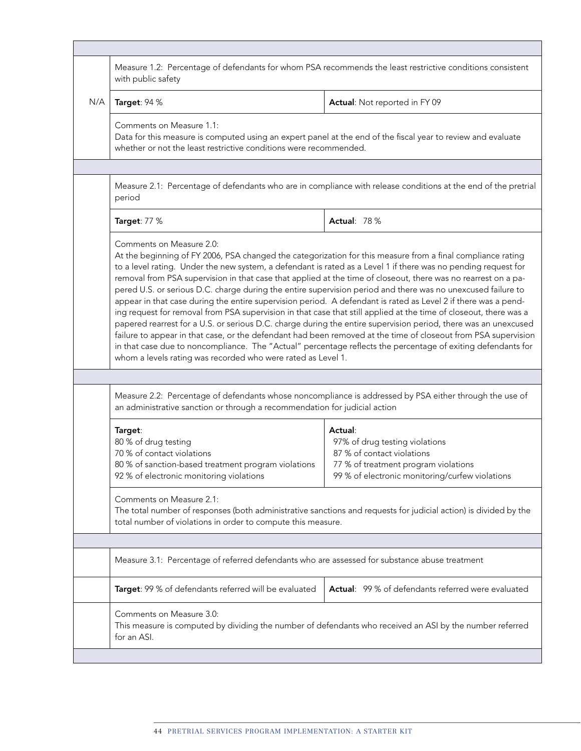| | | |
|---|---|---|
| | Measure 1.2: Percentage of defendants for whom PSA recommends the least restrictive conditions consistent with public safety | |
| N/A | **Target**: 94 % | **Actual**: Not reported in FY 09 |
| | Comments on Measure 1.1: Data for this measure is computed using an expert panel at the end of the fiscal year to review and evaluate whether or not the least restrictive conditions were recommended. | |
| | Measure 2.1: Percentage of defendants who are in compliance with release conditions at the end of the pretrial period | |
| | **Target**: 77 % | **Actual**: 78 % |
| | Comments on Measure 2.0: At the beginning of FY 2006, PSA changed the categorization for this measure from a final compliance rating to a level rating. Under the new system, a defendant is rated as a Level 1 if there was no pending request for removal from PSA supervision in that case that applied at the time of closeout, there was no rearrest on a papered U.S. or serious D.C. charge during the entire supervision period and there was no unexcused failure to appear in that case during the entire supervision period. A defendant is rated as Level 2 if there was a pending request for removal from PSA supervision in that case that still applied at the time of closeout, there was a papered rearrest for a U.S. or serious D.C. charge during the entire supervision period, there was an unexcused failure to appear in that case, or the defendant had been removed at the time of closeout from PSA supervision in that case due to noncompliance. The "Actual" percentage reflects the percentage of exiting defendants for whom a levels rating was recorded who were rated as Level 1. | |
| | Measure 2.2: Percentage of defendants whose noncompliance is addressed by PSA either through the use of an administrative sanction or through a recommendation for judicial action | |
| | **Target**:<br>80 % of drug testing<br>70 % of contact violations<br>80 % of sanction-based treatment program violations<br>92 % of electronic monitoring violations | **Actual**:<br>97% of drug testing violations<br>87 % of contact violations<br>77 % of treatment program violations<br>99 % of electronic monitoring/curfew violations |
| | Comments on Measure 2.1: The total number of responses (both administrative sanctions and requests for judicial action) is divided by the total number of violations in order to compute this measure. | |
| | Measure 3.1: Percentage of referred defendants who are assessed for substance abuse treatment | |
| | **Target**: 99 % of defendants referred will be evaluated | **Actual**: 99 % of defendants referred were evaluated |
| | Comments on Measure 3.0: This measure is computed by dividing the number of defendants who received an ASI by the number referred for an ASI. | |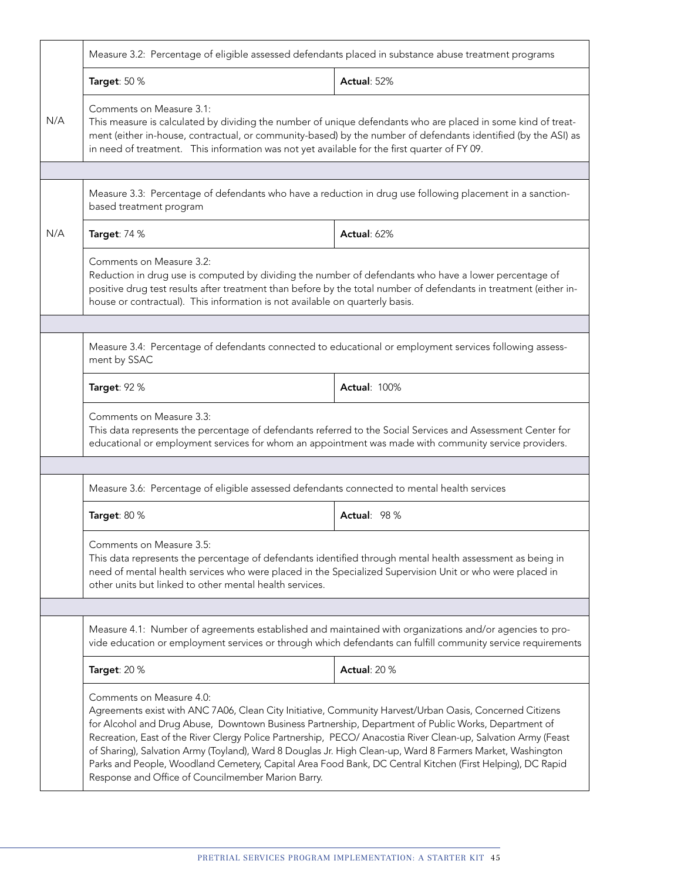| | | |
|---|---|---|
| N/A | Measure 3.2: Percentage of eligible assessed defendants placed in substance abuse treatment programs | |
| | **Target**: 50 % | **Actual**: 52% |
| | Comments on Measure 3.1:<br>This measure is calculated by dividing the number of unique defendants who are placed in some kind of treatment (either in-house, contractual, or community-based) by the number of defendants identified (by the ASI) as in need of treatment. This information was not yet available for the first quarter of FY 09. | |
| | | |
| N/A | Measure 3.3: Percentage of defendants who have a reduction in drug use following placement in a sanction-based treatment program | |
| | **Target**: 74 % | **Actual**: 62% |
| | Comments on Measure 3.2:<br>Reduction in drug use is computed by dividing the number of defendants who have a lower percentage of positive drug test results after treatment than before by the total number of defendants in treatment (either in-house or contractual). This information is not available on quarterly basis. | |
| | | |
| | Measure 3.4: Percentage of defendants connected to educational or employment services following assessment by SSAC | |
| | **Target**: 92 % | **Actual**: 100% |
| | Comments on Measure 3.3:<br>This data represents the percentage of defendants referred to the Social Services and Assessment Center for educational or employment services for whom an appointment was made with community service providers. | |
| | | |
| | Measure 3.6: Percentage of eligible assessed defendants connected to mental health services | |
| | **Target**: 80 % | **Actual**: 98 % |
| | Comments on Measure 3.5:<br>This data represents the percentage of defendants identified through mental health assessment as being in need of mental health services who were placed in the Specialized Supervision Unit or who were placed in other units but linked to other mental health services. | |
| | | |
| | Measure 4.1: Number of agreements established and maintained with organizations and/or agencies to provide education or employment services or through which defendants can fulfill community service requirements | |
| | **Target**: 20 % | **Actual**: 20 % |
| | Comments on Measure 4.0:<br>Agreements exist with ANC 7A06, Clean City Initiative, Community Harvest/Urban Oasis, Concerned Citizens for Alcohol and Drug Abuse, Downtown Business Partnership, Department of Public Works, Department of Recreation, East of the River Clergy Police Partnership, PECO/ Anacostia River Clean-up, Salvation Army (Feast of Sharing), Salvation Army (Toyland), Ward 8 Douglas Jr. High Clean-up, Ward 8 Farmers Market, Washington Parks and People, Woodland Cemetery, Capital Area Food Bank, DC Central Kitchen (First Helping), DC Rapid Response and Office of Councilmember Marion Barry. | |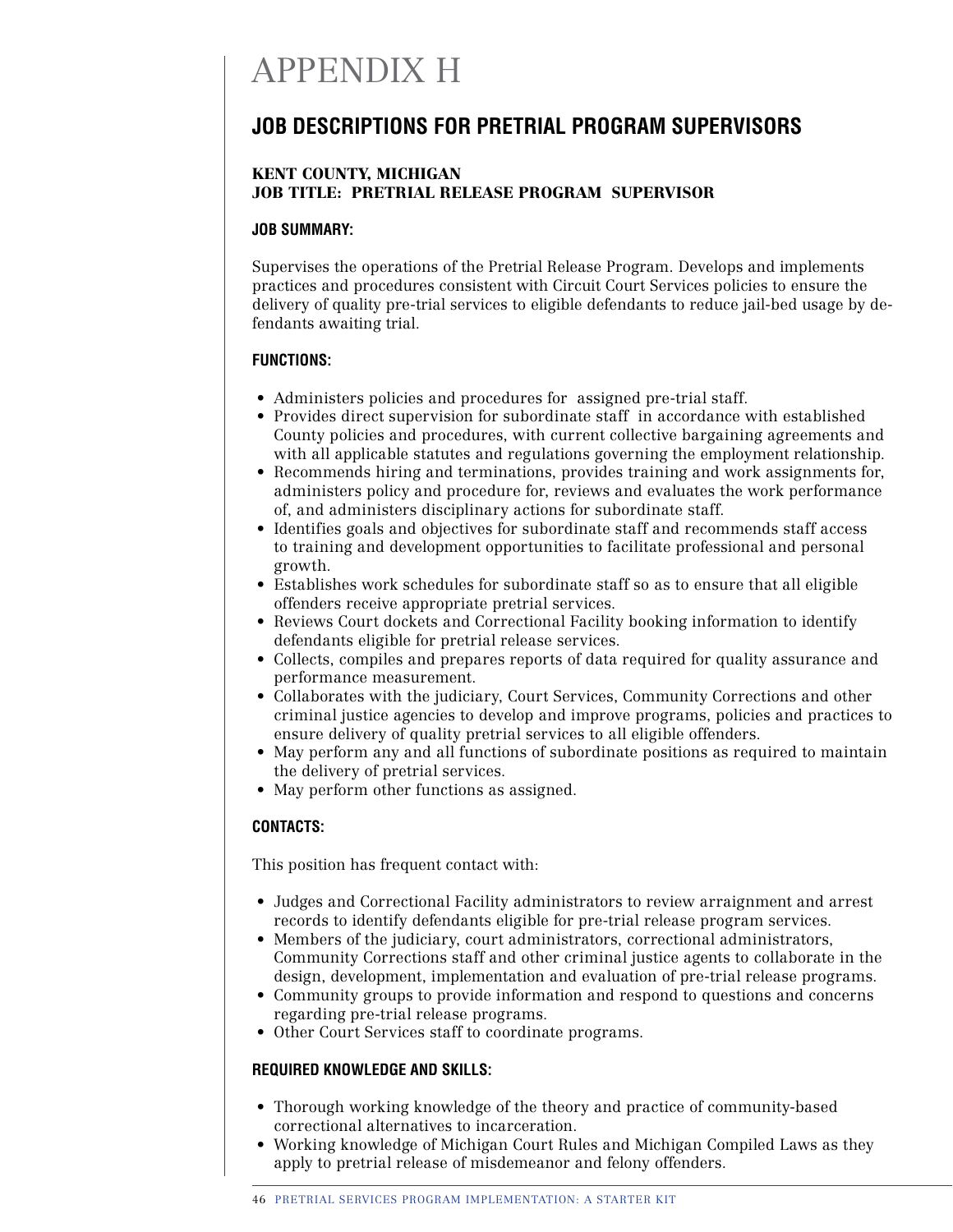# APPENDIX H

## JOB DESCRIPTIONS FOR PRETRIAL PROGRAM SUPERVISORS

**KENT COUNTY, MICHIGAN**
**JOB TITLE: PRETRIAL RELEASE PROGRAM SUPERVISOR**

### JOB SUMMARY:

Supervises the operations of the Pretrial Release Program. Develops and implements practices and procedures consistent with Circuit Court Services policies to ensure the delivery of quality pre-trial services to eligible defendants to reduce jail-bed usage by defendants awaiting trial.

### FUNCTIONS:

- Administers policies and procedures for assigned pre-trial staff.
- Provides direct supervision for subordinate staff in accordance with established County policies and procedures, with current collective bargaining agreements and with all applicable statutes and regulations governing the employment relationship.
- Recommends hiring and terminations, provides training and work assignments for, administers policy and procedure for, reviews and evaluates the work performance of, and administers disciplinary actions for subordinate staff.
- Identifies goals and objectives for subordinate staff and recommends staff access to training and development opportunities to facilitate professional and personal growth.
- Establishes work schedules for subordinate staff so as to ensure that all eligible offenders receive appropriate pretrial services.
- Reviews Court dockets and Correctional Facility booking information to identify defendants eligible for pretrial release services.
- Collects, compiles and prepares reports of data required for quality assurance and performance measurement.
- Collaborates with the judiciary, Court Services, Community Corrections and other criminal justice agencies to develop and improve programs, policies and practices to ensure delivery of quality pretrial services to all eligible offenders.
- May perform any and all functions of subordinate positions as required to maintain the delivery of pretrial services.
- May perform other functions as assigned.

### CONTACTS:

This position has frequent contact with:

- Judges and Correctional Facility administrators to review arraignment and arrest records to identify defendants eligible for pre-trial release program services.
- Members of the judiciary, court administrators, correctional administrators, Community Corrections staff and other criminal justice agents to collaborate in the design, development, implementation and evaluation of pre-trial release programs.
- Community groups to provide information and respond to questions and concerns regarding pre-trial release programs.
- Other Court Services staff to coordinate programs.

### REQUIRED KNOWLEDGE AND SKILLS:

- Thorough working knowledge of the theory and practice of community-based correctional alternatives to incarceration.
- Working knowledge of Michigan Court Rules and Michigan Compiled Laws as they apply to pretrial release of misdemeanor and felony offenders.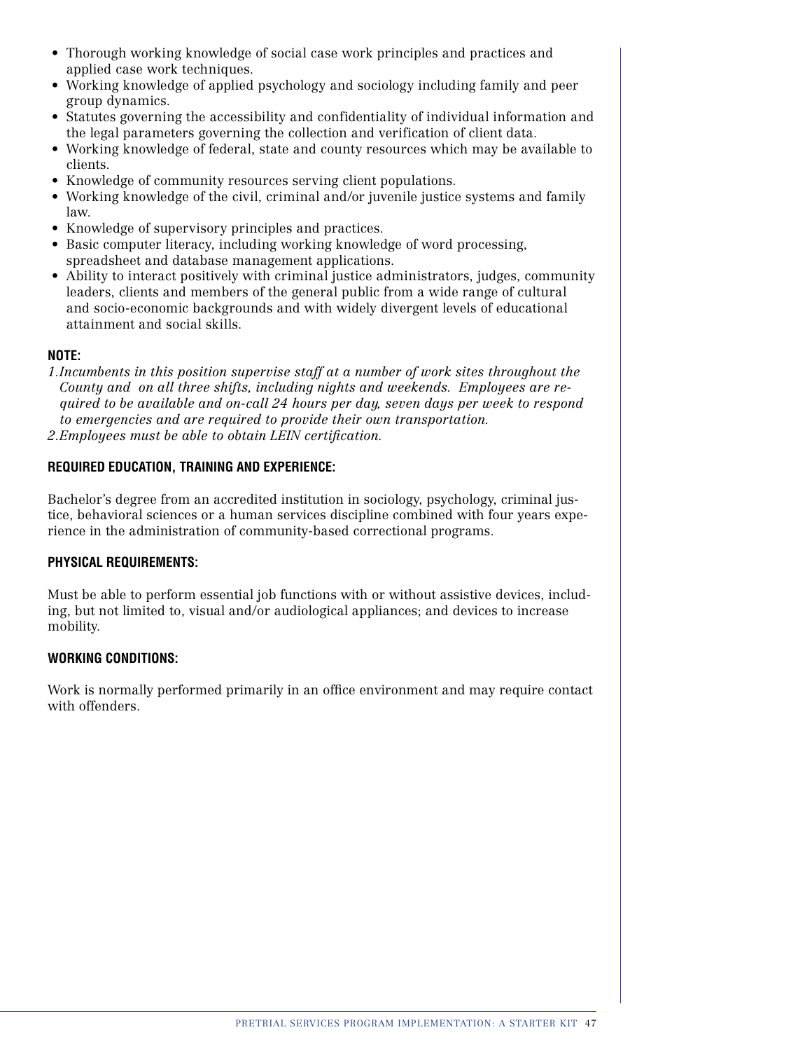- Thorough working knowledge of social case work principles and practices and applied case work techniques.
- Working knowledge of applied psychology and sociology including family and peer group dynamics.
- Statutes governing the accessibility and confidentiality of individual information and the legal parameters governing the collection and verification of client data.
- Working knowledge of federal, state and county resources which may be available to clients.
- Knowledge of community resources serving client populations.
- Working knowledge of the civil, criminal and/or juvenile justice systems and family law.
- Knowledge of supervisory principles and practices.
- Basic computer literacy, including working knowledge of word processing, spreadsheet and database management applications.
- Ability to interact positively with criminal justice administrators, judges, community leaders, clients and members of the general public from a wide range of cultural and socio-economic backgrounds and with widely divergent levels of educational attainment and social skills.

**NOTE:**

*1.Incumbents in this position supervise staff at a number of work sites throughout the County and on all three shifts, including nights and weekends. Employees are required to be available and on-call 24 hours per day, seven days per week to respond to emergencies and are required to provide their own transportation.*

*2.Employees must be able to obtain LEIN certification.*

**REQUIRED EDUCATION, TRAINING AND EXPERIENCE:**

Bachelor's degree from an accredited institution in sociology, psychology, criminal justice, behavioral sciences or a human services discipline combined with four years experience in the administration of community-based correctional programs.

**PHYSICAL REQUIREMENTS:**

Must be able to perform essential job functions with or without assistive devices, including, but not limited to, visual and/or audiological appliances; and devices to increase mobility.

**WORKING CONDITIONS:**

Work is normally performed primarily in an office environment and may require contact with offenders.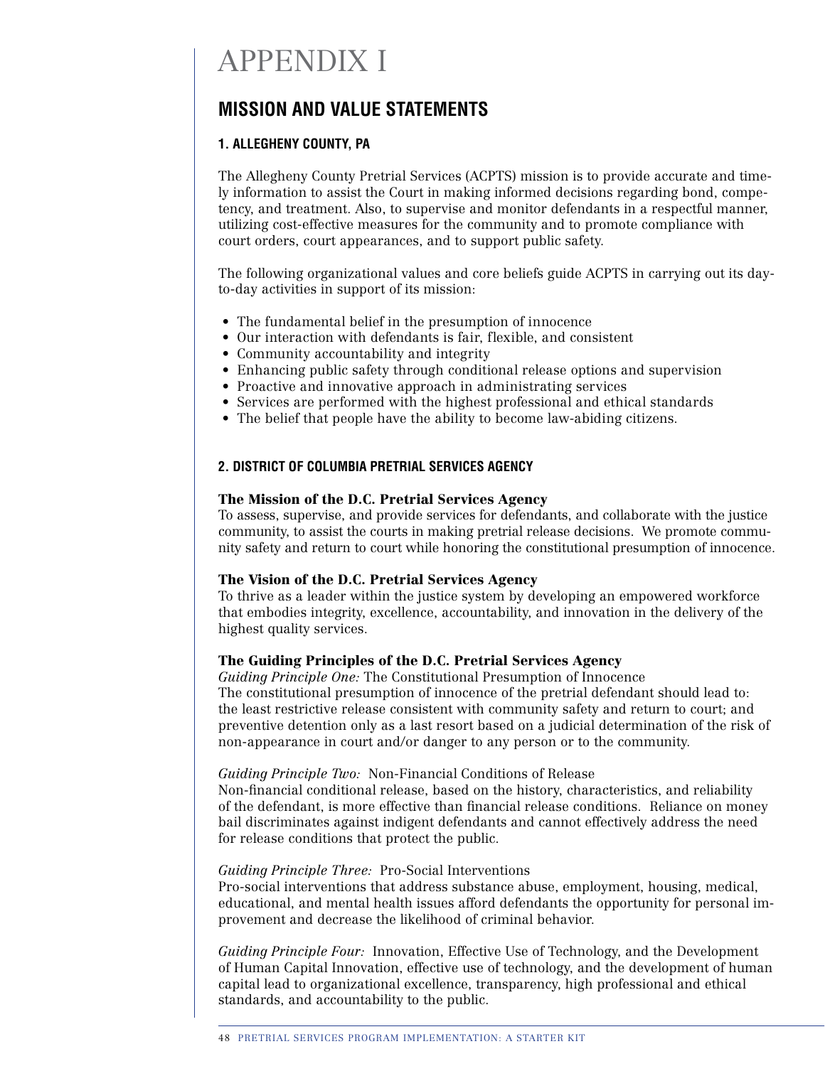# APPENDIX I

## MISSION AND VALUE STATEMENTS

### 1. ALLEGHENY COUNTY, PA

The Allegheny County Pretrial Services (ACPTS) mission is to provide accurate and timely information to assist the Court in making informed decisions regarding bond, competency, and treatment. Also, to supervise and monitor defendants in a respectful manner, utilizing cost-effective measures for the community and to promote compliance with court orders, court appearances, and to support public safety.

The following organizational values and core beliefs guide ACPTS in carrying out its day-to-day activities in support of its mission:

- The fundamental belief in the presumption of innocence
- Our interaction with defendants is fair, flexible, and consistent
- Community accountability and integrity
- Enhancing public safety through conditional release options and supervision
- Proactive and innovative approach in administrating services
- Services are performed with the highest professional and ethical standards
- The belief that people have the ability to become law-abiding citizens.

### 2. DISTRICT OF COLUMBIA PRETRIAL SERVICES AGENCY

**The Mission of the D.C. Pretrial Services Agency**
To assess, supervise, and provide services for defendants, and collaborate with the justice community, to assist the courts in making pretrial release decisions. We promote community safety and return to court while honoring the constitutional presumption of innocence.

**The Vision of the D.C. Pretrial Services Agency**
To thrive as a leader within the justice system by developing an empowered workforce that embodies integrity, excellence, accountability, and innovation in the delivery of the highest quality services.

**The Guiding Principles of the D.C. Pretrial Services Agency**
*Guiding Principle One:* The Constitutional Presumption of Innocence
The constitutional presumption of innocence of the pretrial defendant should lead to: the least restrictive release consistent with community safety and return to court; and preventive detention only as a last resort based on a judicial determination of the risk of non-appearance in court and/or danger to any person or to the community.

*Guiding Principle Two:* Non-Financial Conditions of Release
Non-financial conditional release, based on the history, characteristics, and reliability of the defendant, is more effective than financial release conditions. Reliance on money bail discriminates against indigent defendants and cannot effectively address the need for release conditions that protect the public.

*Guiding Principle Three:* Pro-Social Interventions
Pro-social interventions that address substance abuse, employment, housing, medical, educational, and mental health issues afford defendants the opportunity for personal improvement and decrease the likelihood of criminal behavior.

*Guiding Principle Four:* Innovation, Effective Use of Technology, and the Development of Human Capital Innovation, effective use of technology, and the development of human capital lead to organizational excellence, transparency, high professional and ethical standards, and accountability to the public.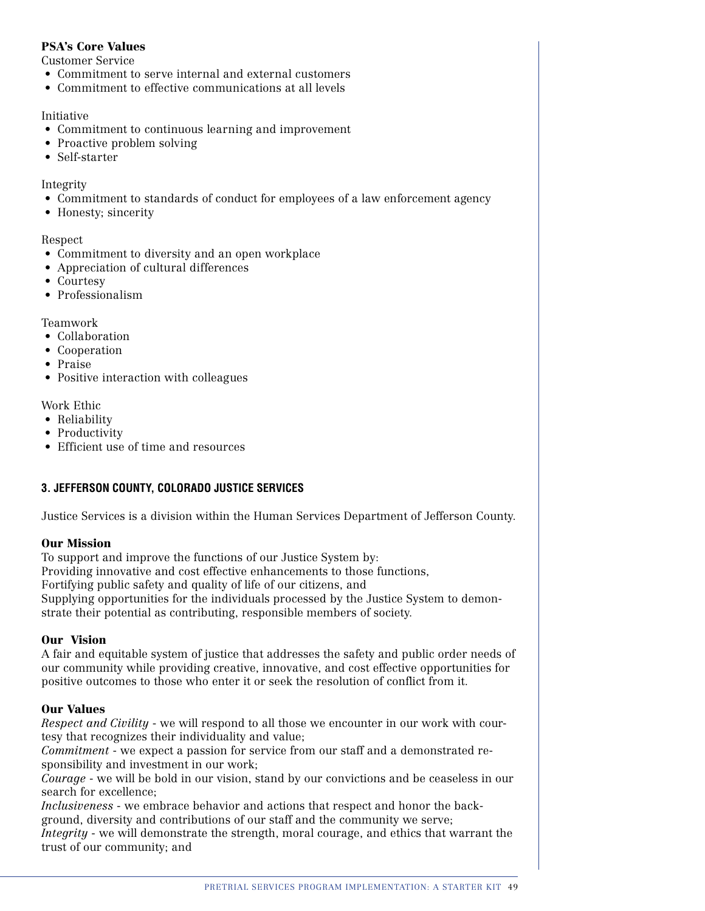**PSA's Core Values**

Customer Service

- Commitment to serve internal and external customers
- Commitment to effective communications at all levels

Initiative

- Commitment to continuous learning and improvement
- Proactive problem solving
- Self-starter

Integrity

- Commitment to standards of conduct for employees of a law enforcement agency
- Honesty; sincerity

Respect

- Commitment to diversity and an open workplace
- Appreciation of cultural differences
- Courtesy
- Professionalism

Teamwork

- Collaboration
- Cooperation
- Praise
- Positive interaction with colleagues

Work Ethic

- Reliability
- Productivity
- Efficient use of time and resources

### 3. JEFFERSON COUNTY, COLORADO JUSTICE SERVICES

Justice Services is a division within the Human Services Department of Jefferson County.

**Our Mission**

To support and improve the functions of our Justice System by:
Providing innovative and cost effective enhancements to those functions,
Fortifying public safety and quality of life of our citizens, and
Supplying opportunities for the individuals processed by the Justice System to demonstrate their potential as contributing, responsible members of society.

**Our Vision**

A fair and equitable system of justice that addresses the safety and public order needs of our community while providing creative, innovative, and cost effective opportunities for positive outcomes to those who enter it or seek the resolution of conflict from it.

**Our Values**

*Respect and Civility* - we will respond to all those we encounter in our work with courtesy that recognizes their individuality and value;
*Commitment* - we expect a passion for service from our staff and a demonstrated responsibility and investment in our work;
*Courage* - we will be bold in our vision, stand by our convictions and be ceaseless in our search for excellence;
*Inclusiveness* - we embrace behavior and actions that respect and honor the background, diversity and contributions of our staff and the community we serve;
*Integrity* - we will demonstrate the strength, moral courage, and ethics that warrant the trust of our community; and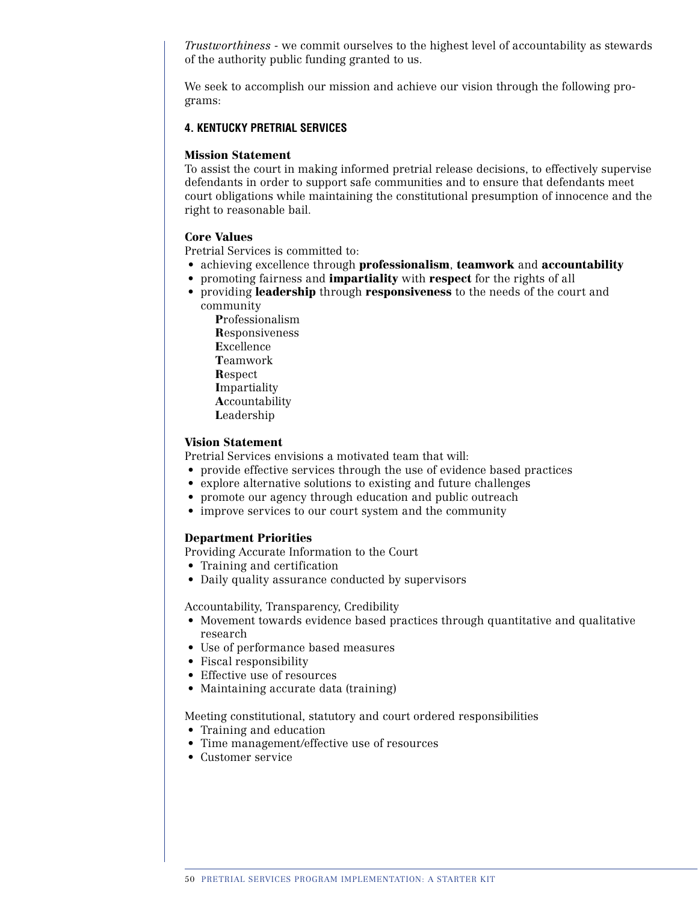*Trustworthiness* - we commit ourselves to the highest level of accountability as stewards of the authority public funding granted to us.

We seek to accomplish our mission and achieve our vision through the following programs:

#### 4. KENTUCKY PRETRIAL SERVICES

**Mission Statement**
To assist the court in making informed pretrial release decisions, to effectively supervise defendants in order to support safe communities and to ensure that defendants meet court obligations while maintaining the constitutional presumption of innocence and the right to reasonable bail.

**Core Values**
Pretrial Services is committed to:

- achieving excellence through **professionalism**, **teamwork** and **accountability**
- promoting fairness and **impartiality** with **respect** for the rights of all
- providing **leadership** through **responsiveness** to the needs of the court and community

  **P**rofessionalism
  **R**esponsiveness
  **E**xcellence
  **T**eamwork
  **R**espect
  **I**mpartiality
  **A**ccountability
  **L**eadership

**Vision Statement**
Pretrial Services envisions a motivated team that will:

- provide effective services through the use of evidence based practices
- explore alternative solutions to existing and future challenges
- promote our agency through education and public outreach
- improve services to our court system and the community

**Department Priorities**
Providing Accurate Information to the Court

- Training and certification
- Daily quality assurance conducted by supervisors

Accountability, Transparency, Credibility

- Movement towards evidence based practices through quantitative and qualitative research
- Use of performance based measures
- Fiscal responsibility
- Effective use of resources
- Maintaining accurate data (training)

Meeting constitutional, statutory and court ordered responsibilities

- Training and education
- Time management/effective use of resources
- Customer service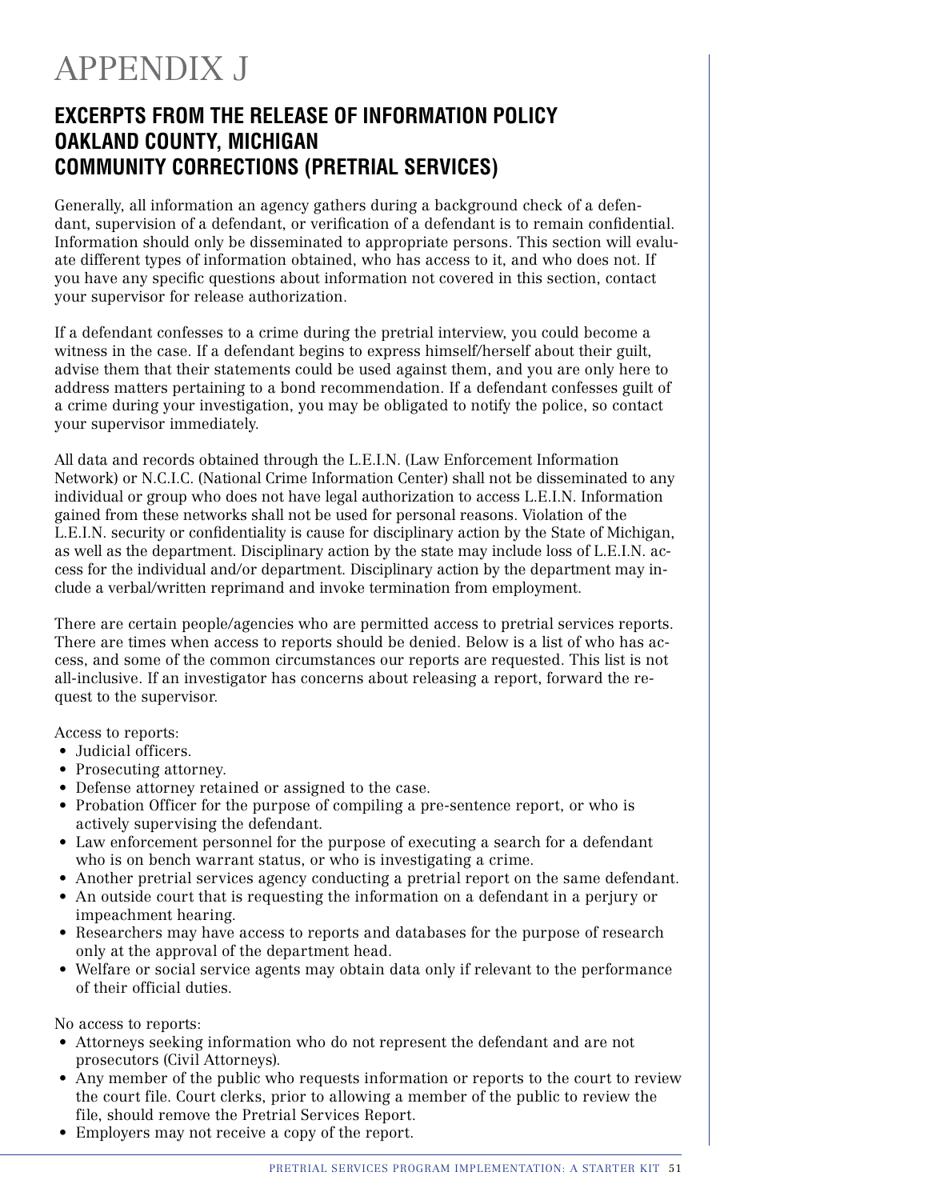# APPENDIX J

## EXCERPTS FROM THE RELEASE OF INFORMATION POLICY OAKLAND COUNTY, MICHIGAN COMMUNITY CORRECTIONS (PRETRIAL SERVICES)

Generally, all information an agency gathers during a background check of a defendant, supervision of a defendant, or verification of a defendant is to remain confidential. Information should only be disseminated to appropriate persons. This section will evaluate different types of information obtained, who has access to it, and who does not. If you have any specific questions about information not covered in this section, contact your supervisor for release authorization.

If a defendant confesses to a crime during the pretrial interview, you could become a witness in the case. If a defendant begins to express himself/herself about their guilt, advise them that their statements could be used against them, and you are only here to address matters pertaining to a bond recommendation. If a defendant confesses guilt of a crime during your investigation, you may be obligated to notify the police, so contact your supervisor immediately.

All data and records obtained through the L.E.I.N. (Law Enforcement Information Network) or N.C.I.C. (National Crime Information Center) shall not be disseminated to any individual or group who does not have legal authorization to access L.E.I.N. Information gained from these networks shall not be used for personal reasons. Violation of the L.E.I.N. security or confidentiality is cause for disciplinary action by the State of Michigan, as well as the department. Disciplinary action by the state may include loss of L.E.I.N. access for the individual and/or department. Disciplinary action by the department may include a verbal/written reprimand and invoke termination from employment.

There are certain people/agencies who are permitted access to pretrial services reports. There are times when access to reports should be denied. Below is a list of who has access, and some of the common circumstances our reports are requested. This list is not all-inclusive. If an investigator has concerns about releasing a report, forward the request to the supervisor.

Access to reports:

- Judicial officers.
- Prosecuting attorney.
- Defense attorney retained or assigned to the case.
- Probation Officer for the purpose of compiling a pre-sentence report, or who is actively supervising the defendant.
- Law enforcement personnel for the purpose of executing a search for a defendant who is on bench warrant status, or who is investigating a crime.
- Another pretrial services agency conducting a pretrial report on the same defendant.
- An outside court that is requesting the information on a defendant in a perjury or impeachment hearing.
- Researchers may have access to reports and databases for the purpose of research only at the approval of the department head.
- Welfare or social service agents may obtain data only if relevant to the performance of their official duties.

No access to reports:

- Attorneys seeking information who do not represent the defendant and are not prosecutors (Civil Attorneys).
- Any member of the public who requests information or reports to the court to review the court file. Court clerks, prior to allowing a member of the public to review the file, should remove the Pretrial Services Report.
- Employers may not receive a copy of the report.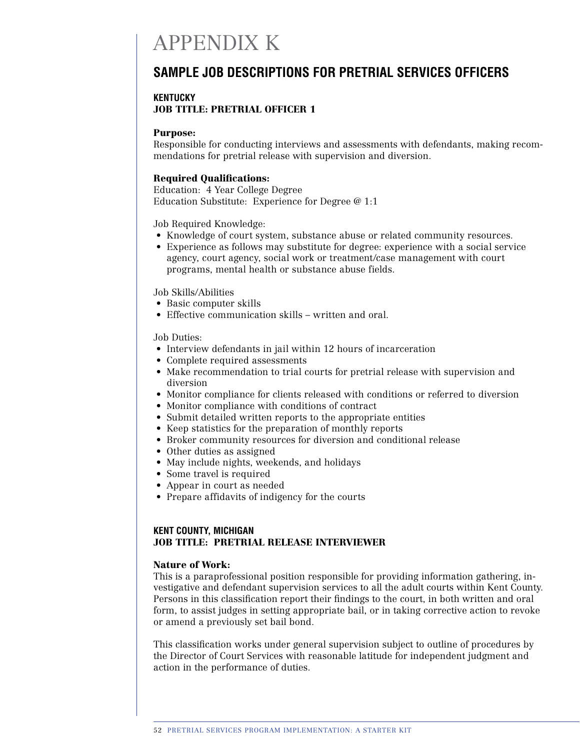# APPENDIX K

## SAMPLE JOB DESCRIPTIONS FOR PRETRIAL SERVICES OFFICERS

### KENTUCKY
### JOB TITLE: PRETRIAL OFFICER 1

**Purpose:**
Responsible for conducting interviews and assessments with defendants, making recommendations for pretrial release with supervision and diversion.

**Required Qualifications:**
Education: 4 Year College Degree
Education Substitute: Experience for Degree @ 1:1

Job Required Knowledge:

- Knowledge of court system, substance abuse or related community resources.
- Experience as follows may substitute for degree: experience with a social service agency, court agency, social work or treatment/case management with court programs, mental health or substance abuse fields.

Job Skills/Abilities

- Basic computer skills
- Effective communication skills – written and oral.

Job Duties:

- Interview defendants in jail within 12 hours of incarceration
- Complete required assessments
- Make recommendation to trial courts for pretrial release with supervision and diversion
- Monitor compliance for clients released with conditions or referred to diversion
- Monitor compliance with conditions of contract
- Submit detailed written reports to the appropriate entities
- Keep statistics for the preparation of monthly reports
- Broker community resources for diversion and conditional release
- Other duties as assigned
- May include nights, weekends, and holidays
- Some travel is required
- Appear in court as needed
- Prepare affidavits of indigency for the courts

### KENT COUNTY, MICHIGAN
### JOB TITLE: PRETRIAL RELEASE INTERVIEWER

**Nature of Work:**
This is a paraprofessional position responsible for providing information gathering, investigative and defendant supervision services to all the adult courts within Kent County. Persons in this classification report their findings to the court, in both written and oral form, to assist judges in setting appropriate bail, or in taking corrective action to revoke or amend a previously set bail bond.

This classification works under general supervision subject to outline of procedures by the Director of Court Services with reasonable latitude for independent judgment and action in the performance of duties.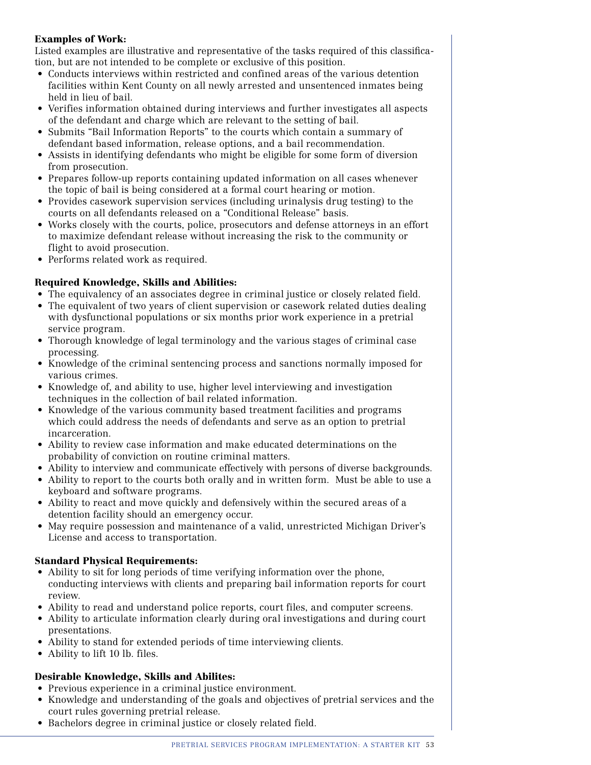**Examples of Work:**

Listed examples are illustrative and representative of the tasks required of this classification, but are not intended to be complete or exclusive of this position.

- Conducts interviews within restricted and confined areas of the various detention facilities within Kent County on all newly arrested and unsentenced inmates being held in lieu of bail.
- Verifies information obtained during interviews and further investigates all aspects of the defendant and charge which are relevant to the setting of bail.
- Submits "Bail Information Reports" to the courts which contain a summary of defendant based information, release options, and a bail recommendation.
- Assists in identifying defendants who might be eligible for some form of diversion from prosecution.
- Prepares follow-up reports containing updated information on all cases whenever the topic of bail is being considered at a formal court hearing or motion.
- Provides casework supervision services (including urinalysis drug testing) to the courts on all defendants released on a "Conditional Release" basis.
- Works closely with the courts, police, prosecutors and defense attorneys in an effort to maximize defendant release without increasing the risk to the community or flight to avoid prosecution.
- Performs related work as required.

**Required Knowledge, Skills and Abilities:**

- The equivalency of an associates degree in criminal justice or closely related field.
- The equivalent of two years of client supervision or casework related duties dealing with dysfunctional populations or six months prior work experience in a pretrial service program.
- Thorough knowledge of legal terminology and the various stages of criminal case processing.
- Knowledge of the criminal sentencing process and sanctions normally imposed for various crimes.
- Knowledge of, and ability to use, higher level interviewing and investigation techniques in the collection of bail related information.
- Knowledge of the various community based treatment facilities and programs which could address the needs of defendants and serve as an option to pretrial incarceration.
- Ability to review case information and make educated determinations on the probability of conviction on routine criminal matters.
- Ability to interview and communicate effectively with persons of diverse backgrounds.
- Ability to report to the courts both orally and in written form. Must be able to use a keyboard and software programs.
- Ability to react and move quickly and defensively within the secured areas of a detention facility should an emergency occur.
- May require possession and maintenance of a valid, unrestricted Michigan Driver's License and access to transportation.

**Standard Physical Requirements:**

- Ability to sit for long periods of time verifying information over the phone, conducting interviews with clients and preparing bail information reports for court review.
- Ability to read and understand police reports, court files, and computer screens.
- Ability to articulate information clearly during oral investigations and during court presentations.
- Ability to stand for extended periods of time interviewing clients.
- Ability to lift 10 lb. files.

**Desirable Knowledge, Skills and Abilites:**

- Previous experience in a criminal justice environment.
- Knowledge and understanding of the goals and objectives of pretrial services and the court rules governing pretrial release.
- Bachelors degree in criminal justice or closely related field.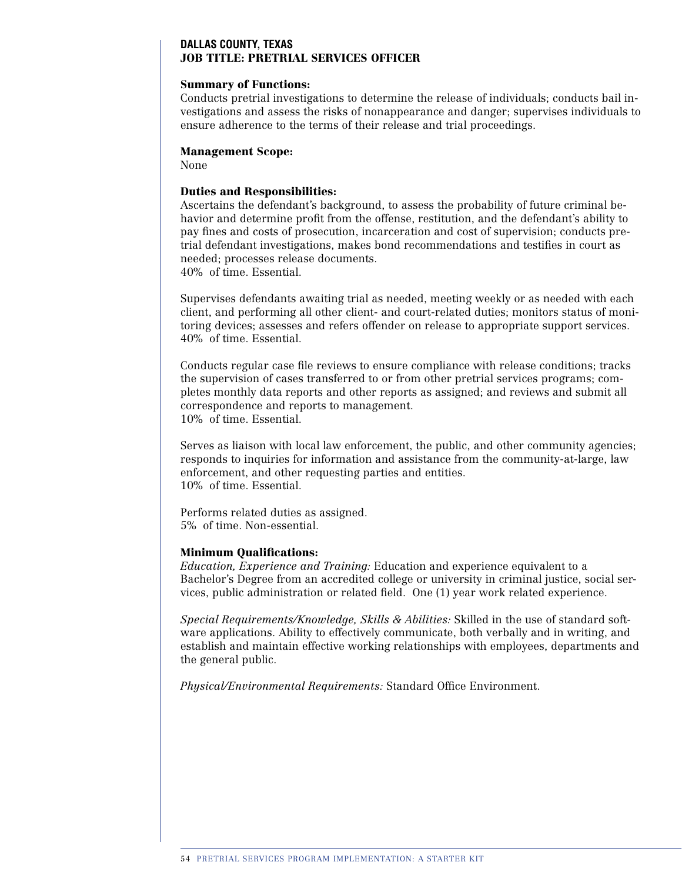**DALLAS COUNTY, TEXAS**
**JOB TITLE: PRETRIAL SERVICES OFFICER**

**Summary of Functions:**
Conducts pretrial investigations to determine the release of individuals; conducts bail investigations and assess the risks of nonappearance and danger; supervises individuals to ensure adherence to the terms of their release and trial proceedings.

**Management Scope:**
None

**Duties and Responsibilities:**
Ascertains the defendant's background, to assess the probability of future criminal behavior and determine profit from the offense, restitution, and the defendant's ability to pay fines and costs of prosecution, incarceration and cost of supervision; conducts pretrial defendant investigations, makes bond recommendations and testifies in court as needed; processes release documents.
40% of time. Essential.

Supervises defendants awaiting trial as needed, meeting weekly or as needed with each client, and performing all other client- and court-related duties; monitors status of monitoring devices; assesses and refers offender on release to appropriate support services.
40% of time. Essential.

Conducts regular case file reviews to ensure compliance with release conditions; tracks the supervision of cases transferred to or from other pretrial services programs; completes monthly data reports and other reports as assigned; and reviews and submit all correspondence and reports to management.
10% of time. Essential.

Serves as liaison with local law enforcement, the public, and other community agencies; responds to inquiries for information and assistance from the community-at-large, law enforcement, and other requesting parties and entities.
10% of time. Essential.

Performs related duties as assigned.
5% of time. Non-essential.

**Minimum Qualifications:**
*Education, Experience and Training:* Education and experience equivalent to a Bachelor's Degree from an accredited college or university in criminal justice, social services, public administration or related field. One (1) year work related experience.

*Special Requirements/Knowledge, Skills & Abilities:* Skilled in the use of standard software applications. Ability to effectively communicate, both verbally and in writing, and establish and maintain effective working relationships with employees, departments and the general public.

*Physical/Environmental Requirements:* Standard Office Environment.